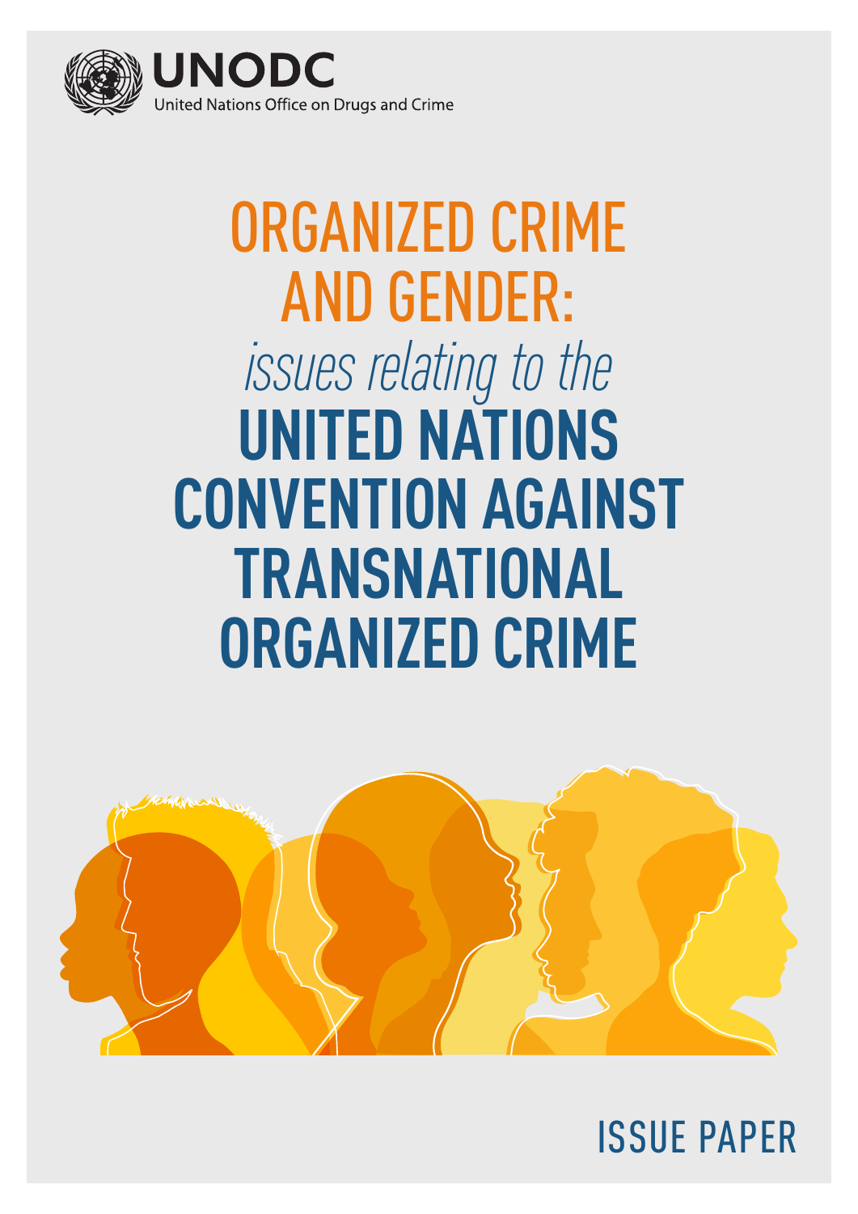UNODC

United Nations Office on Drugs and Crime

# ORGANIZED CRIME AND GENDER: *issues relating to the* UNITED NATIONS CONVENTION AGAINST TRANSNATIONAL ORGANIZED CRIME

ISSUE PAPER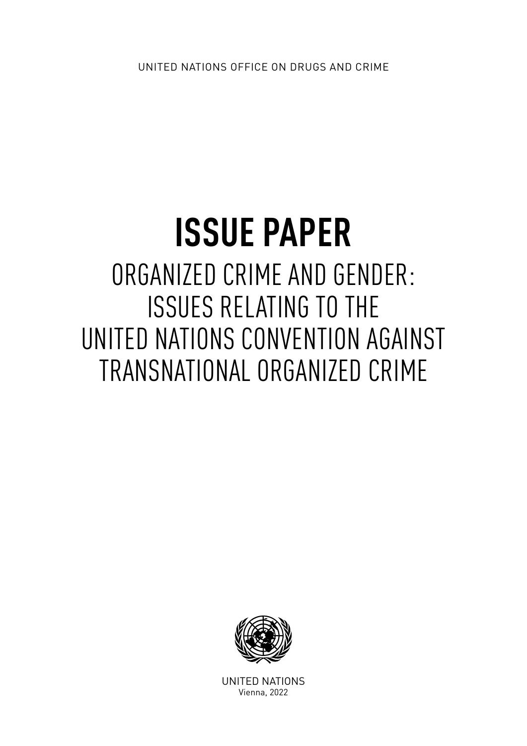UNITED NATIONS OFFICE ON DRUGS AND CRIME

# ISSUE PAPER

## ORGANIZED CRIME AND GENDER: ISSUES RELATING TO THE UNITED NATIONS CONVENTION AGAINST TRANSNATIONAL ORGANIZED CRIME

UNITED NATIONS
Vienna, 2022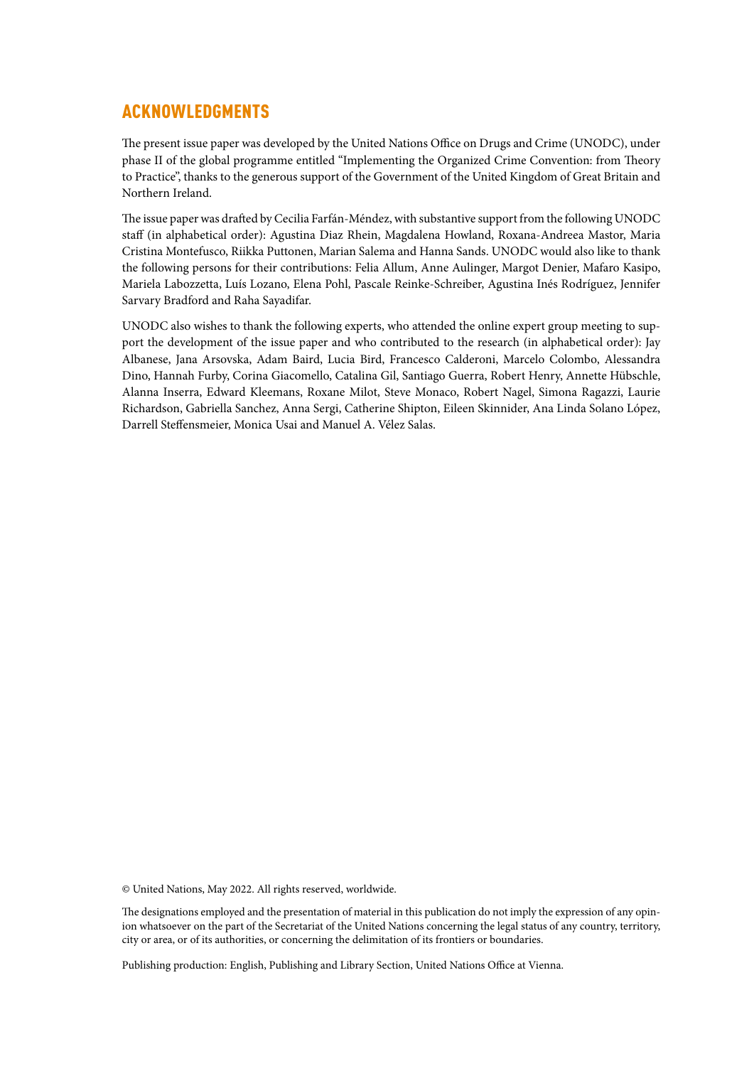## ACKNOWLEDGMENTS

The present issue paper was developed by the United Nations Office on Drugs and Crime (UNODC), under phase II of the global programme entitled "Implementing the Organized Crime Convention: from Theory to Practice", thanks to the generous support of the Government of the United Kingdom of Great Britain and Northern Ireland.

The issue paper was drafted by Cecilia Farfán-Méndez, with substantive support from the following UNODC staff (in alphabetical order): Agustina Diaz Rhein, Magdalena Howland, Roxana-Andreea Mastor, Maria Cristina Montefusco, Riikka Puttonen, Marian Salema and Hanna Sands. UNODC would also like to thank the following persons for their contributions: Felia Allum, Anne Aulinger, Margot Denier, Mafaro Kasipo, Mariela Labozzetta, Luís Lozano, Elena Pohl, Pascale Reinke-Schreiber, Agustina Inés Rodríguez, Jennifer Sarvary Bradford and Raha Sayadifar.

UNODC also wishes to thank the following experts, who attended the online expert group meeting to support the development of the issue paper and who contributed to the research (in alphabetical order): Jay Albanese, Jana Arsovska, Adam Baird, Lucia Bird, Francesco Calderoni, Marcelo Colombo, Alessandra Dino, Hannah Furby, Corina Giacomello, Catalina Gil, Santiago Guerra, Robert Henry, Annette Hübschle, Alanna Inserra, Edward Kleemans, Roxane Milot, Steve Monaco, Robert Nagel, Simona Ragazzi, Laurie Richardson, Gabriella Sanchez, Anna Sergi, Catherine Shipton, Eileen Skinnider, Ana Linda Solano López, Darrell Steffensmeier, Monica Usai and Manuel A. Vélez Salas.

© United Nations, May 2022. All rights reserved, worldwide.

The designations employed and the presentation of material in this publication do not imply the expression of any opinion whatsoever on the part of the Secretariat of the United Nations concerning the legal status of any country, territory, city or area, or of its authorities, or concerning the delimitation of its frontiers or boundaries.

Publishing production: English, Publishing and Library Section, United Nations Office at Vienna.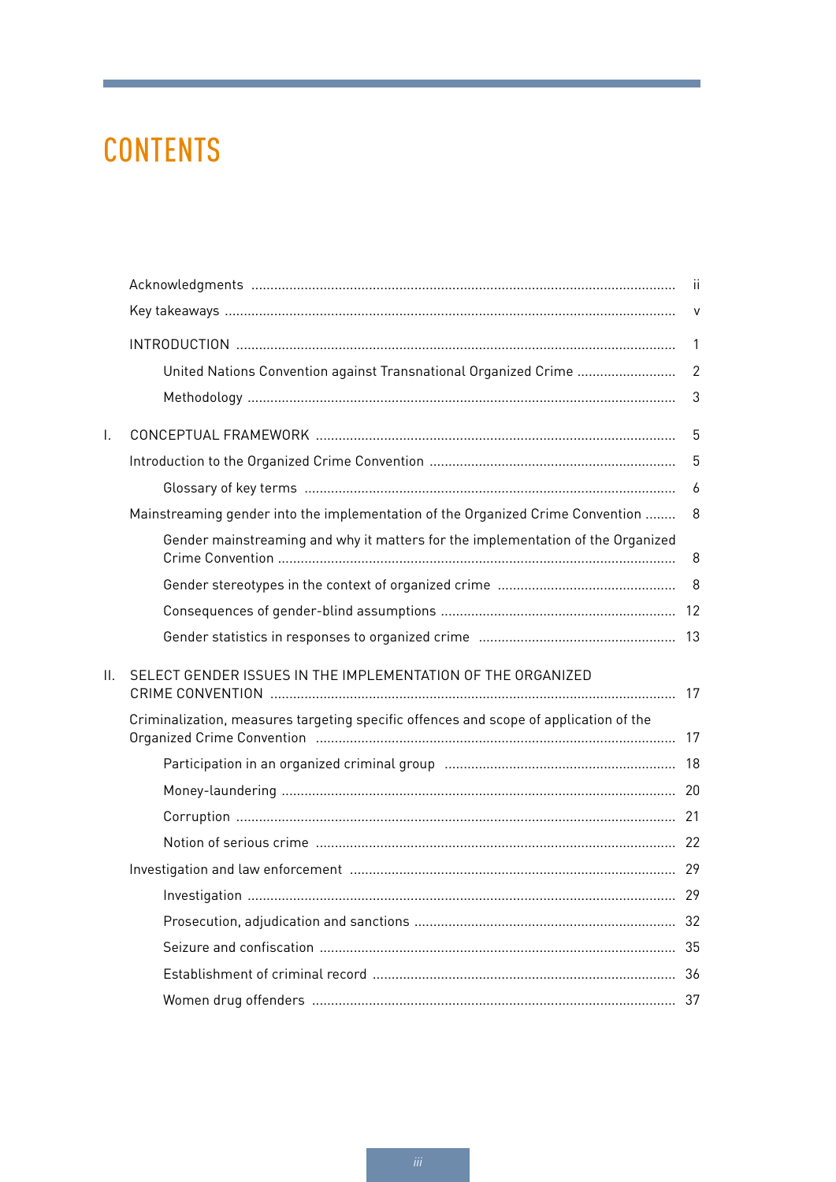# CONTENTS

| | | |
|---|---|---|
| | Acknowledgments | ii |
| | Key takeaways | v |
| | INTRODUCTION | 1 |
| | United Nations Convention against Transnational Organized Crime | 2 |
| | Methodology | 3 |
| I. | CONCEPTUAL FRAMEWORK | 5 |
| | Introduction to the Organized Crime Convention | 5 |
| | Glossary of key terms | 6 |
| | Mainstreaming gender into the implementation of the Organized Crime Convention | 8 |
| | Gender mainstreaming and why it matters for the implementation of the Organized Crime Convention | 8 |
| | Gender stereotypes in the context of organized crime | 8 |
| | Consequences of gender-blind assumptions | 12 |
| | Gender statistics in responses to organized crime | 13 |
| II. | SELECT GENDER ISSUES IN THE IMPLEMENTATION OF THE ORGANIZED CRIME CONVENTION | 17 |
| | Criminalization, measures targeting specific offences and scope of application of the Organized Crime Convention | 17 |
| | Participation in an organized criminal group | 18 |
| | Money-laundering | 20 |
| | Corruption | 21 |
| | Notion of serious crime | 22 |
| | Investigation and law enforcement | 29 |
| | Investigation | 29 |
| | Prosecution, adjudication and sanctions | 32 |
| | Seizure and confiscation | 35 |
| | Establishment of criminal record | 36 |
| | Women drug offenders | 37 |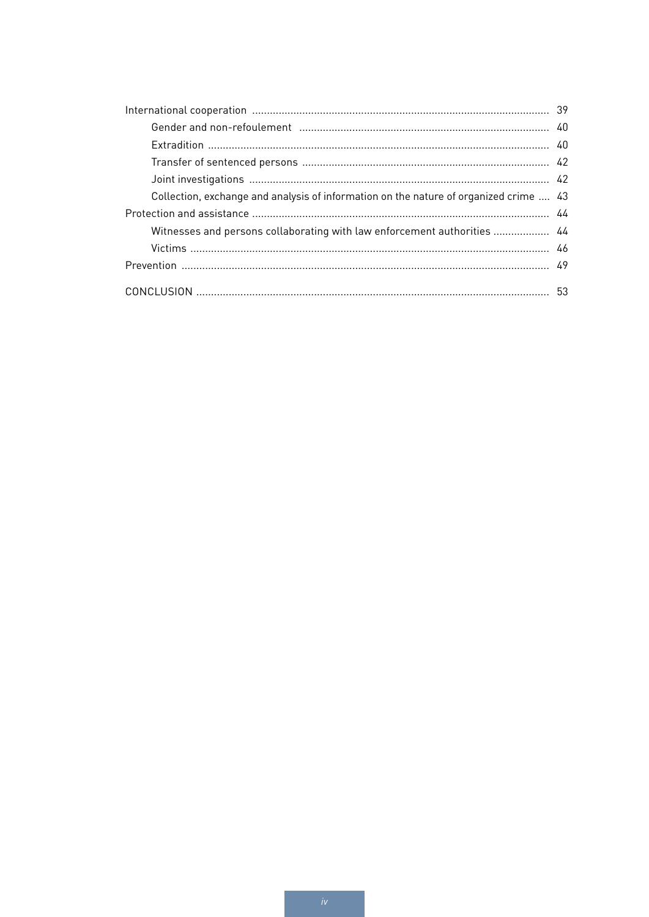International cooperation ..... 39

- Gender and non-refoulement ..... 40
- Extradition ..... 40
- Transfer of sentenced persons ..... 42
- Joint investigations ..... 42
- Collection, exchange and analysis of information on the nature of organized crime ..... 43

Protection and assistance ..... 44

- Witnesses and persons collaborating with law enforcement authorities ..... 44
- Victims ..... 46

Prevention ..... 49

CONCLUSION ..... 53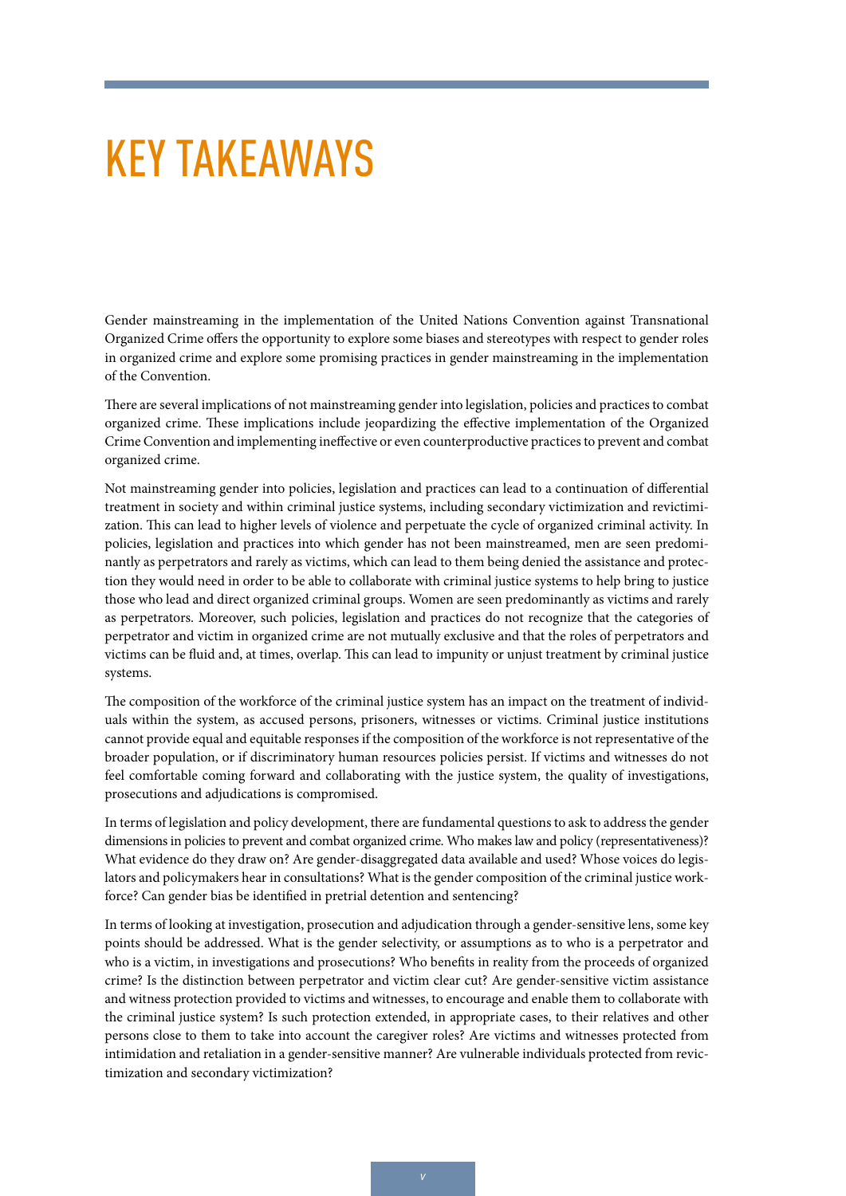# KEY TAKEAWAYS

Gender mainstreaming in the implementation of the United Nations Convention against Transnational Organized Crime offers the opportunity to explore some biases and stereotypes with respect to gender roles in organized crime and explore some promising practices in gender mainstreaming in the implementation of the Convention.

There are several implications of not mainstreaming gender into legislation, policies and practices to combat organized crime. These implications include jeopardizing the effective implementation of the Organized Crime Convention and implementing ineffective or even counterproductive practices to prevent and combat organized crime.

Not mainstreaming gender into policies, legislation and practices can lead to a continuation of differential treatment in society and within criminal justice systems, including secondary victimization and revictimization. This can lead to higher levels of violence and perpetuate the cycle of organized criminal activity. In policies, legislation and practices into which gender has not been mainstreamed, men are seen predominantly as perpetrators and rarely as victims, which can lead to them being denied the assistance and protection they would need in order to be able to collaborate with criminal justice systems to help bring to justice those who lead and direct organized criminal groups. Women are seen predominantly as victims and rarely as perpetrators. Moreover, such policies, legislation and practices do not recognize that the categories of perpetrator and victim in organized crime are not mutually exclusive and that the roles of perpetrators and victims can be fluid and, at times, overlap. This can lead to impunity or unjust treatment by criminal justice systems.

The composition of the workforce of the criminal justice system has an impact on the treatment of individuals within the system, as accused persons, prisoners, witnesses or victims. Criminal justice institutions cannot provide equal and equitable responses if the composition of the workforce is not representative of the broader population, or if discriminatory human resources policies persist. If victims and witnesses do not feel comfortable coming forward and collaborating with the justice system, the quality of investigations, prosecutions and adjudications is compromised.

In terms of legislation and policy development, there are fundamental questions to ask to address the gender dimensions in policies to prevent and combat organized crime. Who makes law and policy (representativeness)? What evidence do they draw on? Are gender-disaggregated data available and used? Whose voices do legislators and policymakers hear in consultations? What is the gender composition of the criminal justice workforce? Can gender bias be identified in pretrial detention and sentencing?

In terms of looking at investigation, prosecution and adjudication through a gender-sensitive lens, some key points should be addressed. What is the gender selectivity, or assumptions as to who is a perpetrator and who is a victim, in investigations and prosecutions? Who benefits in reality from the proceeds of organized crime? Is the distinction between perpetrator and victim clear cut? Are gender-sensitive victim assistance and witness protection provided to victims and witnesses, to encourage and enable them to collaborate with the criminal justice system? Is such protection extended, in appropriate cases, to their relatives and other persons close to them to take into account the caregiver roles? Are victims and witnesses protected from intimidation and retaliation in a gender-sensitive manner? Are vulnerable individuals protected from revictimization and secondary victimization?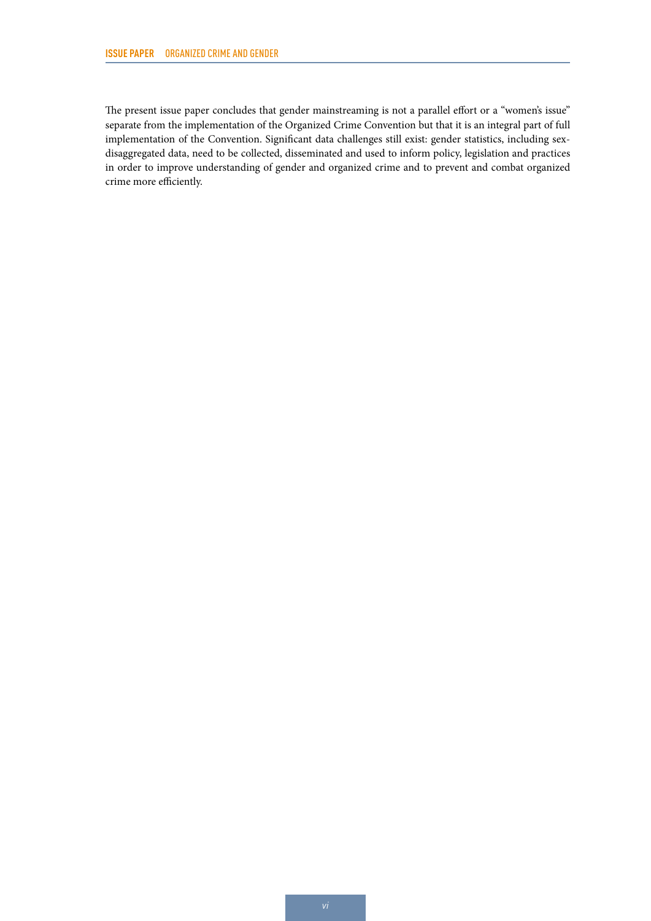The present issue paper concludes that gender mainstreaming is not a parallel effort or a "women's issue" separate from the implementation of the Organized Crime Convention but that it is an integral part of full implementation of the Convention. Significant data challenges still exist: gender statistics, including sex-disaggregated data, need to be collected, disseminated and used to inform policy, legislation and practices in order to improve understanding of gender and organized crime and to prevent and combat organized crime more efficiently.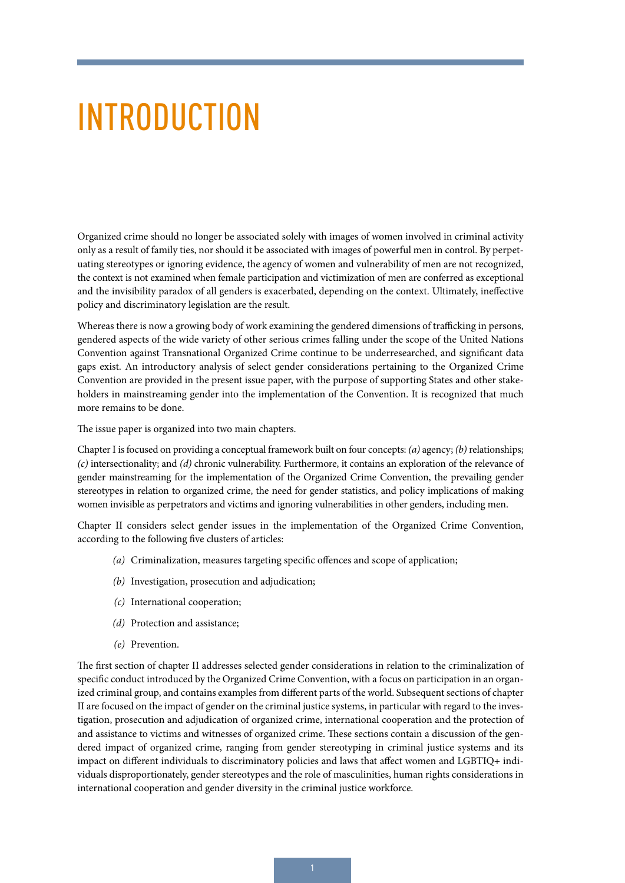# INTRODUCTION

Organized crime should no longer be associated solely with images of women involved in criminal activity only as a result of family ties, nor should it be associated with images of powerful men in control. By perpetuating stereotypes or ignoring evidence, the agency of women and vulnerability of men are not recognized, the context is not examined when female participation and victimization of men are conferred as exceptional and the invisibility paradox of all genders is exacerbated, depending on the context. Ultimately, ineffective policy and discriminatory legislation are the result.

Whereas there is now a growing body of work examining the gendered dimensions of trafficking in persons, gendered aspects of the wide variety of other serious crimes falling under the scope of the United Nations Convention against Transnational Organized Crime continue to be underresearched, and significant data gaps exist. An introductory analysis of select gender considerations pertaining to the Organized Crime Convention are provided in the present issue paper, with the purpose of supporting States and other stakeholders in mainstreaming gender into the implementation of the Convention. It is recognized that much more remains to be done.

The issue paper is organized into two main chapters.

Chapter I is focused on providing a conceptual framework built on four concepts: *(a)* agency; *(b)* relationships; *(c)* intersectionality; and *(d)* chronic vulnerability. Furthermore, it contains an exploration of the relevance of gender mainstreaming for the implementation of the Organized Crime Convention, the prevailing gender stereotypes in relation to organized crime, the need for gender statistics, and policy implications of making women invisible as perpetrators and victims and ignoring vulnerabilities in other genders, including men.

Chapter II considers select gender issues in the implementation of the Organized Crime Convention, according to the following five clusters of articles:

- *(a)* Criminalization, measures targeting specific offences and scope of application;
- *(b)* Investigation, prosecution and adjudication;
- *(c)* International cooperation;
- *(d)* Protection and assistance;
- *(e)* Prevention.

The first section of chapter II addresses selected gender considerations in relation to the criminalization of specific conduct introduced by the Organized Crime Convention, with a focus on participation in an organized criminal group, and contains examples from different parts of the world. Subsequent sections of chapter II are focused on the impact of gender on the criminal justice systems, in particular with regard to the investigation, prosecution and adjudication of organized crime, international cooperation and the protection of and assistance to victims and witnesses of organized crime. These sections contain a discussion of the gendered impact of organized crime, ranging from gender stereotyping in criminal justice systems and its impact on different individuals to discriminatory policies and laws that affect women and LGBTIQ+ individuals disproportionately, gender stereotypes and the role of masculinities, human rights considerations in international cooperation and gender diversity in the criminal justice workforce.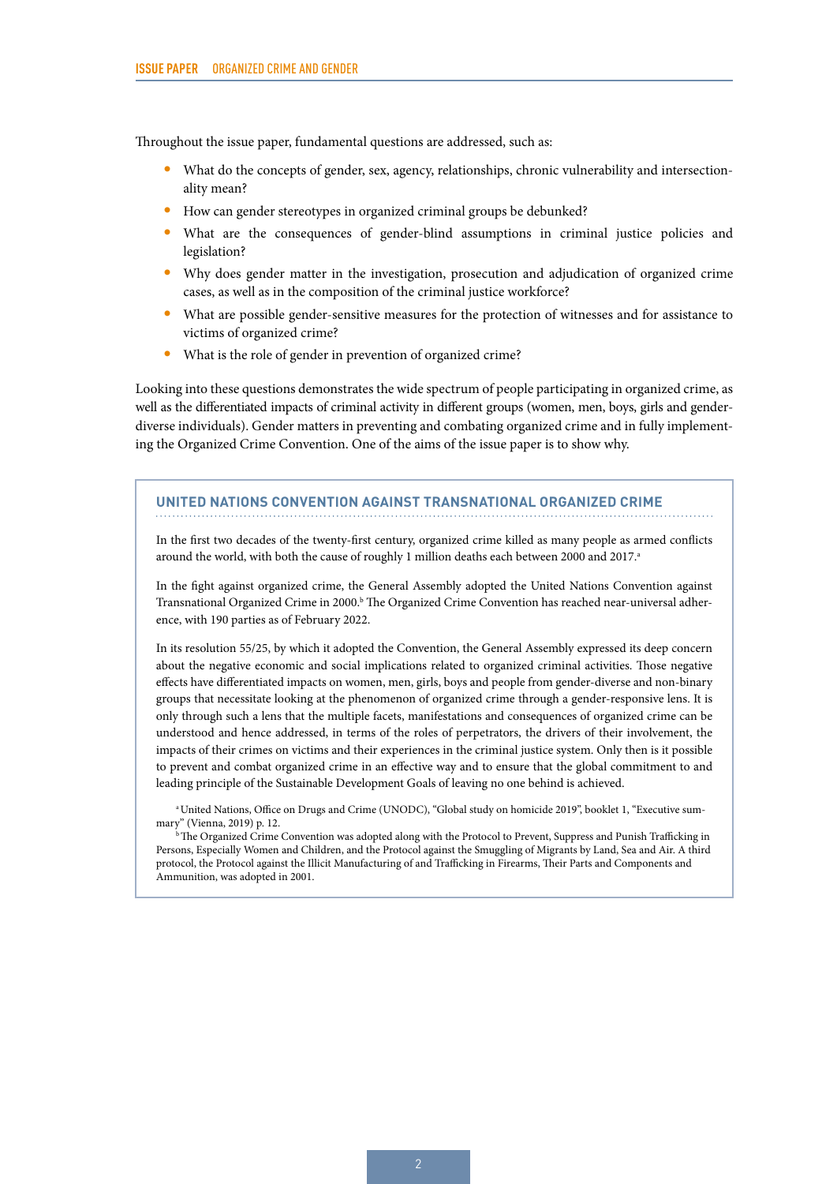Throughout the issue paper, fundamental questions are addressed, such as:

- What do the concepts of gender, sex, agency, relationships, chronic vulnerability and intersectionality mean?
- How can gender stereotypes in organized criminal groups be debunked?
- What are the consequences of gender-blind assumptions in criminal justice policies and legislation?
- Why does gender matter in the investigation, prosecution and adjudication of organized crime cases, as well as in the composition of the criminal justice workforce?
- What are possible gender-sensitive measures for the protection of witnesses and for assistance to victims of organized crime?
- What is the role of gender in prevention of organized crime?

Looking into these questions demonstrates the wide spectrum of people participating in organized crime, as well as the differentiated impacts of criminal activity in different groups (women, men, boys, girls and gender-diverse individuals). Gender matters in preventing and combating organized crime and in fully implementing the Organized Crime Convention. One of the aims of the issue paper is to show why.

### UNITED NATIONS CONVENTION AGAINST TRANSNATIONAL ORGANIZED CRIME

In the first two decades of the twenty-first century, organized crime killed as many people as armed conflicts around the world, with both the cause of roughly 1 million deaths each between 2000 and 2017.[a]

In the fight against organized crime, the General Assembly adopted the United Nations Convention against Transnational Organized Crime in 2000.[b] The Organized Crime Convention has reached near-universal adherence, with 190 parties as of February 2022.

In its resolution 55/25, by which it adopted the Convention, the General Assembly expressed its deep concern about the negative economic and social implications related to organized criminal activities. Those negative effects have differentiated impacts on women, men, girls, boys and people from gender-diverse and non-binary groups that necessitate looking at the phenomenon of organized crime through a gender-responsive lens. It is only through such a lens that the multiple facets, manifestations and consequences of organized crime can be understood and hence addressed, in terms of the roles of perpetrators, the drivers of their involvement, the impacts of their crimes on victims and their experiences in the criminal justice system. Only then is it possible to prevent and combat organized crime in an effective way and to ensure that the global commitment to and leading principle of the Sustainable Development Goals of leaving no one behind is achieved.

[a] United Nations, Office on Drugs and Crime (UNODC), "Global study on homicide 2019", booklet 1, "Executive summary" (Vienna, 2019) p. 12.

[b] The Organized Crime Convention was adopted along with the Protocol to Prevent, Suppress and Punish Trafficking in Persons, Especially Women and Children, and the Protocol against the Smuggling of Migrants by Land, Sea and Air. A third protocol, the Protocol against the Illicit Manufacturing of and Trafficking in Firearms, Their Parts and Components and Ammunition, was adopted in 2001.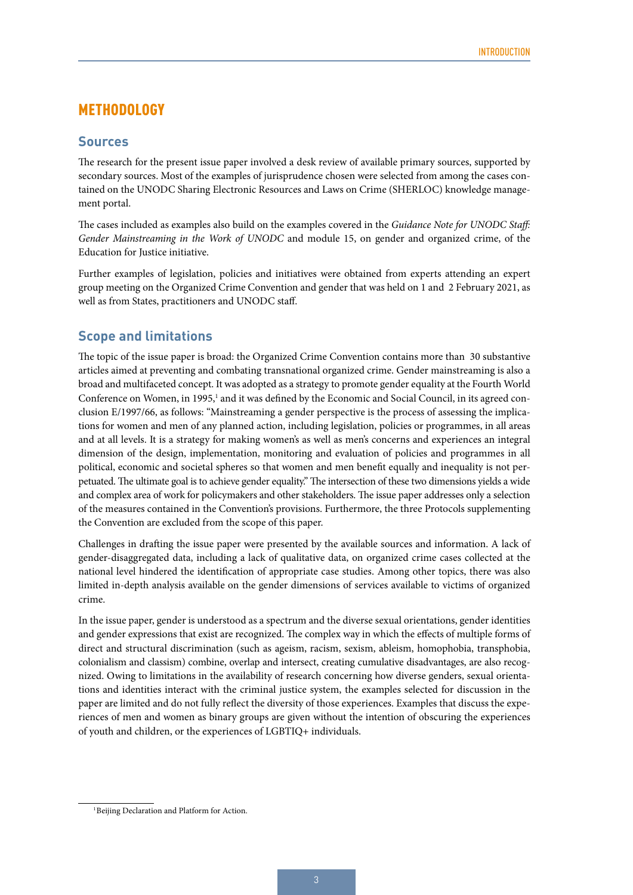## METHODOLOGY

### Sources

The research for the present issue paper involved a desk review of available primary sources, supported by secondary sources. Most of the examples of jurisprudence chosen were selected from among the cases contained on the UNODC Sharing Electronic Resources and Laws on Crime (SHERLOC) knowledge management portal.

The cases included as examples also build on the examples covered in the *Guidance Note for UNODC Staff: Gender Mainstreaming in the Work of UNODC* and module 15, on gender and organized crime, of the Education for Justice initiative.

Further examples of legislation, policies and initiatives were obtained from experts attending an expert group meeting on the Organized Crime Convention and gender that was held on 1 and 2 February 2021, as well as from States, practitioners and UNODC staff.

### Scope and limitations

The topic of the issue paper is broad: the Organized Crime Convention contains more than 30 substantive articles aimed at preventing and combating transnational organized crime. Gender mainstreaming is also a broad and multifaceted concept. It was adopted as a strategy to promote gender equality at the Fourth World Conference on Women, in 1995,[1] and it was defined by the Economic and Social Council, in its agreed conclusion E/1997/66, as follows: "Mainstreaming a gender perspective is the process of assessing the implications for women and men of any planned action, including legislation, policies or programmes, in all areas and at all levels. It is a strategy for making women's as well as men's concerns and experiences an integral dimension of the design, implementation, monitoring and evaluation of policies and programmes in all political, economic and societal spheres so that women and men benefit equally and inequality is not perpetuated. The ultimate goal is to achieve gender equality." The intersection of these two dimensions yields a wide and complex area of work for policymakers and other stakeholders. The issue paper addresses only a selection of the measures contained in the Convention's provisions. Furthermore, the three Protocols supplementing the Convention are excluded from the scope of this paper.

Challenges in drafting the issue paper were presented by the available sources and information. A lack of gender-disaggregated data, including a lack of qualitative data, on organized crime cases collected at the national level hindered the identification of appropriate case studies. Among other topics, there was also limited in-depth analysis available on the gender dimensions of services available to victims of organized crime.

In the issue paper, gender is understood as a spectrum and the diverse sexual orientations, gender identities and gender expressions that exist are recognized. The complex way in which the effects of multiple forms of direct and structural discrimination (such as ageism, racism, sexism, ableism, homophobia, transphobia, colonialism and classism) combine, overlap and intersect, creating cumulative disadvantages, are also recognized. Owing to limitations in the availability of research concerning how diverse genders, sexual orientations and identities interact with the criminal justice system, the examples selected for discussion in the paper are limited and do not fully reflect the diversity of those experiences. Examples that discuss the experiences of men and women as binary groups are given without the intention of obscuring the experiences of youth and children, or the experiences of LGBTIQ+ individuals.

---

[1] Beijing Declaration and Platform for Action.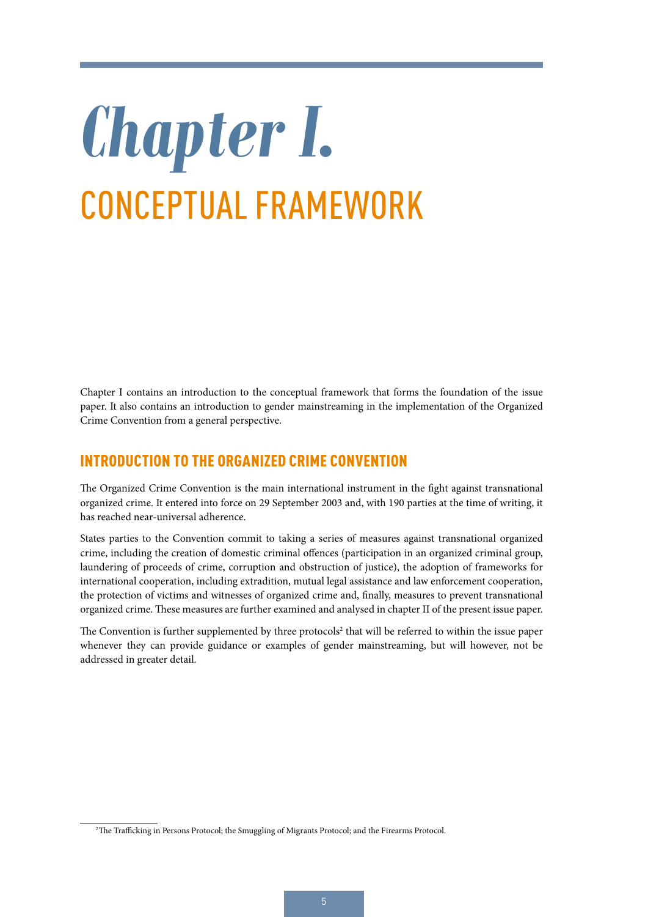# Chapter I.
# CONCEPTUAL FRAMEWORK

Chapter I contains an introduction to the conceptual framework that forms the foundation of the issue paper. It also contains an introduction to gender mainstreaming in the implementation of the Organized Crime Convention from a general perspective.

## INTRODUCTION TO THE ORGANIZED CRIME CONVENTION

The Organized Crime Convention is the main international instrument in the fight against transnational organized crime. It entered into force on 29 September 2003 and, with 190 parties at the time of writing, it has reached near-universal adherence.

States parties to the Convention commit to taking a series of measures against transnational organized crime, including the creation of domestic criminal offences (participation in an organized criminal group, laundering of proceeds of crime, corruption and obstruction of justice), the adoption of frameworks for international cooperation, including extradition, mutual legal assistance and law enforcement cooperation, the protection of victims and witnesses of organized crime and, finally, measures to prevent transnational organized crime. These measures are further examined and analysed in chapter II of the present issue paper.

The Convention is further supplemented by three protocols[2] that will be referred to within the issue paper whenever they can provide guidance or examples of gender mainstreaming, but will however, not be addressed in greater detail.

[2] The Trafficking in Persons Protocol; the Smuggling of Migrants Protocol; and the Firearms Protocol.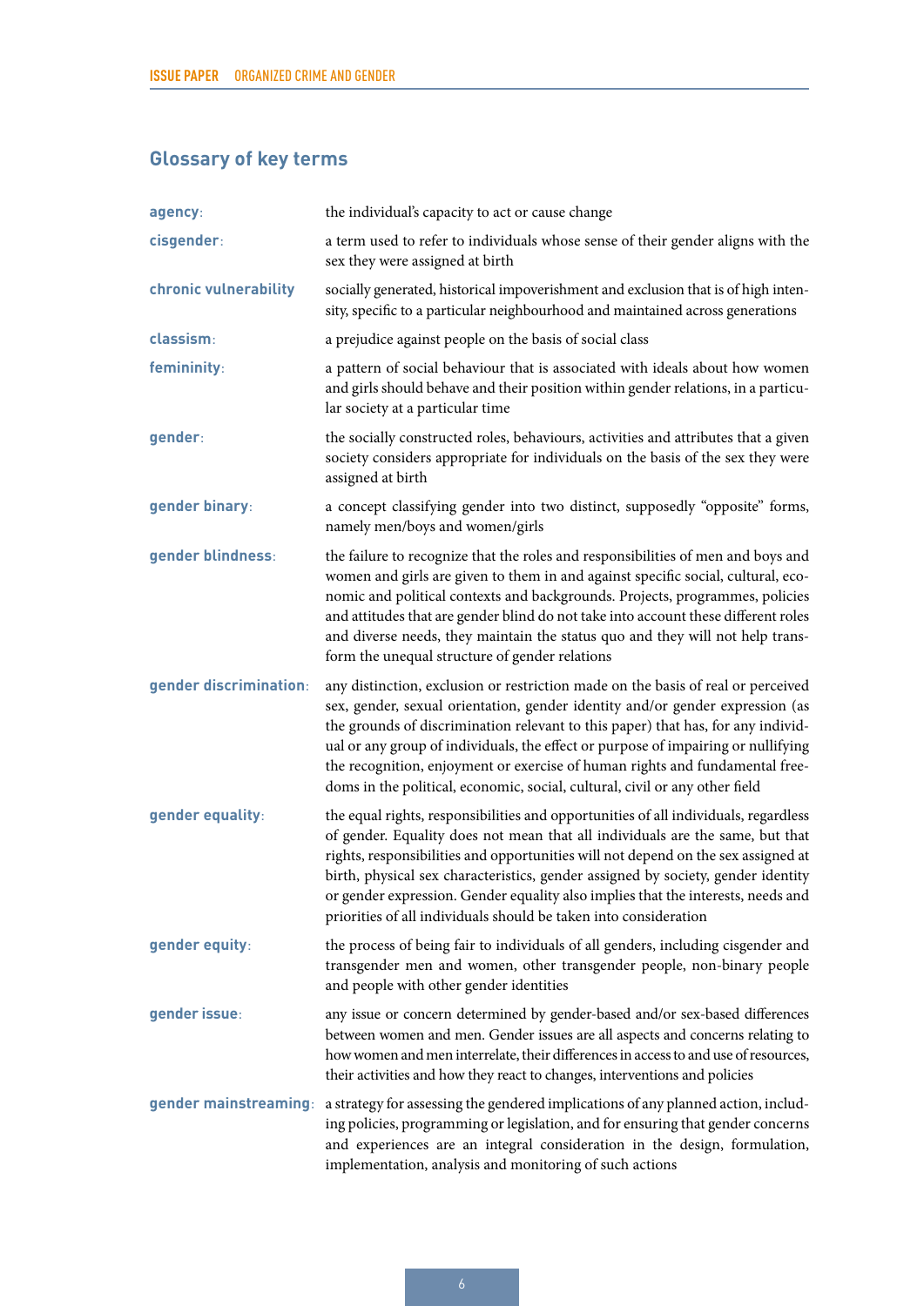## Glossary of key terms

**agency**: the individual's capacity to act or cause change

**cisgender**: a term used to refer to individuals whose sense of their gender aligns with the sex they were assigned at birth

**chronic vulnerability** socially generated, historical impoverishment and exclusion that is of high intensity, specific to a particular neighbourhood and maintained across generations

**classism**: a prejudice against people on the basis of social class

**femininity**: a pattern of social behaviour that is associated with ideals about how women and girls should behave and their position within gender relations, in a particular society at a particular time

**gender**: the socially constructed roles, behaviours, activities and attributes that a given society considers appropriate for individuals on the basis of the sex they were assigned at birth

**gender binary**: a concept classifying gender into two distinct, supposedly "opposite" forms, namely men/boys and women/girls

**gender blindness**: the failure to recognize that the roles and responsibilities of men and boys and women and girls are given to them in and against specific social, cultural, economic and political contexts and backgrounds. Projects, programmes, policies and attitudes that are gender blind do not take into account these different roles and diverse needs, they maintain the status quo and they will not help transform the unequal structure of gender relations

**gender discrimination**: any distinction, exclusion or restriction made on the basis of real or perceived sex, gender, sexual orientation, gender identity and/or gender expression (as the grounds of discrimination relevant to this paper) that has, for any individual or any group of individuals, the effect or purpose of impairing or nullifying the recognition, enjoyment or exercise of human rights and fundamental freedoms in the political, economic, social, cultural, civil or any other field

**gender equality**: the equal rights, responsibilities and opportunities of all individuals, regardless of gender. Equality does not mean that all individuals are the same, but that rights, responsibilities and opportunities will not depend on the sex assigned at birth, physical sex characteristics, gender assigned by society, gender identity or gender expression. Gender equality also implies that the interests, needs and priorities of all individuals should be taken into consideration

**gender equity**: the process of being fair to individuals of all genders, including cisgender and transgender men and women, other transgender people, non-binary people and people with other gender identities

**gender issue**: any issue or concern determined by gender-based and/or sex-based differences between women and men. Gender issues are all aspects and concerns relating to how women and men interrelate, their differences in access to and use of resources, their activities and how they react to changes, interventions and policies

**gender mainstreaming**: a strategy for assessing the gendered implications of any planned action, including policies, programming or legislation, and for ensuring that gender concerns and experiences are an integral consideration in the design, formulation, implementation, analysis and monitoring of such actions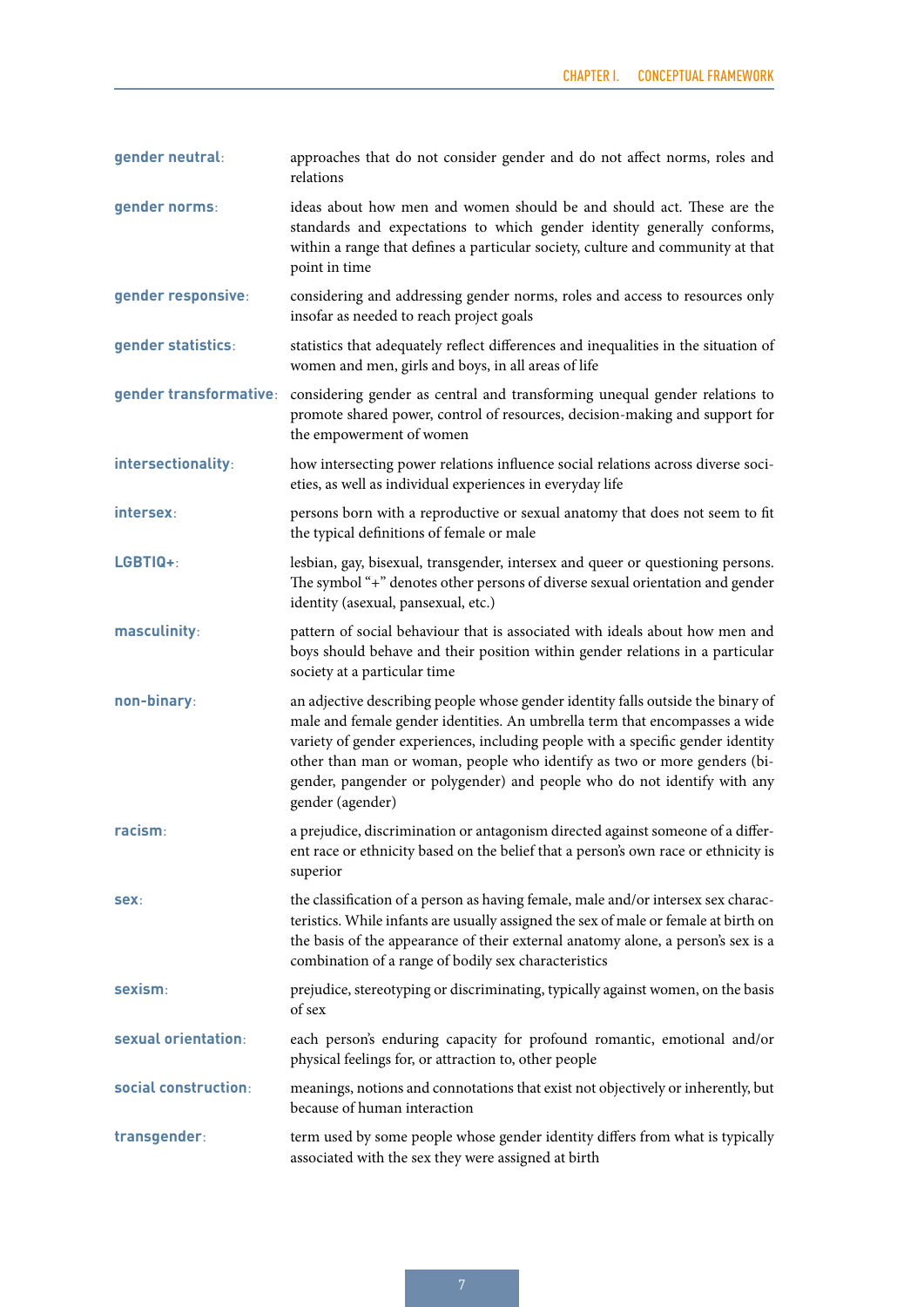**gender neutral**: approaches that do not consider gender and do not affect norms, roles and relations

**gender norms**: ideas about how men and women should be and should act. These are the standards and expectations to which gender identity generally conforms, within a range that defines a particular society, culture and community at that point in time

**gender responsive**: considering and addressing gender norms, roles and access to resources only insofar as needed to reach project goals

**gender statistics**: statistics that adequately reflect differences and inequalities in the situation of women and men, girls and boys, in all areas of life

**gender transformative**: considering gender as central and transforming unequal gender relations to promote shared power, control of resources, decision-making and support for the empowerment of women

**intersectionality**: how intersecting power relations influence social relations across diverse societies, as well as individual experiences in everyday life

**intersex**: persons born with a reproductive or sexual anatomy that does not seem to fit the typical definitions of female or male

**LGBTIQ+**: lesbian, gay, bisexual, transgender, intersex and queer or questioning persons. The symbol "+" denotes other persons of diverse sexual orientation and gender identity (asexual, pansexual, etc.)

**masculinity**: pattern of social behaviour that is associated with ideals about how men and boys should behave and their position within gender relations in a particular society at a particular time

**non-binary**: an adjective describing people whose gender identity falls outside the binary of male and female gender identities. An umbrella term that encompasses a wide variety of gender experiences, including people with a specific gender identity other than man or woman, people who identify as two or more genders (bigender, pangender or polygender) and people who do not identify with any gender (agender)

**racism**: a prejudice, discrimination or antagonism directed against someone of a different race or ethnicity based on the belief that a person's own race or ethnicity is superior

**sex**: the classification of a person as having female, male and/or intersex sex characteristics. While infants are usually assigned the sex of male or female at birth on the basis of the appearance of their external anatomy alone, a person's sex is a combination of a range of bodily sex characteristics

**sexism**: prejudice, stereotyping or discriminating, typically against women, on the basis of sex

**sexual orientation**: each person's enduring capacity for profound romantic, emotional and/or physical feelings for, or attraction to, other people

**social construction**: meanings, notions and connotations that exist not objectively or inherently, but because of human interaction

**transgender**: term used by some people whose gender identity differs from what is typically associated with the sex they were assigned at birth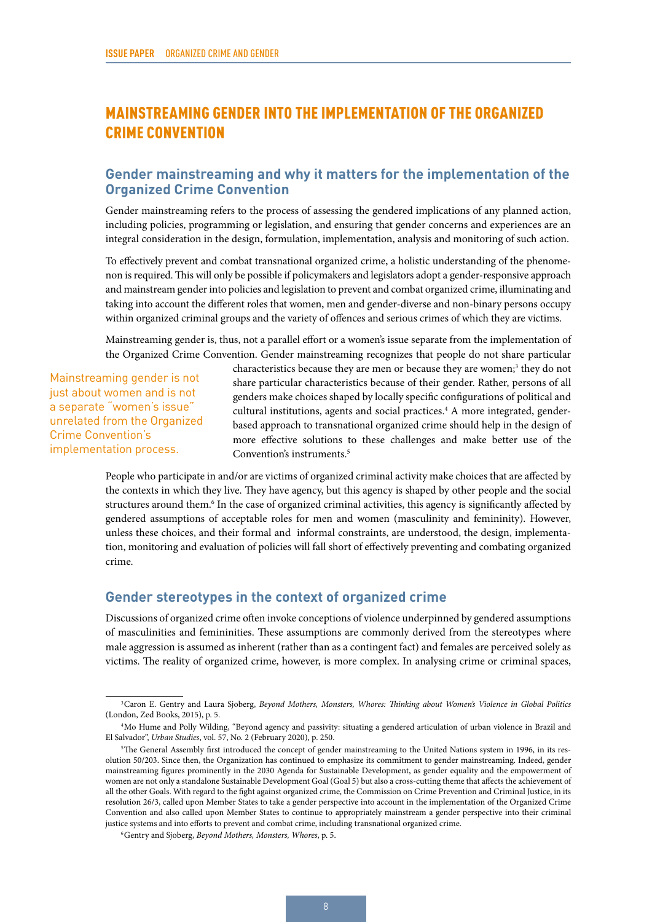# MAINSTREAMING GENDER INTO THE IMPLEMENTATION OF THE ORGANIZED CRIME CONVENTION

## Gender mainstreaming and why it matters for the implementation of the Organized Crime Convention

Gender mainstreaming refers to the process of assessing the gendered implications of any planned action, including policies, programming or legislation, and ensuring that gender concerns and experiences are an integral consideration in the design, formulation, implementation, analysis and monitoring of such action.

To effectively prevent and combat transnational organized crime, a holistic understanding of the phenomenon is required. This will only be possible if policymakers and legislators adopt a gender-responsive approach and mainstream gender into policies and legislation to prevent and combat organized crime, illuminating and taking into account the different roles that women, men and gender-diverse and non-binary persons occupy within organized criminal groups and the variety of offences and serious crimes of which they are victims.

Mainstreaming gender is, thus, not a parallel effort or a women's issue separate from the implementation of the Organized Crime Convention. Gender mainstreaming recognizes that people do not share particular characteristics because they are men or because they are women;[3] they do not share particular characteristics because of their gender. Rather, persons of all genders make choices shaped by locally specific configurations of political and cultural institutions, agents and social practices.[4] A more integrated, gender-based approach to transnational organized crime should help in the design of more effective solutions to these challenges and make better use of the Convention's instruments.[5]

> Mainstreaming gender is not just about women and is not a separate "women's issue" unrelated from the Organized Crime Convention's implementation process.

People who participate in and/or are victims of organized criminal activity make choices that are affected by the contexts in which they live. They have agency, but this agency is shaped by other people and the social structures around them.[6] In the case of organized criminal activities, this agency is significantly affected by gendered assumptions of acceptable roles for men and women (masculinity and femininity). However, unless these choices, and their formal and informal constraints, are understood, the design, implementation, monitoring and evaluation of policies will fall short of effectively preventing and combating organized crime.

## Gender stereotypes in the context of organized crime

Discussions of organized crime often invoke conceptions of violence underpinned by gendered assumptions of masculinities and femininities. These assumptions are commonly derived from the stereotypes where male aggression is assumed as inherent (rather than as a contingent fact) and females are perceived solely as victims. The reality of organized crime, however, is more complex. In analysing crime or criminal spaces,

---

[3] Caron E. Gentry and Laura Sjoberg, *Beyond Mothers, Monsters, Whores: Thinking about Women's Violence in Global Politics* (London, Zed Books, 2015), p. 5.

[4] Mo Hume and Polly Wilding, "Beyond agency and passivity: situating a gendered articulation of urban violence in Brazil and El Salvador", *Urban Studies*, vol. 57, No. 2 (February 2020), p. 250.

[5] The General Assembly first introduced the concept of gender mainstreaming to the United Nations system in 1996, in its resolution 50/203. Since then, the Organization has continued to emphasize its commitment to gender mainstreaming. Indeed, gender mainstreaming figures prominently in the 2030 Agenda for Sustainable Development, as gender equality and the empowerment of women are not only a standalone Sustainable Development Goal (Goal 5) but also a cross-cutting theme that affects the achievement of all the other Goals. With regard to the fight against organized crime, the Commission on Crime Prevention and Criminal Justice, in its resolution 26/3, called upon Member States to take a gender perspective into account in the implementation of the Organized Crime Convention and also called upon Member States to continue to appropriately mainstream a gender perspective into their criminal justice systems and into efforts to prevent and combat crime, including transnational organized crime.

[6] Gentry and Sjoberg, *Beyond Mothers, Monsters, Whores*, p. 5.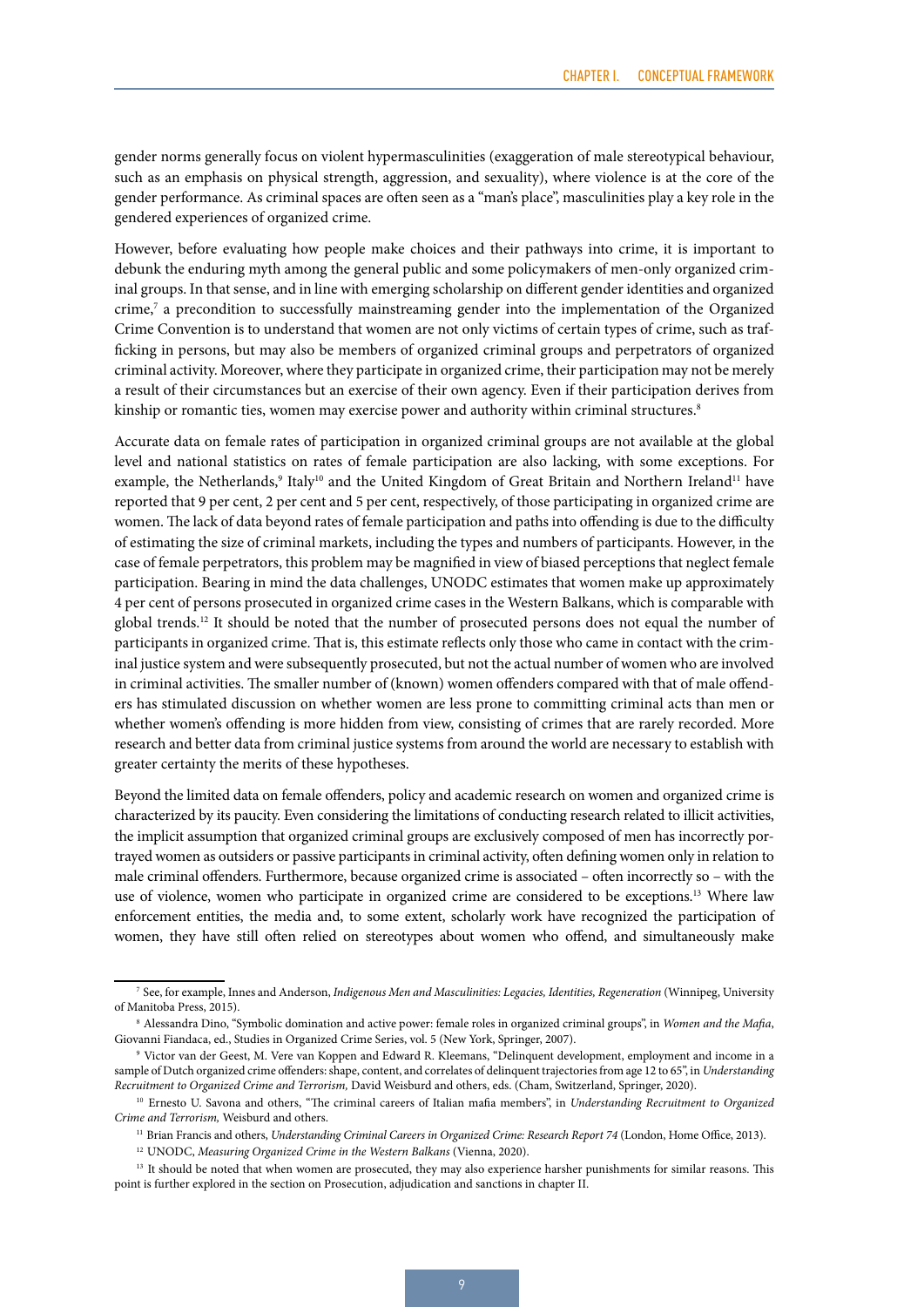gender norms generally focus on violent hypermasculinities (exaggeration of male stereotypical behaviour, such as an emphasis on physical strength, aggression, and sexuality), where violence is at the core of the gender performance. As criminal spaces are often seen as a "man's place", masculinities play a key role in the gendered experiences of organized crime.

However, before evaluating how people make choices and their pathways into crime, it is important to debunk the enduring myth among the general public and some policymakers of men-only organized criminal groups. In that sense, and in line with emerging scholarship on different gender identities and organized crime,[7] a precondition to successfully mainstreaming gender into the implementation of the Organized Crime Convention is to understand that women are not only victims of certain types of crime, such as trafficking in persons, but may also be members of organized criminal groups and perpetrators of organized criminal activity. Moreover, where they participate in organized crime, their participation may not be merely a result of their circumstances but an exercise of their own agency. Even if their participation derives from kinship or romantic ties, women may exercise power and authority within criminal structures.[8]

Accurate data on female rates of participation in organized criminal groups are not available at the global level and national statistics on rates of female participation are also lacking, with some exceptions. For example, the Netherlands,[9] Italy[10] and the United Kingdom of Great Britain and Northern Ireland[11] have reported that 9 per cent, 2 per cent and 5 per cent, respectively, of those participating in organized crime are women. The lack of data beyond rates of female participation and paths into offending is due to the difficulty of estimating the size of criminal markets, including the types and numbers of participants. However, in the case of female perpetrators, this problem may be magnified in view of biased perceptions that neglect female participation. Bearing in mind the data challenges, UNODC estimates that women make up approximately 4 per cent of persons prosecuted in organized crime cases in the Western Balkans, which is comparable with global trends.[12] It should be noted that the number of prosecuted persons does not equal the number of participants in organized crime. That is, this estimate reflects only those who came in contact with the criminal justice system and were subsequently prosecuted, but not the actual number of women who are involved in criminal activities. The smaller number of (known) women offenders compared with that of male offenders has stimulated discussion on whether women are less prone to committing criminal acts than men or whether women's offending is more hidden from view, consisting of crimes that are rarely recorded. More research and better data from criminal justice systems from around the world are necessary to establish with greater certainty the merits of these hypotheses.

Beyond the limited data on female offenders, policy and academic research on women and organized crime is characterized by its paucity. Even considering the limitations of conducting research related to illicit activities, the implicit assumption that organized criminal groups are exclusively composed of men has incorrectly portrayed women as outsiders or passive participants in criminal activity, often defining women only in relation to male criminal offenders. Furthermore, because organized crime is associated – often incorrectly so – with the use of violence, women who participate in organized crime are considered to be exceptions.[13] Where law enforcement entities, the media and, to some extent, scholarly work have recognized the participation of women, they have still often relied on stereotypes about women who offend, and simultaneously make

---

[7] See, for example, Innes and Anderson, *Indigenous Men and Masculinities: Legacies, Identities, Regeneration* (Winnipeg, University of Manitoba Press, 2015).

[8] Alessandra Dino, "Symbolic domination and active power: female roles in organized criminal groups", in *Women and the Mafia*, Giovanni Fiandaca, ed., Studies in Organized Crime Series, vol. 5 (New York, Springer, 2007).

[9] Victor van der Geest, M. Vere van Koppen and Edward R. Kleemans, "Delinquent development, employment and income in a sample of Dutch organized crime offenders: shape, content, and correlates of delinquent trajectories from age 12 to 65", in *Understanding Recruitment to Organized Crime and Terrorism,* David Weisburd and others, eds. (Cham, Switzerland, Springer, 2020).

[10] Ernesto U. Savona and others, "The criminal careers of Italian mafia members", in *Understanding Recruitment to Organized Crime and Terrorism,* Weisburd and others.

[11] Brian Francis and others, *Understanding Criminal Careers in Organized Crime: Research Report 74* (London, Home Office, 2013).

[12] UNODC, *Measuring Organized Crime in the Western Balkans* (Vienna, 2020).

[13] It should be noted that when women are prosecuted, they may also experience harsher punishments for similar reasons. This point is further explored in the section on Prosecution, adjudication and sanctions in chapter II.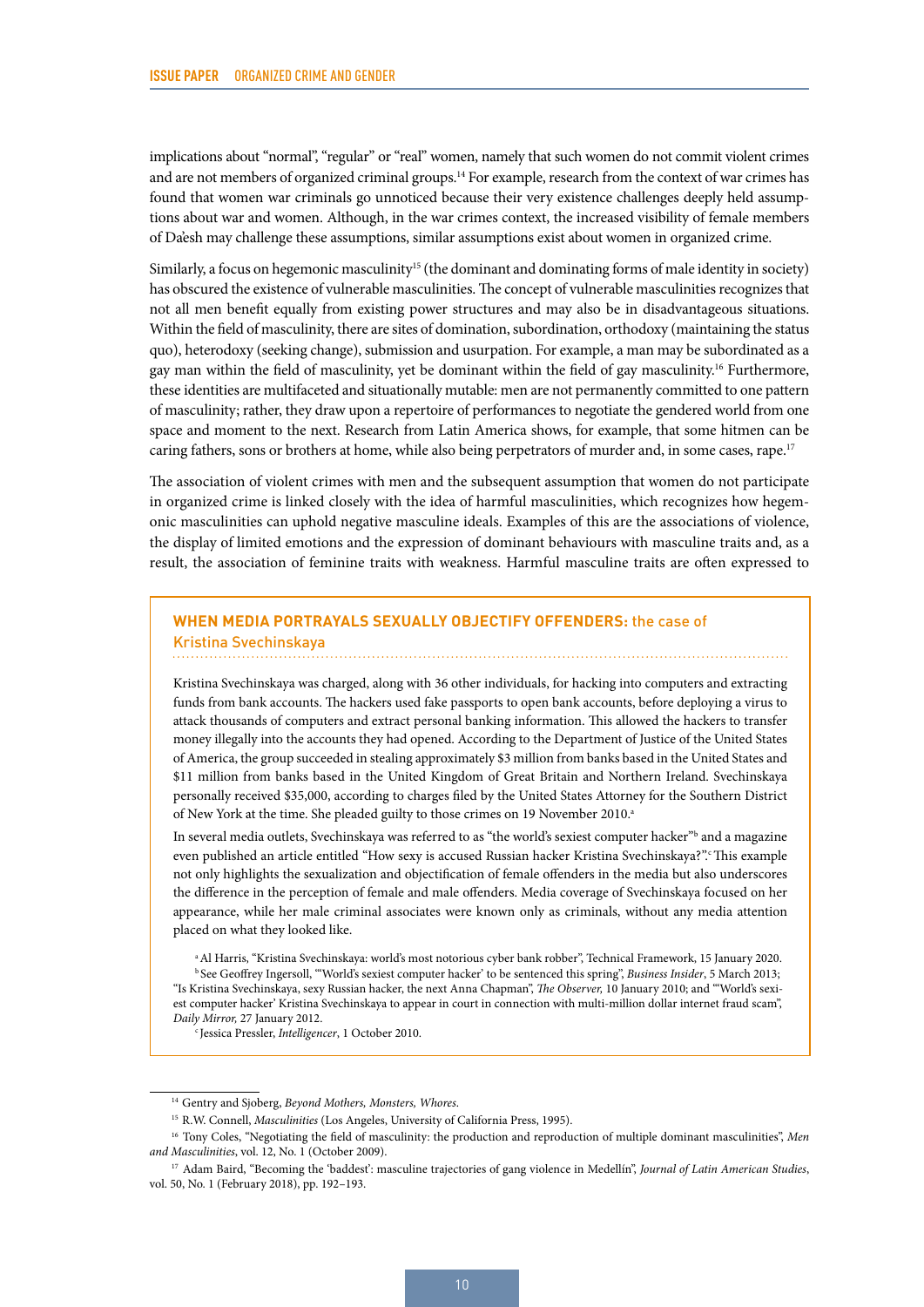implications about "normal", "regular" or "real" women, namely that such women do not commit violent crimes and are not members of organized criminal groups.[14] For example, research from the context of war crimes has found that women war criminals go unnoticed because their very existence challenges deeply held assumptions about war and women. Although, in the war crimes context, the increased visibility of female members of Da'esh may challenge these assumptions, similar assumptions exist about women in organized crime.

Similarly, a focus on hegemonic masculinity[15] (the dominant and dominating forms of male identity in society) has obscured the existence of vulnerable masculinities. The concept of vulnerable masculinities recognizes that not all men benefit equally from existing power structures and may also be in disadvantageous situations. Within the field of masculinity, there are sites of domination, subordination, orthodoxy (maintaining the status quo), heterodoxy (seeking change), submission and usurpation. For example, a man may be subordinated as a gay man within the field of masculinity, yet be dominant within the field of gay masculinity.[16] Furthermore, these identities are multifaceted and situationally mutable: men are not permanently committed to one pattern of masculinity; rather, they draw upon a repertoire of performances to negotiate the gendered world from one space and moment to the next. Research from Latin America shows, for example, that some hitmen can be caring fathers, sons or brothers at home, while also being perpetrators of murder and, in some cases, rape.[17]

The association of violent crimes with men and the subsequent assumption that women do not participate in organized crime is linked closely with the idea of harmful masculinities, which recognizes how hegemonic masculinities can uphold negative masculine ideals. Examples of this are the associations of violence, the display of limited emotions and the expression of dominant behaviours with masculine traits and, as a result, the association of feminine traits with weakness. Harmful masculine traits are often expressed to

### WHEN MEDIA PORTRAYALS SEXUALLY OBJECTIFY OFFENDERS: the case of Kristina Svechinskaya

Kristina Svechinskaya was charged, along with 36 other individuals, for hacking into computers and extracting funds from bank accounts. The hackers used fake passports to open bank accounts, before deploying a virus to attack thousands of computers and extract personal banking information. This allowed the hackers to transfer money illegally into the accounts they had opened. According to the Department of Justice of the United States of America, the group succeeded in stealing approximately $3 million from banks based in the United States and $11 million from banks based in the United Kingdom of Great Britain and Northern Ireland. Svechinskaya personally received $35,000, according to charges filed by the United States Attorney for the Southern District of New York at the time. She pleaded guilty to those crimes on 19 November 2010.[a]

In several media outlets, Svechinskaya was referred to as "the world's sexiest computer hacker"[b] and a magazine even published an article entitled "How sexy is accused Russian hacker Kristina Svechinskaya?".[c] This example not only highlights the sexualization and objectification of female offenders in the media but also underscores the difference in the perception of female and male offenders. Media coverage of Svechinskaya focused on her appearance, while her male criminal associates were known only as criminals, without any media attention placed on what they looked like.

[a] Al Harris, "Kristina Svechinskaya: world's most notorious cyber bank robber", Technical Framework, 15 January 2020.
[b] See Geoffrey Ingersoll, "'World's sexiest computer hacker' to be sentenced this spring", *Business Insider*, 5 March 2013; "Is Kristina Svechinskaya, sexy Russian hacker, the next Anna Chapman", *The Observer,* 10 January 2010; and "'World's sexiest computer hacker' Kristina Svechinskaya to appear in court in connection with multi-million dollar internet fraud scam", *Daily Mirror,* 27 January 2012.
[c] Jessica Pressler, *Intelligencer*, 1 October 2010.

---

[14] Gentry and Sjoberg, *Beyond Mothers, Monsters, Whores.*

[15] R.W. Connell, *Masculinities* (Los Angeles, University of California Press, 1995).

[16] Tony Coles, "Negotiating the field of masculinity: the production and reproduction of multiple dominant masculinities", *Men and Masculinities*, vol. 12, No. 1 (October 2009).

[17] Adam Baird, "Becoming the 'baddest': masculine trajectories of gang violence in Medellín", *Journal of Latin American Studies*, vol. 50, No. 1 (February 2018), pp. 192–193.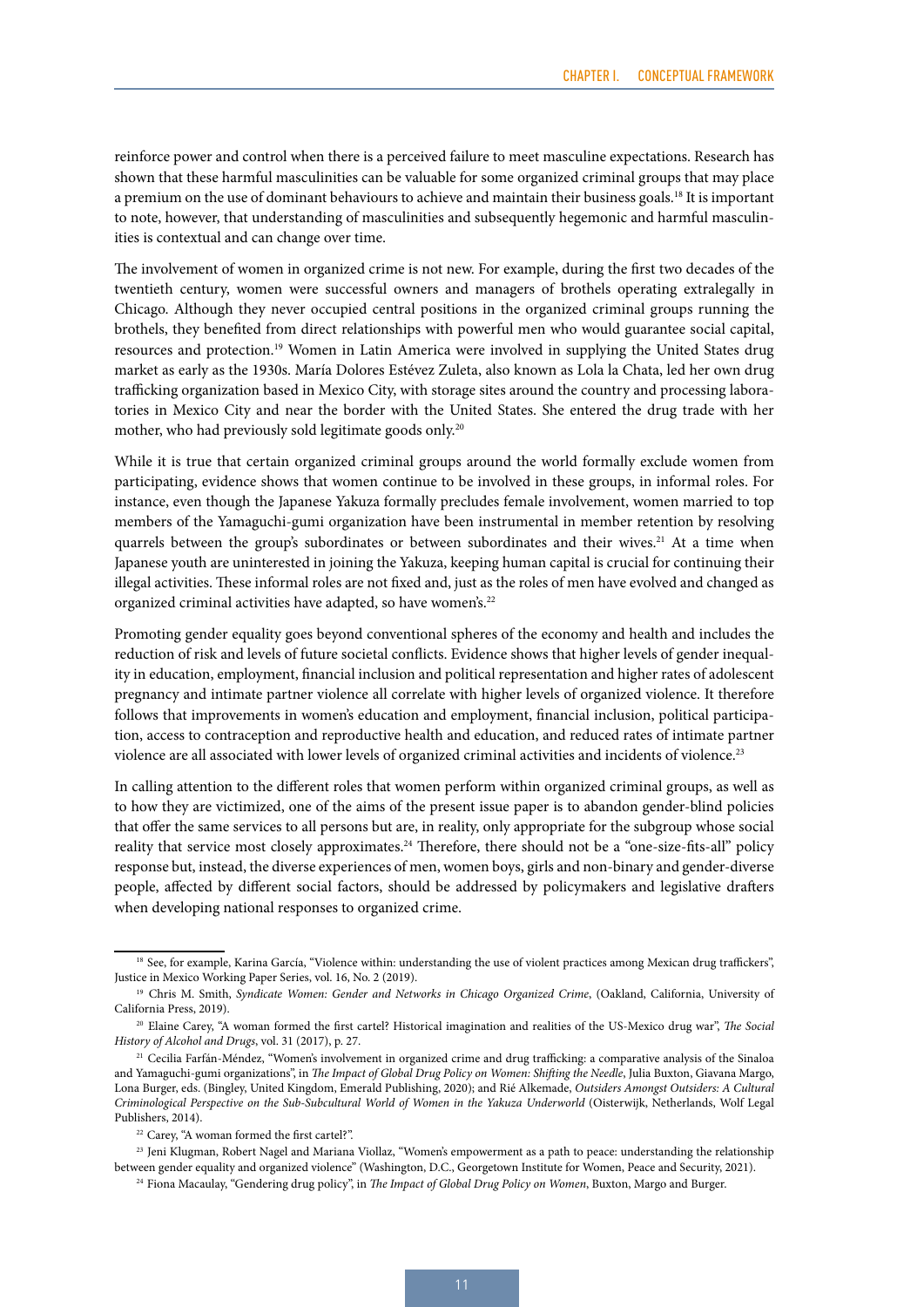reinforce power and control when there is a perceived failure to meet masculine expectations. Research has shown that these harmful masculinities can be valuable for some organized criminal groups that may place a premium on the use of dominant behaviours to achieve and maintain their business goals.[18] It is important to note, however, that understanding of masculinities and subsequently hegemonic and harmful masculinities is contextual and can change over time.

The involvement of women in organized crime is not new. For example, during the first two decades of the twentieth century, women were successful owners and managers of brothels operating extralegally in Chicago. Although they never occupied central positions in the organized criminal groups running the brothels, they benefited from direct relationships with powerful men who would guarantee social capital, resources and protection.[19] Women in Latin America were involved in supplying the United States drug market as early as the 1930s. María Dolores Estévez Zuleta, also known as Lola la Chata, led her own drug trafficking organization based in Mexico City, with storage sites around the country and processing laboratories in Mexico City and near the border with the United States. She entered the drug trade with her mother, who had previously sold legitimate goods only.[20]

While it is true that certain organized criminal groups around the world formally exclude women from participating, evidence shows that women continue to be involved in these groups, in informal roles. For instance, even though the Japanese Yakuza formally precludes female involvement, women married to top members of the Yamaguchi-gumi organization have been instrumental in member retention by resolving quarrels between the group's subordinates or between subordinates and their wives.[21] At a time when Japanese youth are uninterested in joining the Yakuza, keeping human capital is crucial for continuing their illegal activities. These informal roles are not fixed and, just as the roles of men have evolved and changed as organized criminal activities have adapted, so have women's.[22]

Promoting gender equality goes beyond conventional spheres of the economy and health and includes the reduction of risk and levels of future societal conflicts. Evidence shows that higher levels of gender inequality in education, employment, financial inclusion and political representation and higher rates of adolescent pregnancy and intimate partner violence all correlate with higher levels of organized violence. It therefore follows that improvements in women's education and employment, financial inclusion, political participation, access to contraception and reproductive health and education, and reduced rates of intimate partner violence are all associated with lower levels of organized criminal activities and incidents of violence.[23]

In calling attention to the different roles that women perform within organized criminal groups, as well as to how they are victimized, one of the aims of the present issue paper is to abandon gender-blind policies that offer the same services to all persons but are, in reality, only appropriate for the subgroup whose social reality that service most closely approximates.[24] Therefore, there should not be a "one-size-fits-all" policy response but, instead, the diverse experiences of men, women boys, girls and non-binary and gender-diverse people, affected by different social factors, should be addressed by policymakers and legislative drafters when developing national responses to organized crime.

---

[18] See, for example, Karina García, "Violence within: understanding the use of violent practices among Mexican drug traffickers", Justice in Mexico Working Paper Series, vol. 16, No. 2 (2019).

[19] Chris M. Smith, *Syndicate Women: Gender and Networks in Chicago Organized Crime*, (Oakland, California, University of California Press, 2019).

[20] Elaine Carey, "A woman formed the first cartel? Historical imagination and realities of the US-Mexico drug war", *The Social History of Alcohol and Drugs*, vol. 31 (2017), p. 27.

[21] Cecilia Farfán-Méndez, "Women's involvement in organized crime and drug trafficking: a comparative analysis of the Sinaloa and Yamaguchi-gumi organizations", in *The Impact of Global Drug Policy on Women: Shifting the Needle*, Julia Buxton, Giavana Margo, Lona Burger, eds. (Bingley, United Kingdom, Emerald Publishing, 2020); and Rié Alkemade, *Outsiders Amongst Outsiders: A Cultural Criminological Perspective on the Sub-Subcultural World of Women in the Yakuza Underworld* (Oisterwijk, Netherlands, Wolf Legal Publishers, 2014).

[22] Carey, "A woman formed the first cartel?".

[23] Jeni Klugman, Robert Nagel and Mariana Viollaz, "Women's empowerment as a path to peace: understanding the relationship between gender equality and organized violence" (Washington, D.C., Georgetown Institute for Women, Peace and Security, 2021).

[24] Fiona Macaulay, "Gendering drug policy", in *The Impact of Global Drug Policy on Women*, Buxton, Margo and Burger.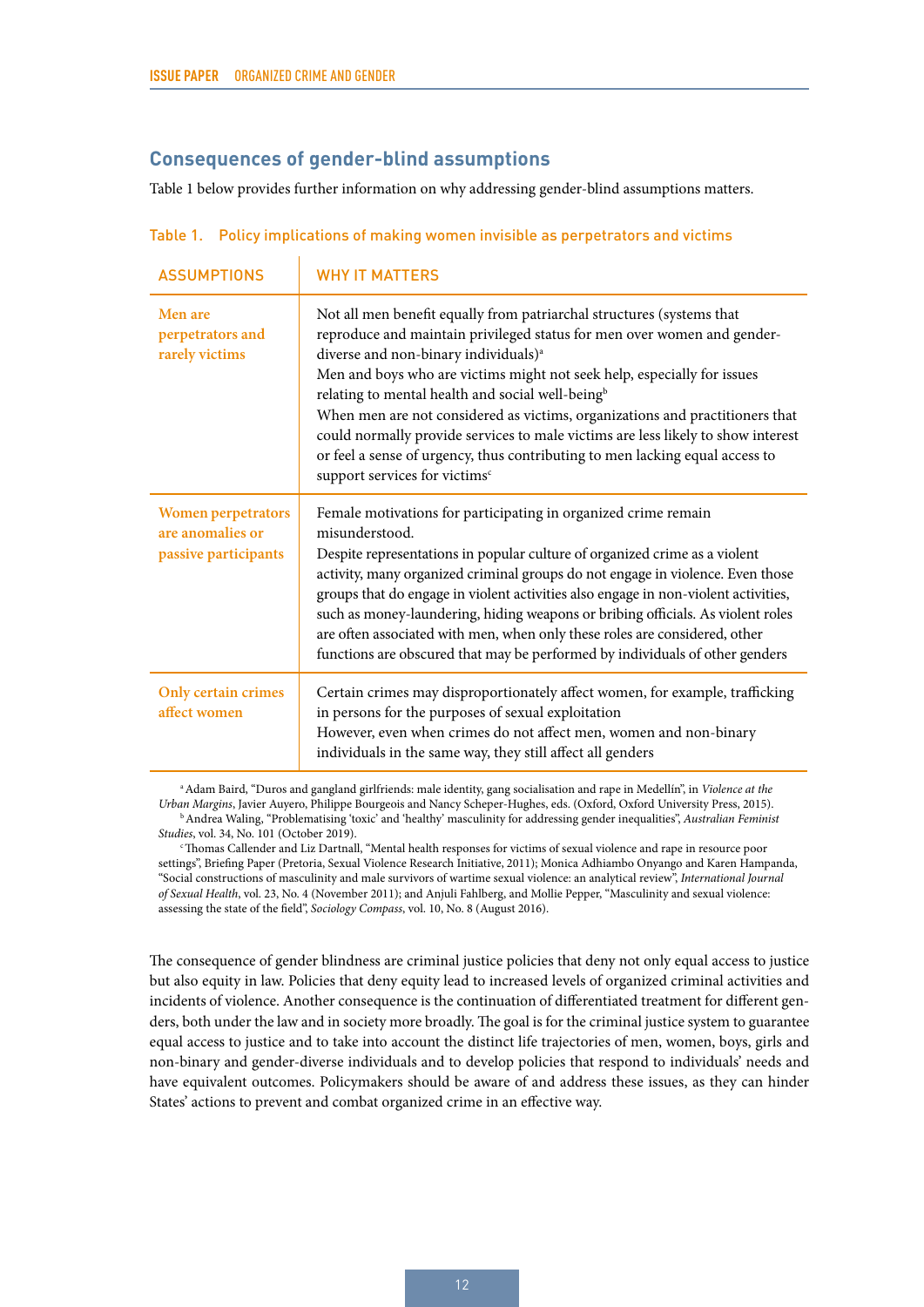## Consequences of gender-blind assumptions

Table 1 below provides further information on why addressing gender-blind assumptions matters.

Table 1. Policy implications of making women invisible as perpetrators and victims

| ASSUMPTIONS | WHY IT MATTERS |
|---|---|
| Men are perpetrators and rarely victims | Not all men benefit equally from patriarchal structures (systems that reproduce and maintain privileged status for men over women and gender-diverse and non-binary individuals)[a]<br>Men and boys who are victims might not seek help, especially for issues relating to mental health and social well-being[b]<br>When men are not considered as victims, organizations and practitioners that could normally provide services to male victims are less likely to show interest or feel a sense of urgency, thus contributing to men lacking equal access to support services for victims[c] |
| Women perpetrators are anomalies or passive participants | Female motivations for participating in organized crime remain misunderstood.<br>Despite representations in popular culture of organized crime as a violent activity, many organized criminal groups do not engage in violence. Even those groups that do engage in violent activities also engage in non-violent activities, such as money-laundering, hiding weapons or bribing officials. As violent roles are often associated with men, when only these roles are considered, other functions are obscured that may be performed by individuals of other genders |
| Only certain crimes affect women | Certain crimes may disproportionately affect women, for example, trafficking in persons for the purposes of sexual exploitation<br>However, even when crimes do not affect men, women and non-binary individuals in the same way, they still affect all genders |

[a] Adam Baird, "Duros and gangland girlfriends: male identity, gang socialisation and rape in Medellín", in *Violence at the Urban Margins*, Javier Auyero, Philippe Bourgeois and Nancy Scheper-Hughes, eds. (Oxford, Oxford University Press, 2015).

[b] Andrea Waling, "Problematising 'toxic' and 'healthy' masculinity for addressing gender inequalities", *Australian Feminist Studies*, vol. 34, No. 101 (October 2019).

[c] Thomas Callender and Liz Dartnall, "Mental health responses for victims of sexual violence and rape in resource poor settings", Briefing Paper (Pretoria, Sexual Violence Research Initiative, 2011); Monica Adhiambo Onyango and Karen Hampanda, "Social constructions of masculinity and male survivors of wartime sexual violence: an analytical review", *International Journal of Sexual Health*, vol. 23, No. 4 (November 2011); and Anjuli Fahlberg, and Mollie Pepper, "Masculinity and sexual violence: assessing the state of the field", *Sociology Compass*, vol. 10, No. 8 (August 2016).

The consequence of gender blindness are criminal justice policies that deny not only equal access to justice but also equity in law. Policies that deny equity lead to increased levels of organized criminal activities and incidents of violence. Another consequence is the continuation of differentiated treatment for different genders, both under the law and in society more broadly. The goal is for the criminal justice system to guarantee equal access to justice and to take into account the distinct life trajectories of men, women, boys, girls and non-binary and gender-diverse individuals and to develop policies that respond to individuals' needs and have equivalent outcomes. Policymakers should be aware of and address these issues, as they can hinder States' actions to prevent and combat organized crime in an effective way.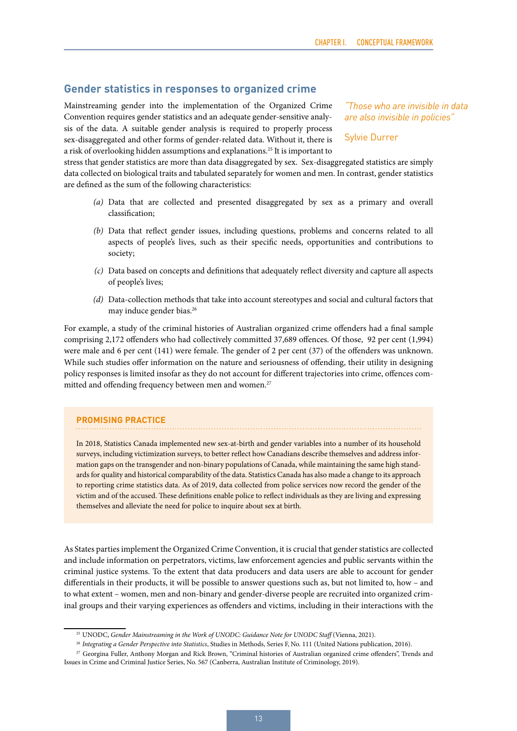## Gender statistics in responses to organized crime

> *"Those who are invisible in data are also invisible in policies"*
>
> Sylvie Durrer

Mainstreaming gender into the implementation of the Organized Crime Convention requires gender statistics and an adequate gender-sensitive analysis of the data. A suitable gender analysis is required to properly process sex-disaggregated and other forms of gender-related data. Without it, there is a risk of overlooking hidden assumptions and explanations.[25] It is important to stress that gender statistics are more than data disaggregated by sex. Sex-disaggregated statistics are simply data collected on biological traits and tabulated separately for women and men. In contrast, gender statistics are defined as the sum of the following characteristics:

*(a)* Data that are collected and presented disaggregated by sex as a primary and overall classification;

*(b)* Data that reflect gender issues, including questions, problems and concerns related to all aspects of people's lives, such as their specific needs, opportunities and contributions to society;

*(c)* Data based on concepts and definitions that adequately reflect diversity and capture all aspects of people's lives;

*(d)* Data-collection methods that take into account stereotypes and social and cultural factors that may induce gender bias.[26]

For example, a study of the criminal histories of Australian organized crime offenders had a final sample comprising 2,172 offenders who had collectively committed 37,689 offences. Of those, 92 per cent (1,994) were male and 6 per cent (141) were female. The gender of 2 per cent (37) of the offenders was unknown. While such studies offer information on the nature and seriousness of offending, their utility in designing policy responses is limited insofar as they do not account for different trajectories into crime, offences committed and offending frequency between men and women.[27]

**PROMISING PRACTICE**

In 2018, Statistics Canada implemented new sex-at-birth and gender variables into a number of its household surveys, including victimization surveys, to better reflect how Canadians describe themselves and address information gaps on the transgender and non-binary populations of Canada, while maintaining the same high standards for quality and historical comparability of the data. Statistics Canada has also made a change to its approach to reporting crime statistics data. As of 2019, data collected from police services now record the gender of the victim and of the accused. These definitions enable police to reflect individuals as they are living and expressing themselves and alleviate the need for police to inquire about sex at birth.

As States parties implement the Organized Crime Convention, it is crucial that gender statistics are collected and include information on perpetrators, victims, law enforcement agencies and public servants within the criminal justice systems. To the extent that data producers and data users are able to account for gender differentials in their products, it will be possible to answer questions such as, but not limited to, how – and to what extent – women, men and non-binary and gender-diverse people are recruited into organized criminal groups and their varying experiences as offenders and victims, including in their interactions with the

---

[25] UNODC, *Gender Mainstreaming in the Work of UNODC: Guidance Note for UNODC Staff* (Vienna, 2021).

[26] *Integrating a Gender Perspective into Statistics*, Studies in Methods, Series F, No. 111 (United Nations publication, 2016).

[27] Georgina Fuller, Anthony Morgan and Rick Brown, "Criminal histories of Australian organized crime offenders", Trends and Issues in Crime and Criminal Justice Series, No. 567 (Canberra, Australian Institute of Criminology, 2019).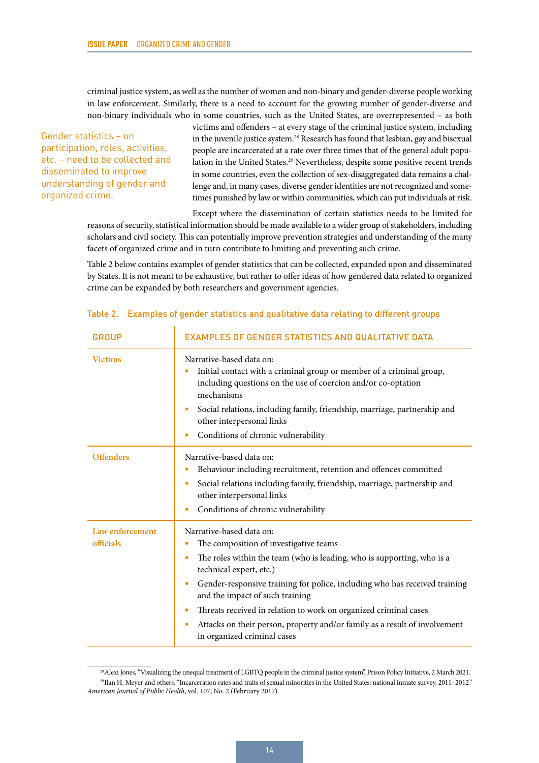criminal justice system, as well as the number of women and non-binary and gender-diverse people working in law enforcement. Similarly, there is a need to account for the growing number of gender-diverse and non-binary individuals who in some countries, such as the United States, are overrepresented – as both victims and offenders – at every stage of the criminal justice system, including in the juvenile justice system.[28] Research has found that lesbian, gay and bisexual people are incarcerated at a rate over three times that of the general adult population in the United States.[29] Nevertheless, despite some positive recent trends in some countries, even the collection of sex-disaggregated data remains a challenge and, in many cases, diverse gender identities are not recognized and sometimes punished by law or within communities, which can put individuals at risk.

Gender statistics – on participation, roles, activities, etc. – need to be collected and disseminated to improve understanding of gender and organized crime.

Except where the dissemination of certain statistics needs to be limited for reasons of security, statistical information should be made available to a wider group of stakeholders, including scholars and civil society. This can potentially improve prevention strategies and understanding of the many facets of organized crime and in turn contribute to limiting and preventing such crime.

Table 2 below contains examples of gender statistics that can be collected, expanded upon and disseminated by States. It is not meant to be exhaustive, but rather to offer ideas of how gendered data related to organized crime can be expanded by both researchers and government agencies.

Table 2. Examples of gender statistics and qualitative data relating to different groups

| GROUP | EXAMPLES OF GENDER STATISTICS AND QUALITATIVE DATA |
|---|---|
| **Victims** | Narrative-based data on:<br>• Initial contact with a criminal group or member of a criminal group, including questions on the use of coercion and/or co-optation mechanisms<br>• Social relations, including family, friendship, marriage, partnership and other interpersonal links<br>• Conditions of chronic vulnerability |
| **Offenders** | Narrative-based data on:<br>• Behaviour including recruitment, retention and offences committed<br>• Social relations including family, friendship, marriage, partnership and other interpersonal links<br>• Conditions of chronic vulnerability |
| **Law enforcement officials** | Narrative-based data on:<br>• The composition of investigative teams<br>• The roles within the team (who is leading, who is supporting, who is a technical expert, etc.)<br>• Gender-responsive training for police, including who has received training and the impact of such training<br>• Threats received in relation to work on organized criminal cases<br>• Attacks on their person, property and/or family as a result of involvement in organized criminal cases |

[28] Alexi Jones, "Visualizing the unequal treatment of LGBTQ people in the criminal justice system", Prison Policy Initiative, 2 March 2021.

[29] Ilan H. Meyer and others, "Incarceration rates and traits of sexual minorities in the United States: national inmate survey, 2011–2012" *American Journal of Public Health*, vol. 107, No. 2 (February 2017).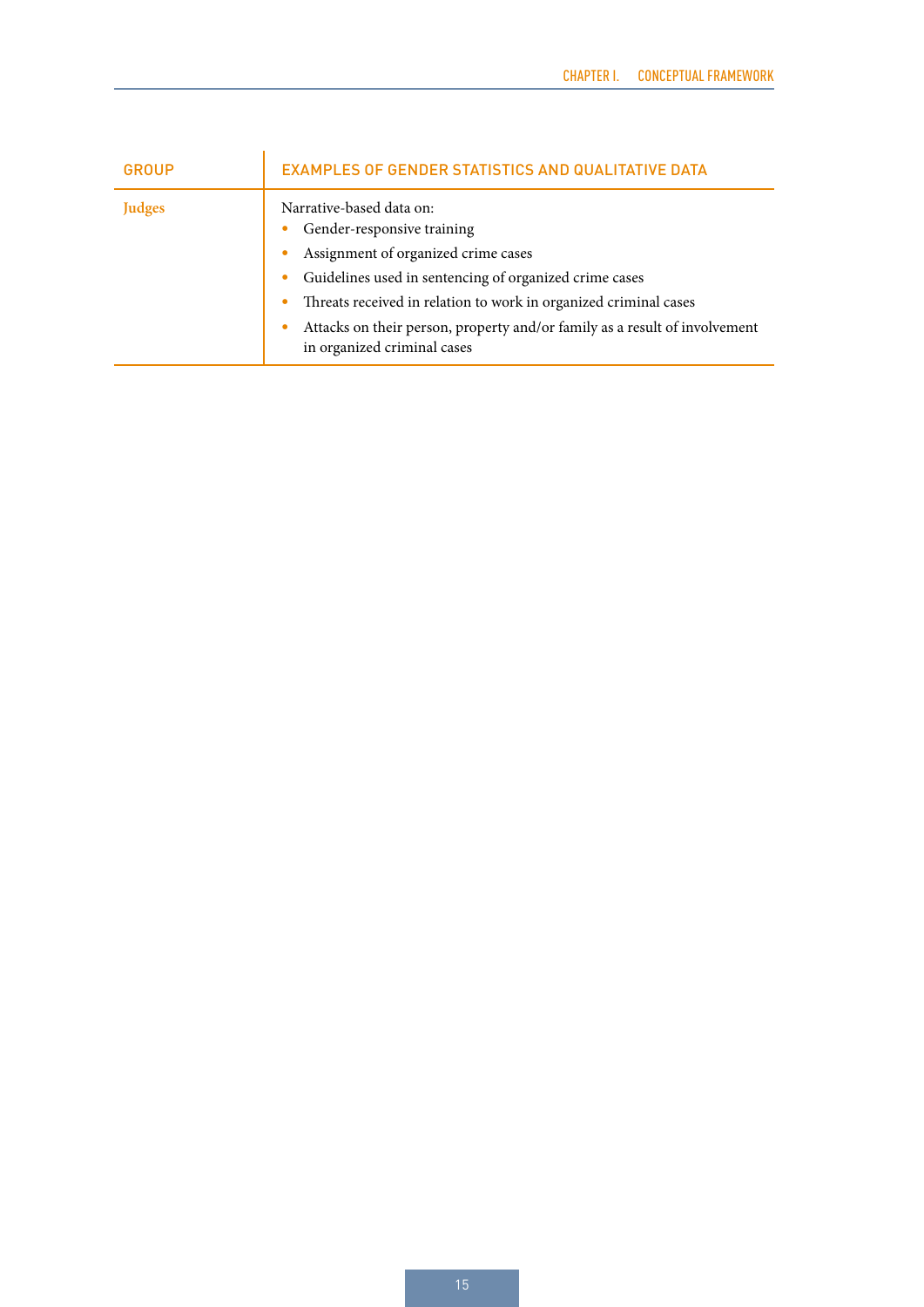| GROUP | EXAMPLES OF GENDER STATISTICS AND QUALITATIVE DATA |
| --- | --- |
| **Judges** | Narrative-based data on:<br>• Gender-responsive training<br>• Assignment of organized crime cases<br>• Guidelines used in sentencing of organized crime cases<br>• Threats received in relation to work in organized criminal cases<br>• Attacks on their person, property and/or family as a result of involvement in organized criminal cases |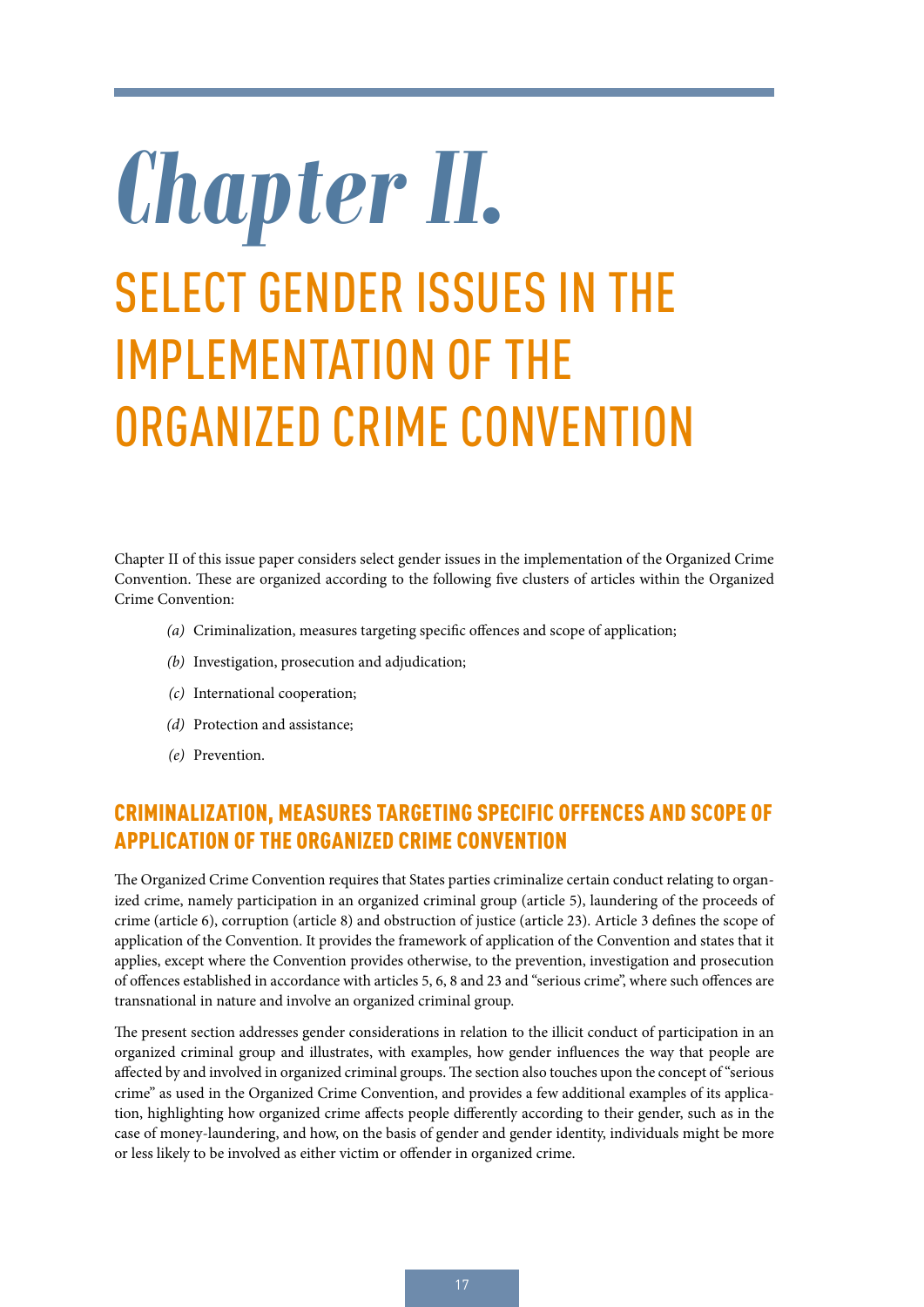# Chapter II.

# SELECT GENDER ISSUES IN THE IMPLEMENTATION OF THE ORGANIZED CRIME CONVENTION

Chapter II of this issue paper considers select gender issues in the implementation of the Organized Crime Convention. These are organized according to the following five clusters of articles within the Organized Crime Convention:

*(a)* Criminalization, measures targeting specific offences and scope of application;

*(b)* Investigation, prosecution and adjudication;

*(c)* International cooperation;

*(d)* Protection and assistance;

*(e)* Prevention.

## CRIMINALIZATION, MEASURES TARGETING SPECIFIC OFFENCES AND SCOPE OF APPLICATION OF THE ORGANIZED CRIME CONVENTION

The Organized Crime Convention requires that States parties criminalize certain conduct relating to organized crime, namely participation in an organized criminal group (article 5), laundering of the proceeds of crime (article 6), corruption (article 8) and obstruction of justice (article 23). Article 3 defines the scope of application of the Convention. It provides the framework of application of the Convention and states that it applies, except where the Convention provides otherwise, to the prevention, investigation and prosecution of offences established in accordance with articles 5, 6, 8 and 23 and "serious crime", where such offences are transnational in nature and involve an organized criminal group.

The present section addresses gender considerations in relation to the illicit conduct of participation in an organized criminal group and illustrates, with examples, how gender influences the way that people are affected by and involved in organized criminal groups. The section also touches upon the concept of "serious crime" as used in the Organized Crime Convention, and provides a few additional examples of its application, highlighting how organized crime affects people differently according to their gender, such as in the case of money-laundering, and how, on the basis of gender and gender identity, individuals might be more or less likely to be involved as either victim or offender in organized crime.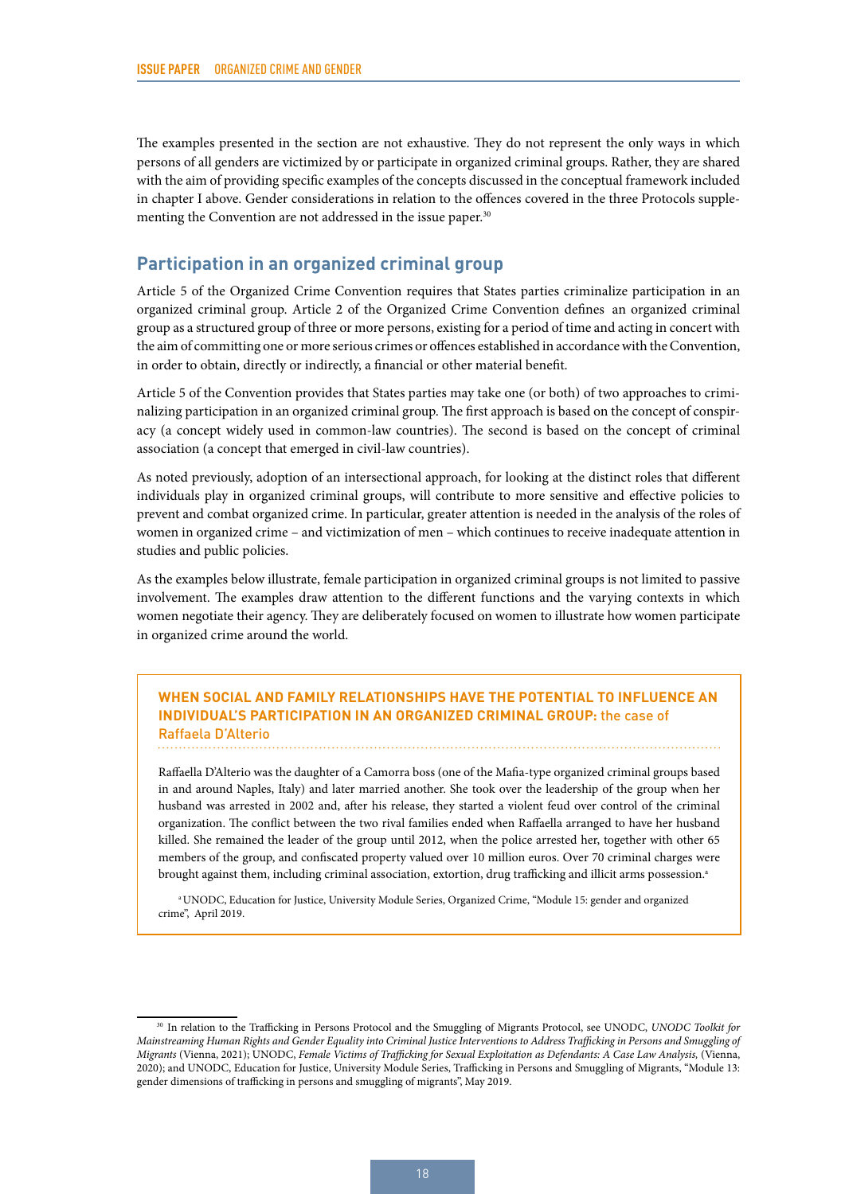The examples presented in the section are not exhaustive. They do not represent the only ways in which persons of all genders are victimized by or participate in organized criminal groups. Rather, they are shared with the aim of providing specific examples of the concepts discussed in the conceptual framework included in chapter I above. Gender considerations in relation to the offences covered in the three Protocols supplementing the Convention are not addressed in the issue paper.[30]

## Participation in an organized criminal group

Article 5 of the Organized Crime Convention requires that States parties criminalize participation in an organized criminal group. Article 2 of the Organized Crime Convention defines an organized criminal group as a structured group of three or more persons, existing for a period of time and acting in concert with the aim of committing one or more serious crimes or offences established in accordance with the Convention, in order to obtain, directly or indirectly, a financial or other material benefit.

Article 5 of the Convention provides that States parties may take one (or both) of two approaches to criminalizing participation in an organized criminal group. The first approach is based on the concept of conspiracy (a concept widely used in common-law countries). The second is based on the concept of criminal association (a concept that emerged in civil-law countries).

As noted previously, adoption of an intersectional approach, for looking at the distinct roles that different individuals play in organized criminal groups, will contribute to more sensitive and effective policies to prevent and combat organized crime. In particular, greater attention is needed in the analysis of the roles of women in organized crime – and victimization of men – which continues to receive inadequate attention in studies and public policies.

As the examples below illustrate, female participation in organized criminal groups is not limited to passive involvement. The examples draw attention to the different functions and the varying contexts in which women negotiate their agency. They are deliberately focused on women to illustrate how women participate in organized crime around the world.

### WHEN SOCIAL AND FAMILY RELATIONSHIPS HAVE THE POTENTIAL TO INFLUENCE AN INDIVIDUAL'S PARTICIPATION IN AN ORGANIZED CRIMINAL GROUP: the case of Raffaela D'Alterio

Raffaella D'Alterio was the daughter of a Camorra boss (one of the Mafia-type organized criminal groups based in and around Naples, Italy) and later married another. She took over the leadership of the group when her husband was arrested in 2002 and, after his release, they started a violent feud over control of the criminal organization. The conflict between the two rival families ended when Raffaella arranged to have her husband killed. She remained the leader of the group until 2012, when the police arrested her, together with other 65 members of the group, and confiscated property valued over 10 million euros. Over 70 criminal charges were brought against them, including criminal association, extortion, drug trafficking and illicit arms possession.[a]

[a] UNODC, Education for Justice, University Module Series, Organized Crime, "Module 15: gender and organized crime", April 2019.

---

[30] In relation to the Trafficking in Persons Protocol and the Smuggling of Migrants Protocol, see UNODC, *UNODC Toolkit for Mainstreaming Human Rights and Gender Equality into Criminal Justice Interventions to Address Trafficking in Persons and Smuggling of Migrants* (Vienna, 2021); UNODC, *Female Victims of Trafficking for Sexual Exploitation as Defendants: A Case Law Analysis,* (Vienna, 2020); and UNODC, Education for Justice, University Module Series, Trafficking in Persons and Smuggling of Migrants, "Module 13: gender dimensions of trafficking in persons and smuggling of migrants", May 2019.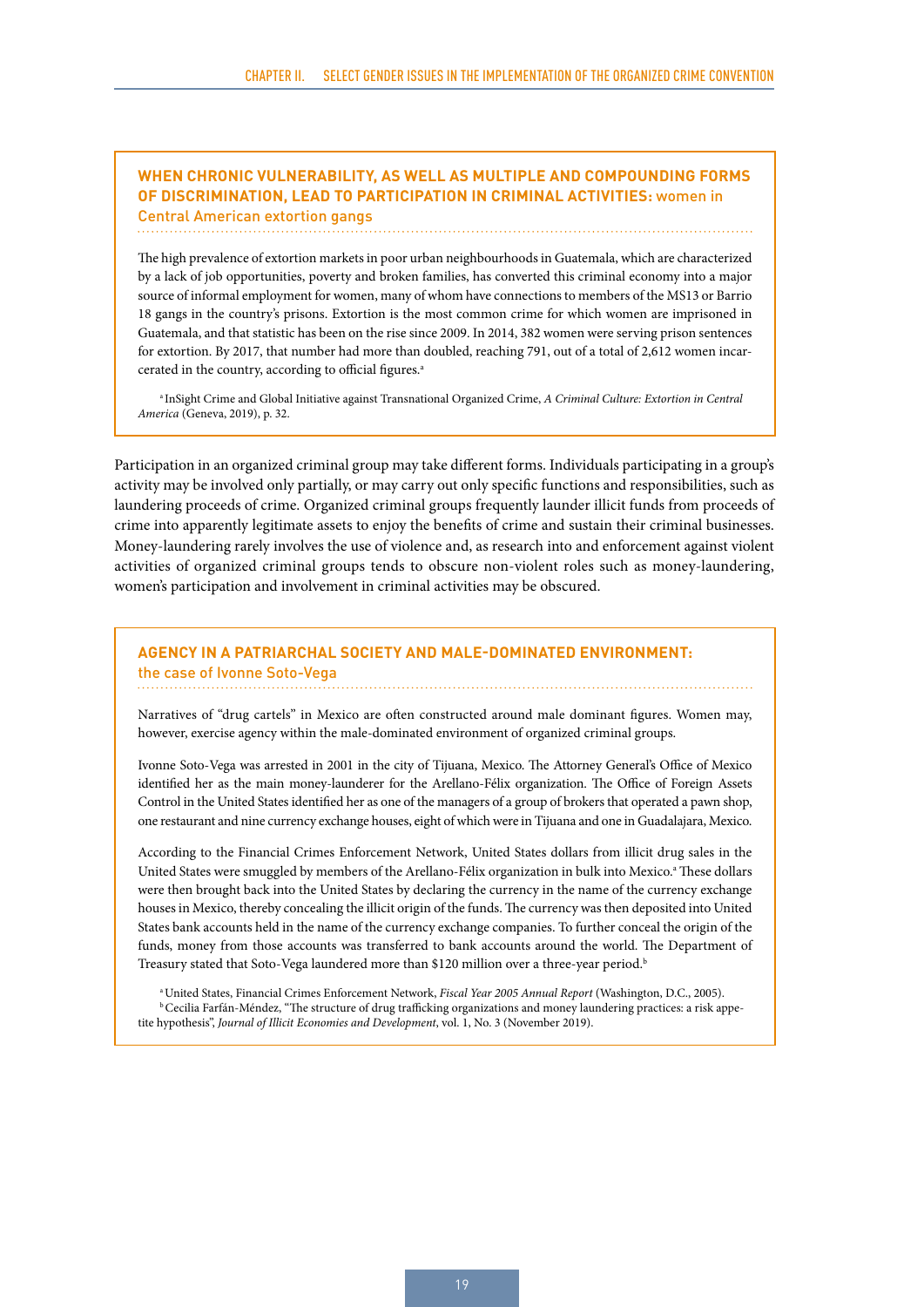### WHEN CHRONIC VULNERABILITY, AS WELL AS MULTIPLE AND COMPOUNDING FORMS OF DISCRIMINATION, LEAD TO PARTICIPATION IN CRIMINAL ACTIVITIES: women in Central American extortion gangs

The high prevalence of extortion markets in poor urban neighbourhoods in Guatemala, which are characterized by a lack of job opportunities, poverty and broken families, has converted this criminal economy into a major source of informal employment for women, many of whom have connections to members of the MS13 or Barrio 18 gangs in the country's prisons. Extortion is the most common crime for which women are imprisoned in Guatemala, and that statistic has been on the rise since 2009. In 2014, 382 women were serving prison sentences for extortion. By 2017, that number had more than doubled, reaching 791, out of a total of 2,612 women incarcerated in the country, according to official figures.[a]

[a] InSight Crime and Global Initiative against Transnational Organized Crime, *A Criminal Culture: Extortion in Central America* (Geneva, 2019), p. 32.

Participation in an organized criminal group may take different forms. Individuals participating in a group's activity may be involved only partially, or may carry out only specific functions and responsibilities, such as laundering proceeds of crime. Organized criminal groups frequently launder illicit funds from proceeds of crime into apparently legitimate assets to enjoy the benefits of crime and sustain their criminal businesses. Money-laundering rarely involves the use of violence and, as research into and enforcement against violent activities of organized criminal groups tends to obscure non-violent roles such as money-laundering, women's participation and involvement in criminal activities may be obscured.

### AGENCY IN A PATRIARCHAL SOCIETY AND MALE-DOMINATED ENVIRONMENT: the case of Ivonne Soto-Vega

Narratives of "drug cartels" in Mexico are often constructed around male dominant figures. Women may, however, exercise agency within the male-dominated environment of organized criminal groups.

Ivonne Soto-Vega was arrested in 2001 in the city of Tijuana, Mexico. The Attorney General's Office of Mexico identified her as the main money-launderer for the Arellano-Félix organization. The Office of Foreign Assets Control in the United States identified her as one of the managers of a group of brokers that operated a pawn shop, one restaurant and nine currency exchange houses, eight of which were in Tijuana and one in Guadalajara, Mexico.

According to the Financial Crimes Enforcement Network, United States dollars from illicit drug sales in the United States were smuggled by members of the Arellano-Félix organization in bulk into Mexico.[a] These dollars were then brought back into the United States by declaring the currency in the name of the currency exchange houses in Mexico, thereby concealing the illicit origin of the funds. The currency was then deposited into United States bank accounts held in the name of the currency exchange companies. To further conceal the origin of the funds, money from those accounts was transferred to bank accounts around the world. The Department of Treasury stated that Soto-Vega laundered more than $120 million over a three-year period.[b]

[a] United States, Financial Crimes Enforcement Network, *Fiscal Year 2005 Annual Report* (Washington, D.C., 2005).
[b] Cecilia Farfán-Méndez, "The structure of drug trafficking organizations and money laundering practices: a risk appetite hypothesis", *Journal of Illicit Economies and Development*, vol. 1, No. 3 (November 2019).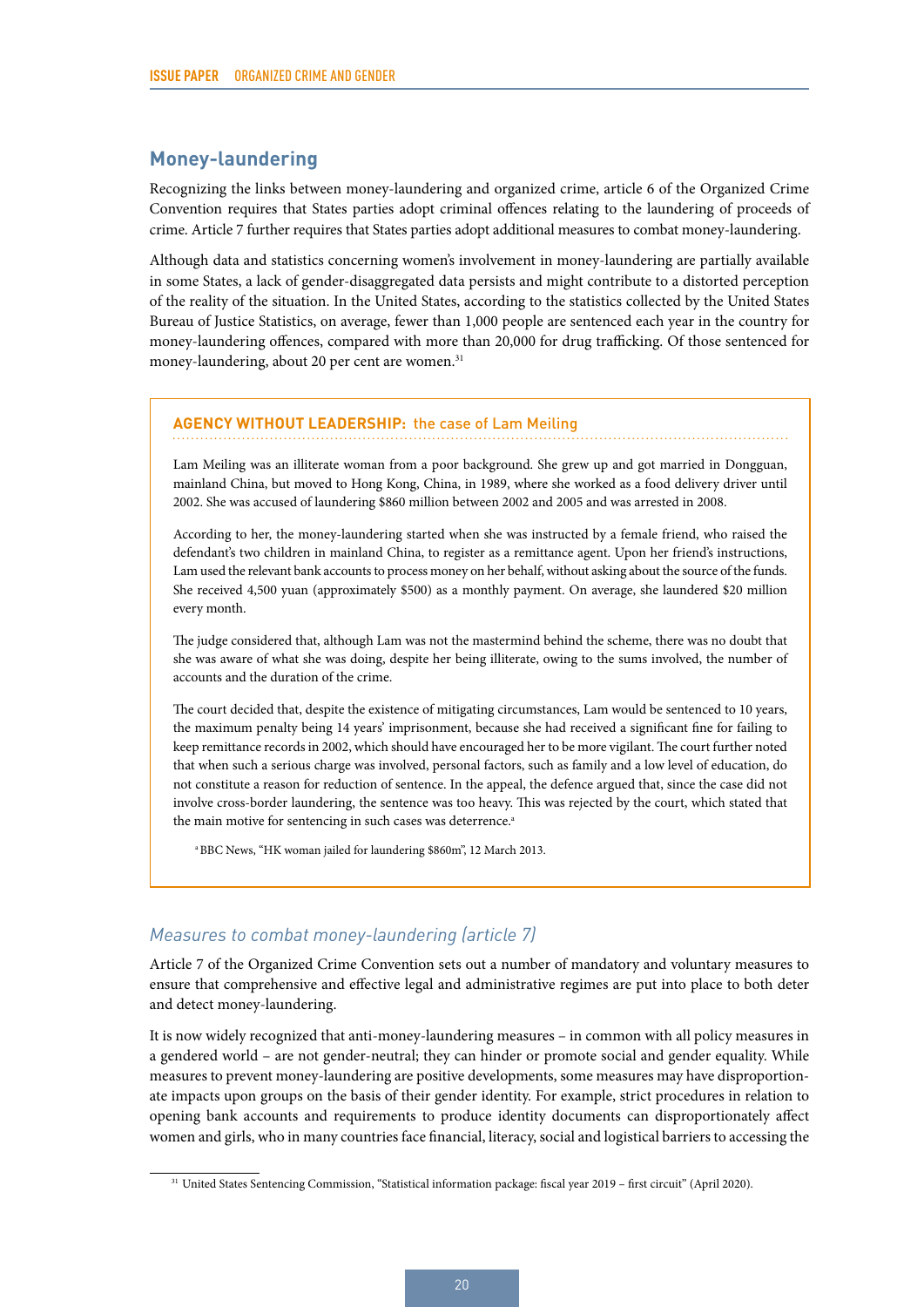## Money-laundering

Recognizing the links between money-laundering and organized crime, article 6 of the Organized Crime Convention requires that States parties adopt criminal offences relating to the laundering of proceeds of crime. Article 7 further requires that States parties adopt additional measures to combat money-laundering.

Although data and statistics concerning women's involvement in money-laundering are partially available in some States, a lack of gender-disaggregated data persists and might contribute to a distorted perception of the reality of the situation. In the United States, according to the statistics collected by the United States Bureau of Justice Statistics, on average, fewer than 1,000 people are sentenced each year in the country for money-laundering offences, compared with more than 20,000 for drug trafficking. Of those sentenced for money-laundering, about 20 per cent are women.[31]

> **AGENCY WITHOUT LEADERSHIP: the case of Lam Meiling**
>
> Lam Meiling was an illiterate woman from a poor background. She grew up and got married in Dongguan, mainland China, but moved to Hong Kong, China, in 1989, where she worked as a food delivery driver until 2002. She was accused of laundering $860 million between 2002 and 2005 and was arrested in 2008.
>
> According to her, the money-laundering started when she was instructed by a female friend, who raised the defendant's two children in mainland China, to register as a remittance agent. Upon her friend's instructions, Lam used the relevant bank accounts to process money on her behalf, without asking about the source of the funds. She received 4,500 yuan (approximately $500) as a monthly payment. On average, she laundered $20 million every month.
>
> The judge considered that, although Lam was not the mastermind behind the scheme, there was no doubt that she was aware of what she was doing, despite her being illiterate, owing to the sums involved, the number of accounts and the duration of the crime.
>
> The court decided that, despite the existence of mitigating circumstances, Lam would be sentenced to 10 years, the maximum penalty being 14 years' imprisonment, because she had received a significant fine for failing to keep remittance records in 2002, which should have encouraged her to be more vigilant. The court further noted that when such a serious charge was involved, personal factors, such as family and a low level of education, do not constitute a reason for reduction of sentence. In the appeal, the defence argued that, since the case did not involve cross-border laundering, the sentence was too heavy. This was rejected by the court, which stated that the main motive for sentencing in such cases was deterrence.[a]
>
> [a] BBC News, "HK woman jailed for laundering $860m", 12 March 2013.

### *Measures to combat money-laundering (article 7)*

Article 7 of the Organized Crime Convention sets out a number of mandatory and voluntary measures to ensure that comprehensive and effective legal and administrative regimes are put into place to both deter and detect money-laundering.

It is now widely recognized that anti-money-laundering measures – in common with all policy measures in a gendered world – are not gender-neutral; they can hinder or promote social and gender equality. While measures to prevent money-laundering are positive developments, some measures may have disproportionate impacts upon groups on the basis of their gender identity. For example, strict procedures in relation to opening bank accounts and requirements to produce identity documents can disproportionately affect women and girls, who in many countries face financial, literacy, social and logistical barriers to accessing the

[31] United States Sentencing Commission, "Statistical information package: fiscal year 2019 – first circuit" (April 2020).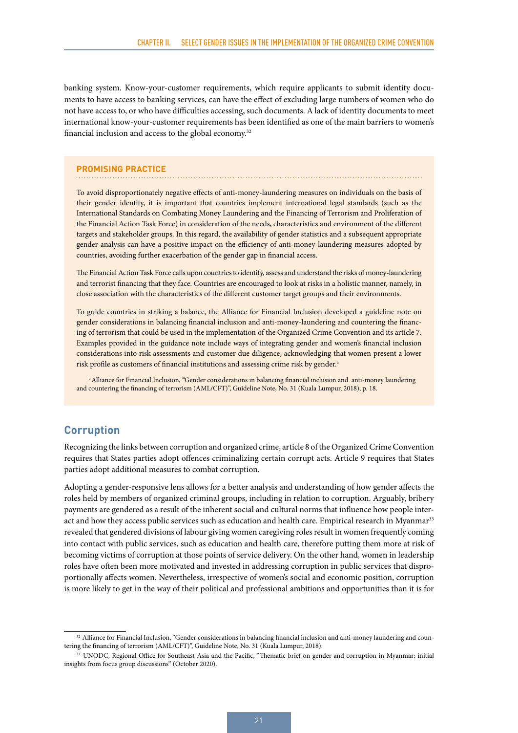banking system. Know-your-customer requirements, which require applicants to submit identity documents to have access to banking services, can have the effect of excluding large numbers of women who do not have access to, or who have difficulties accessing, such documents. A lack of identity documents to meet international know-your-customer requirements has been identified as one of the main barriers to women's financial inclusion and access to the global economy.[32]

**PROMISING PRACTICE**

To avoid disproportionately negative effects of anti-money-laundering measures on individuals on the basis of their gender identity, it is important that countries implement international legal standards (such as the International Standards on Combating Money Laundering and the Financing of Terrorism and Proliferation of the Financial Action Task Force) in consideration of the needs, characteristics and environment of the different targets and stakeholder groups. In this regard, the availability of gender statistics and a subsequent appropriate gender analysis can have a positive impact on the efficiency of anti-money-laundering measures adopted by countries, avoiding further exacerbation of the gender gap in financial access.

The Financial Action Task Force calls upon countries to identify, assess and understand the risks of money-laundering and terrorist financing that they face. Countries are encouraged to look at risks in a holistic manner, namely, in close association with the characteristics of the different customer target groups and their environments.

To guide countries in striking a balance, the Alliance for Financial Inclusion developed a guideline note on gender considerations in balancing financial inclusion and anti-money-laundering and countering the financing of terrorism that could be used in the implementation of the Organized Crime Convention and its article 7. Examples provided in the guidance note include ways of integrating gender and women's financial inclusion considerations into risk assessments and customer due diligence, acknowledging that women present a lower risk profile as customers of financial institutions and assessing crime risk by gender.[a]

[a] Alliance for Financial Inclusion, "Gender considerations in balancing financial inclusion and anti-money laundering and countering the financing of terrorism (AML/CFT)", Guideline Note, No. 31 (Kuala Lumpur, 2018), p. 18.

## Corruption

Recognizing the links between corruption and organized crime, article 8 of the Organized Crime Convention requires that States parties adopt offences criminalizing certain corrupt acts. Article 9 requires that States parties adopt additional measures to combat corruption.

Adopting a gender-responsive lens allows for a better analysis and understanding of how gender affects the roles held by members of organized criminal groups, including in relation to corruption. Arguably, bribery payments are gendered as a result of the inherent social and cultural norms that influence how people interact and how they access public services such as education and health care. Empirical research in Myanmar[33] revealed that gendered divisions of labour giving women caregiving roles result in women frequently coming into contact with public services, such as education and health care, therefore putting them more at risk of becoming victims of corruption at those points of service delivery. On the other hand, women in leadership roles have often been more motivated and invested in addressing corruption in public services that disproportionally affects women. Nevertheless, irrespective of women's social and economic position, corruption is more likely to get in the way of their political and professional ambitions and opportunities than it is for

[32] Alliance for Financial Inclusion, "Gender considerations in balancing financial inclusion and anti-money laundering and countering the financing of terrorism (AML/CFT)", Guideline Note, No. 31 (Kuala Lumpur, 2018).

[33] UNODC, Regional Office for Southeast Asia and the Pacific, "Thematic brief on gender and corruption in Myanmar: initial insights from focus group discussions" (October 2020).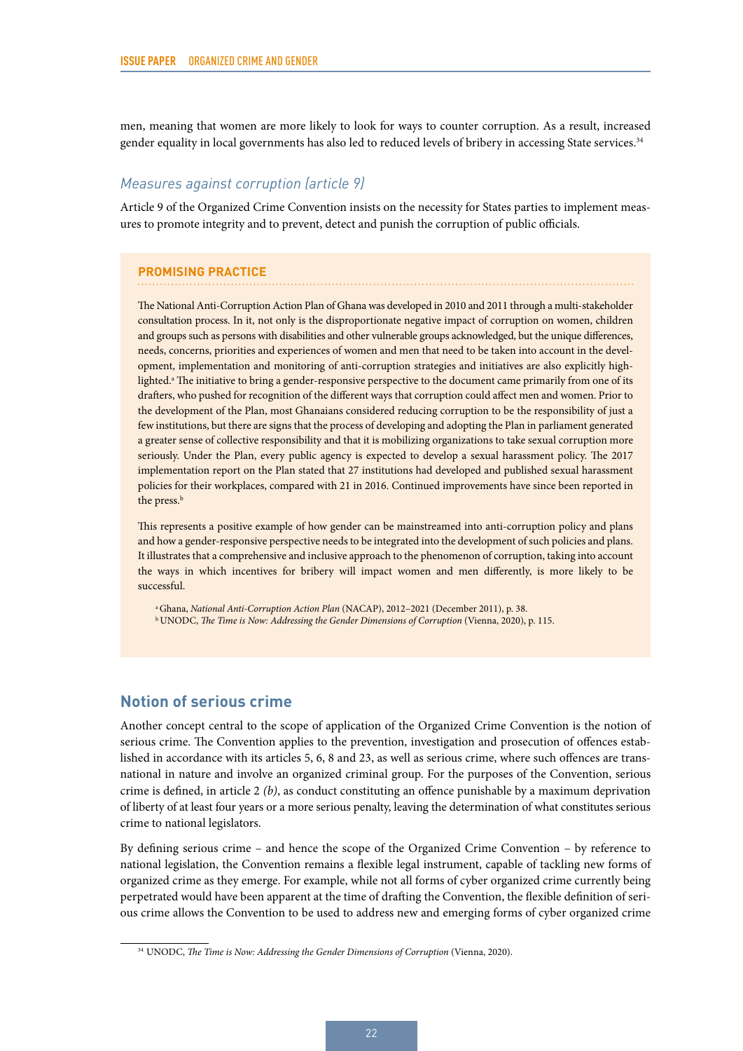men, meaning that women are more likely to look for ways to counter corruption. As a result, increased gender equality in local governments has also led to reduced levels of bribery in accessing State services.[34]

### *Measures against corruption (article 9)*

Article 9 of the Organized Crime Convention insists on the necessity for States parties to implement measures to promote integrity and to prevent, detect and punish the corruption of public officials.

> **PROMISING PRACTICE**
>
> The National Anti-Corruption Action Plan of Ghana was developed in 2010 and 2011 through a multi-stakeholder consultation process. In it, not only is the disproportionate negative impact of corruption on women, children and groups such as persons with disabilities and other vulnerable groups acknowledged, but the unique differences, needs, concerns, priorities and experiences of women and men that need to be taken into account in the development, implementation and monitoring of anti-corruption strategies and initiatives are also explicitly highlighted.[a] The initiative to bring a gender-responsive perspective to the document came primarily from one of its drafters, who pushed for recognition of the different ways that corruption could affect men and women. Prior to the development of the Plan, most Ghanaians considered reducing corruption to be the responsibility of just a few institutions, but there are signs that the process of developing and adopting the Plan in parliament generated a greater sense of collective responsibility and that it is mobilizing organizations to take sexual corruption more seriously. Under the Plan, every public agency is expected to develop a sexual harassment policy. The 2017 implementation report on the Plan stated that 27 institutions had developed and published sexual harassment policies for their workplaces, compared with 21 in 2016. Continued improvements have since been reported in the press.[b]
>
> This represents a positive example of how gender can be mainstreamed into anti-corruption policy and plans and how a gender-responsive perspective needs to be integrated into the development of such policies and plans. It illustrates that a comprehensive and inclusive approach to the phenomenon of corruption, taking into account the ways in which incentives for bribery will impact women and men differently, is more likely to be successful.
>
> [a] Ghana, *National Anti-Corruption Action Plan* (NACAP), 2012–2021 (December 2011), p. 38.
> [b] UNODC, *The Time is Now: Addressing the Gender Dimensions of Corruption* (Vienna, 2020), p. 115.

## Notion of serious crime

Another concept central to the scope of application of the Organized Crime Convention is the notion of serious crime. The Convention applies to the prevention, investigation and prosecution of offences established in accordance with its articles 5, 6, 8 and 23, as well as serious crime, where such offences are transnational in nature and involve an organized criminal group. For the purposes of the Convention, serious crime is defined, in article 2 *(b)*, as conduct constituting an offence punishable by a maximum deprivation of liberty of at least four years or a more serious penalty, leaving the determination of what constitutes serious crime to national legislators.

By defining serious crime – and hence the scope of the Organized Crime Convention – by reference to national legislation, the Convention remains a flexible legal instrument, capable of tackling new forms of organized crime as they emerge. For example, while not all forms of cyber organized crime currently being perpetrated would have been apparent at the time of drafting the Convention, the flexible definition of serious crime allows the Convention to be used to address new and emerging forms of cyber organized crime

[34] UNODC, *The Time is Now: Addressing the Gender Dimensions of Corruption* (Vienna, 2020).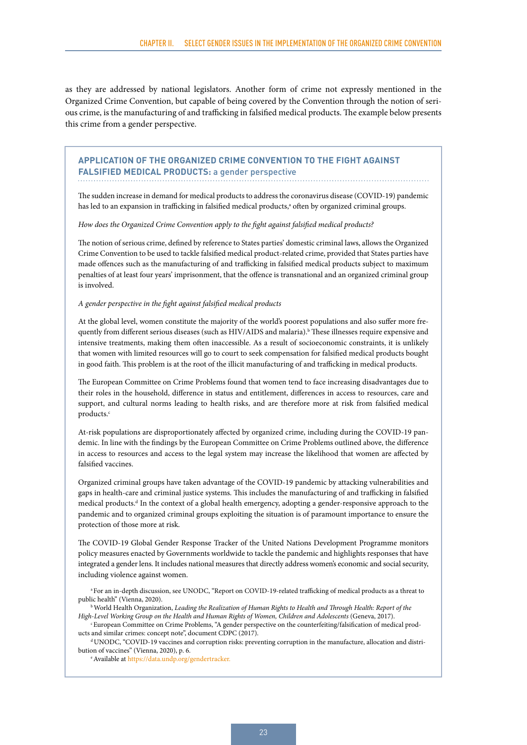as they are addressed by national legislators. Another form of crime not expressly mentioned in the Organized Crime Convention, but capable of being covered by the Convention through the notion of serious crime, is the manufacturing of and trafficking in falsified medical products. The example below presents this crime from a gender perspective.

### APPLICATION OF THE ORGANIZED CRIME CONVENTION TO THE FIGHT AGAINST FALSIFIED MEDICAL PRODUCTS: a gender perspective

The sudden increase in demand for medical products to address the coronavirus disease (COVID-19) pandemic has led to an expansion in trafficking in falsified medical products,[a] often by organized criminal groups.

*How does the Organized Crime Convention apply to the fight against falsified medical products?*

The notion of serious crime, defined by reference to States parties' domestic criminal laws, allows the Organized Crime Convention to be used to tackle falsified medical product-related crime, provided that States parties have made offences such as the manufacturing of and trafficking in falsified medical products subject to maximum penalties of at least four years' imprisonment, that the offence is transnational and an organized criminal group is involved.

*A gender perspective in the fight against falsified medical products*

At the global level, women constitute the majority of the world's poorest populations and also suffer more frequently from different serious diseases (such as HIV/AIDS and malaria).[b] These illnesses require expensive and intensive treatments, making them often inaccessible. As a result of socioeconomic constraints, it is unlikely that women with limited resources will go to court to seek compensation for falsified medical products bought in good faith. This problem is at the root of the illicit manufacturing of and trafficking in medical products.

The European Committee on Crime Problems found that women tend to face increasing disadvantages due to their roles in the household, difference in status and entitlement, differences in access to resources, care and support, and cultural norms leading to health risks, and are therefore more at risk from falsified medical products.[c]

At-risk populations are disproportionately affected by organized crime, including during the COVID-19 pandemic. In line with the findings by the European Committee on Crime Problems outlined above, the difference in access to resources and access to the legal system may increase the likelihood that women are affected by falsified vaccines.

Organized criminal groups have taken advantage of the COVID-19 pandemic by attacking vulnerabilities and gaps in health-care and criminal justice systems. This includes the manufacturing of and trafficking in falsified medical products.[d] In the context of a global health emergency, adopting a gender-responsive approach to the pandemic and to organized criminal groups exploiting the situation is of paramount importance to ensure the protection of those more at risk.

The COVID-19 Global Gender Response Tracker of the United Nations Development Programme monitors policy measures enacted by Governments worldwide to tackle the pandemic and highlights responses that have integrated a gender lens. It includes national measures that directly address women's economic and social security, including violence against women.

[a] For an in-depth discussion, see UNODC, "Report on COVID-19-related trafficking of medical products as a threat to public health" (Vienna, 2020).

[b] World Health Organization, *Leading the Realization of Human Rights to Health and Through Health: Report of the High-Level Working Group on the Health and Human Rights of Women, Children and Adolescents* (Geneva, 2017).

[c] European Committee on Crime Problems, "A gender perspective on the counterfeiting/falsification of medical products and similar crimes: concept note", document CDPC (2017).

[d] UNODC, "COVID-19 vaccines and corruption risks: preventing corruption in the manufacture, allocation and distribution of vaccines" (Vienna, 2020), p. 6.

[e] Available at https://data.undp.org/gendertracker.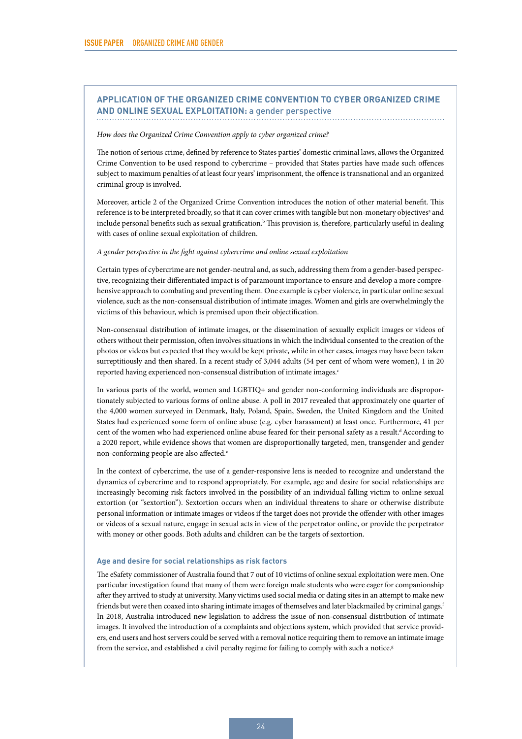## APPLICATION OF THE ORGANIZED CRIME CONVENTION TO CYBER ORGANIZED CRIME AND ONLINE SEXUAL EXPLOITATION: a gender perspective

*How does the Organized Crime Convention apply to cyber organized crime?*

The notion of serious crime, defined by reference to States parties' domestic criminal laws, allows the Organized Crime Convention to be used respond to cybercrime – provided that States parties have made such offences subject to maximum penalties of at least four years' imprisonment, the offence is transnational and an organized criminal group is involved.

Moreover, article 2 of the Organized Crime Convention introduces the notion of other material benefit. This reference is to be interpreted broadly, so that it can cover crimes with tangible but non-monetary objectives[a] and include personal benefits such as sexual gratification.[b] This provision is, therefore, particularly useful in dealing with cases of online sexual exploitation of children.

*A gender perspective in the fight against cybercrime and online sexual exploitation*

Certain types of cybercrime are not gender-neutral and, as such, addressing them from a gender-based perspective, recognizing their differentiated impact is of paramount importance to ensure and develop a more comprehensive approach to combating and preventing them. One example is cyber violence, in particular online sexual violence, such as the non-consensual distribution of intimate images. Women and girls are overwhelmingly the victims of this behaviour, which is premised upon their objectification.

Non-consensual distribution of intimate images, or the dissemination of sexually explicit images or videos of others without their permission, often involves situations in which the individual consented to the creation of the photos or videos but expected that they would be kept private, while in other cases, images may have been taken surreptitiously and then shared. In a recent study of 3,044 adults (54 per cent of whom were women), 1 in 20 reported having experienced non-consensual distribution of intimate images.[c]

In various parts of the world, women and LGBTIQ+ and gender non-conforming individuals are disproportionately subjected to various forms of online abuse. A poll in 2017 revealed that approximately one quarter of the 4,000 women surveyed in Denmark, Italy, Poland, Spain, Sweden, the United Kingdom and the United States had experienced some form of online abuse (e.g. cyber harassment) at least once. Furthermore, 41 per cent of the women who had experienced online abuse feared for their personal safety as a result.[d] According to a 2020 report, while evidence shows that women are disproportionately targeted, men, transgender and gender non-conforming people are also affected.[e]

In the context of cybercrime, the use of a gender-responsive lens is needed to recognize and understand the dynamics of cybercrime and to respond appropriately. For example, age and desire for social relationships are increasingly becoming risk factors involved in the possibility of an individual falling victim to online sexual extortion (or "sextortion"). Sextortion occurs when an individual threatens to share or otherwise distribute personal information or intimate images or videos if the target does not provide the offender with other images or videos of a sexual nature, engage in sexual acts in view of the perpetrator online, or provide the perpetrator with money or other goods. Both adults and children can be the targets of sextortion.

### Age and desire for social relationships as risk factors

The eSafety commissioner of Australia found that 7 out of 10 victims of online sexual exploitation were men. One particular investigation found that many of them were foreign male students who were eager for companionship after they arrived to study at university. Many victims used social media or dating sites in an attempt to make new friends but were then coaxed into sharing intimate images of themselves and later blackmailed by criminal gangs.[f] In 2018, Australia introduced new legislation to address the issue of non-consensual distribution of intimate images. It involved the introduction of a complaints and objections system, which provided that service providers, end users and host servers could be served with a removal notice requiring them to remove an intimate image from the service, and established a civil penalty regime for failing to comply with such a notice.[g]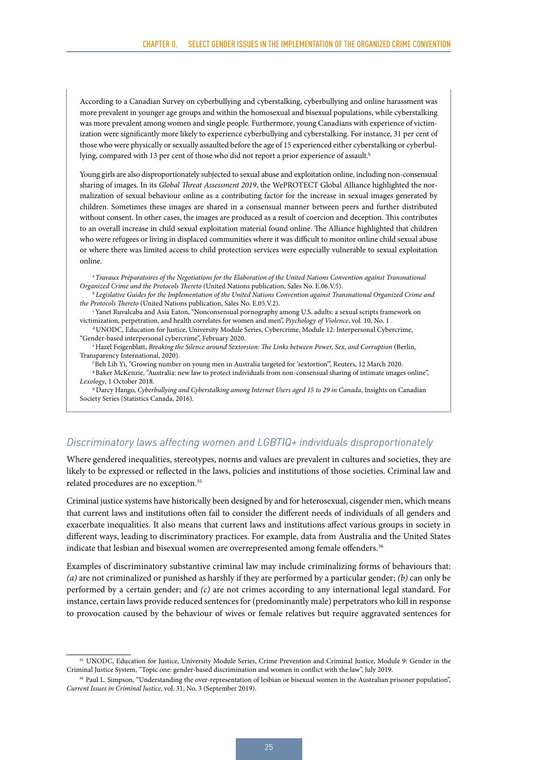According to a Canadian Survey on cyberbullying and cyberstalking, cyberbullying and online harassment was more prevalent in younger age groups and within the homosexual and bisexual populations, while cyberstalking was more prevalent among women and single people. Furthermore, young Canadians with experience of victimization were significantly more likely to experience cyberbullying and cyberstalking. For instance, 31 per cent of those who were physically or sexually assaulted before the age of 15 experienced either cyberstalking or cyberbullying, compared with 13 per cent of those who did not report a prior experience of assault.[h]

Young girls are also disproportionately subjected to sexual abuse and exploitation online, including non-consensual sharing of images. In its *Global Threat Assessment 2019*, the WePROTECT Global Alliance highlighted the normalization of sexual behaviour online as a contributing factor for the increase in sexual images generated by children. Sometimes these images are shared in a consensual manner between peers and further distributed without consent. In other cases, the images are produced as a result of coercion and deception. This contributes to an overall increase in child sexual exploitation material found online. The Alliance highlighted that children who were refugees or living in displaced communities where it was difficult to monitor online child sexual abuse or where there was limited access to child protection services were especially vulnerable to sexual exploitation online.

[a] *Travaux Préparatoires of the Negotiations for the Elaboration of the United Nations Convention against Transnational Organized Crime and the Protocols Thereto* (United Nations publication, Sales No. E.06.V.5).

[b] *Legislative Guides for the Implementation of the United Nations Convention against Transnational Organized Crime and the Protocols Thereto* (United Nations publication, Sales No. E.05.V.2).

[c] Yanet Ruvalcaba and Asia Eaton, "Nonconsensual pornography among U.S. adults: a sexual scripts framework on victimization, perpetration, and health correlates for women and men", *Psychology of Violence*, vol. 10, No. 1 .

[d] UNODC, Education for Justice, University Module Series, Cybercrime, Module 12: Interpersonal Cybercrime, "Gender-based interpersonal cybercrime", February 2020.

[e] Hazel Feigenblatt, *Breaking the Silence around Sextorsion: The Links between Power, Sex, and Corruption* (Berlin, Transparency International, 2020).

[f] Beh Lih Yi, "Growing number on young men in Australia targeted for 'sextortion'", Reuters, 12 March 2020.

[g] Baker McKenzie, "Australia: new law to protect individuals from non-consensual sharing of intimate images online", *Lexology*, 1 October 2018.

[h] Darcy Hango, *Cyberbullying and Cyberstalking among Internet Users aged 15 to 29 in Canada*, Insights on Canadian Society Series (Statistics Canada, 2016).

### *Discriminatory laws affecting women and LGBTIQ+ individuals disproportionately*

Where gendered inequalities, stereotypes, norms and values are prevalent in cultures and societies, they are likely to be expressed or reflected in the laws, policies and institutions of those societies. Criminal law and related procedures are no exception.[35]

Criminal justice systems have historically been designed by and for heterosexual, cisgender men, which means that current laws and institutions often fail to consider the different needs of individuals of all genders and exacerbate inequalities. It also means that current laws and institutions affect various groups in society in different ways, leading to discriminatory practices. For example, data from Australia and the United States indicate that lesbian and bisexual women are overrepresented among female offenders.[36]

Examples of discriminatory substantive criminal law may include criminalizing forms of behaviours that: *(a)* are not criminalized or punished as harshly if they are performed by a particular gender; *(b)* can only be performed by a certain gender; and *(c)* are not crimes according to any international legal standard. For instance, certain laws provide reduced sentences for (predominantly male) perpetrators who kill in response to provocation caused by the behaviour of wives or female relatives but require aggravated sentences for

[35] UNODC, Education for Justice, University Module Series, Crime Prevention and Criminal Justice, Module 9: Gender in the Criminal Justice System, "Topic one: gender-based discrimination and women in conflict with the law", July 2019.

[36] Paul L. Simpson, "Understanding the over-representation of lesbian or bisexual women in the Australian prisoner population", *Current Issues in Criminal Justice*, vol. 31, No. 3 (September 2019).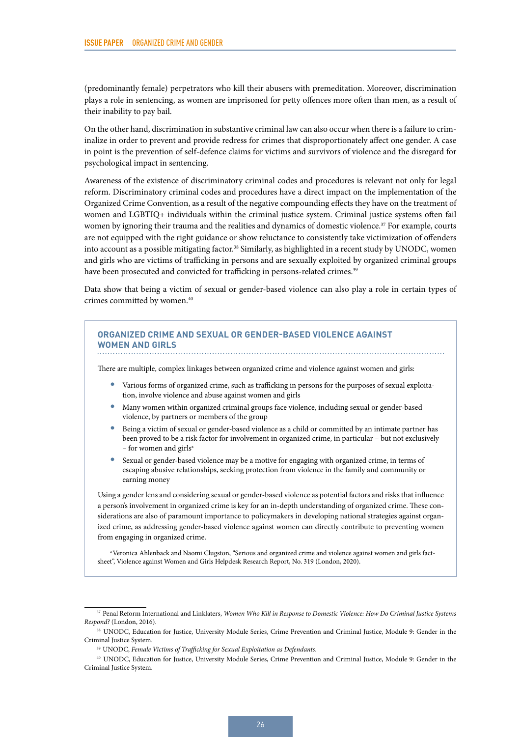(predominantly female) perpetrators who kill their abusers with premeditation. Moreover, discrimination plays a role in sentencing, as women are imprisoned for petty offences more often than men, as a result of their inability to pay bail.

On the other hand, discrimination in substantive criminal law can also occur when there is a failure to criminalize in order to prevent and provide redress for crimes that disproportionately affect one gender. A case in point is the prevention of self-defence claims for victims and survivors of violence and the disregard for psychological impact in sentencing.

Awareness of the existence of discriminatory criminal codes and procedures is relevant not only for legal reform. Discriminatory criminal codes and procedures have a direct impact on the implementation of the Organized Crime Convention, as a result of the negative compounding effects they have on the treatment of women and LGBTIQ+ individuals within the criminal justice system. Criminal justice systems often fail women by ignoring their trauma and the realities and dynamics of domestic violence.[37] For example, courts are not equipped with the right guidance or show reluctance to consistently take victimization of offenders into account as a possible mitigating factor.[38] Similarly, as highlighted in a recent study by UNODC, women and girls who are victims of trafficking in persons and are sexually exploited by organized criminal groups have been prosecuted and convicted for trafficking in persons-related crimes.[39]

Data show that being a victim of sexual or gender-based violence can also play a role in certain types of crimes committed by women.[40]

### ORGANIZED CRIME AND SEXUAL OR GENDER-BASED VIOLENCE AGAINST WOMEN AND GIRLS

There are multiple, complex linkages between organized crime and violence against women and girls:

- Various forms of organized crime, such as trafficking in persons for the purposes of sexual exploitation, involve violence and abuse against women and girls
- Many women within organized criminal groups face violence, including sexual or gender-based violence, by partners or members of the group
- Being a victim of sexual or gender-based violence as a child or committed by an intimate partner has been proved to be a risk factor for involvement in organized crime, in particular – but not exclusively – for women and girls[a]
- Sexual or gender-based violence may be a motive for engaging with organized crime, in terms of escaping abusive relationships, seeking protection from violence in the family and community or earning money

Using a gender lens and considering sexual or gender-based violence as potential factors and risks that influence a person's involvement in organized crime is key for an in-depth understanding of organized crime. These considerations are also of paramount importance to policymakers in developing national strategies against organized crime, as addressing gender-based violence against women can directly contribute to preventing women from engaging in organized crime.

[a] Veronica Ahlenback and Naomi Clugston, "Serious and organized crime and violence against women and girls factsheet", Violence against Women and Girls Helpdesk Research Report, No. 319 (London, 2020).

---

[37] Penal Reform International and Linklaters, *Women Who Kill in Response to Domestic Violence: How Do Criminal Justice Systems Respond?* (London, 2016).

[38] UNODC, Education for Justice, University Module Series, Crime Prevention and Criminal Justice, Module 9: Gender in the Criminal Justice System.

[39] UNODC, *Female Victims of Trafficking for Sexual Exploitation as Defendants*.

[40] UNODC, Education for Justice, University Module Series, Crime Prevention and Criminal Justice, Module 9: Gender in the Criminal Justice System.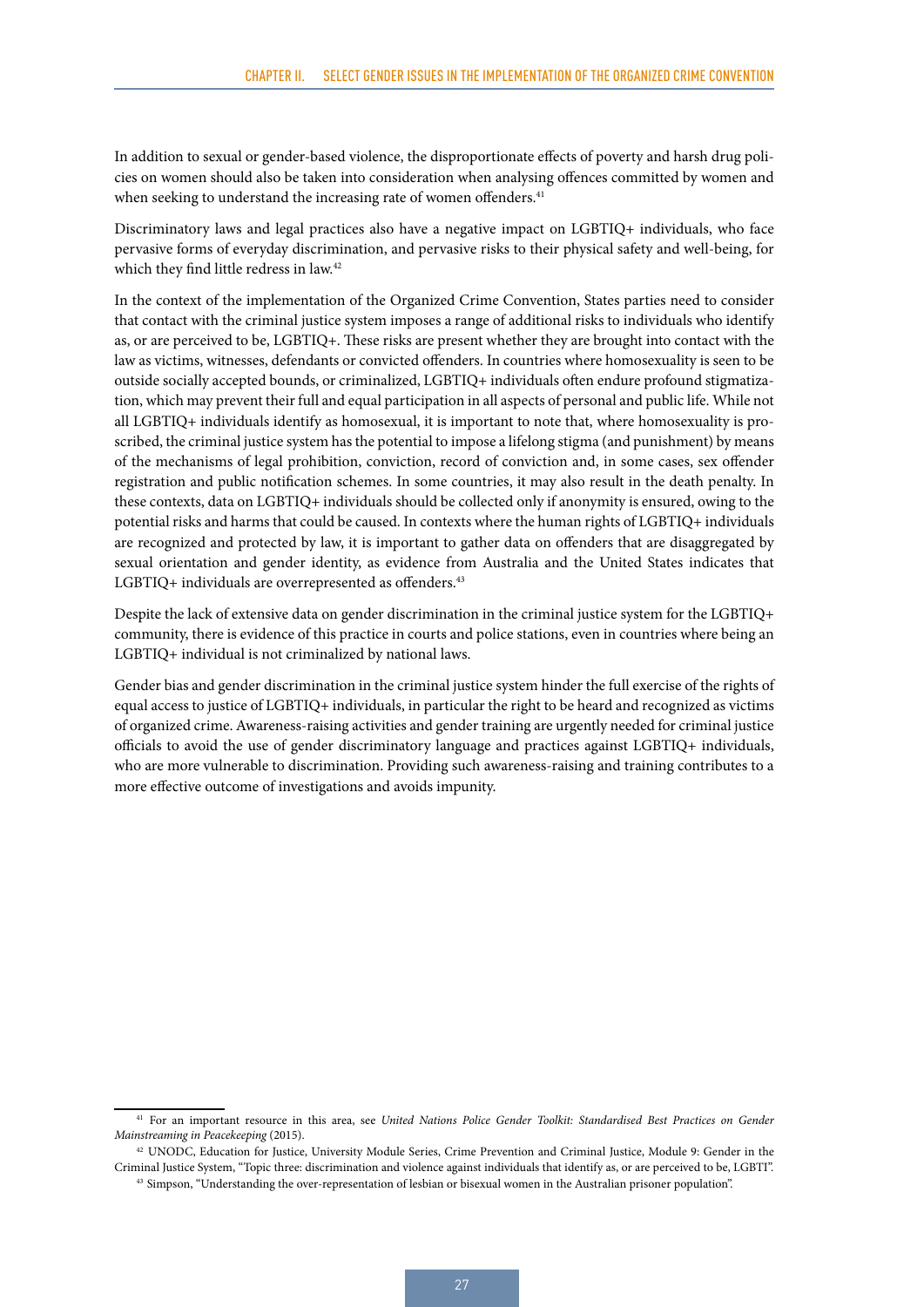In addition to sexual or gender-based violence, the disproportionate effects of poverty and harsh drug policies on women should also be taken into consideration when analysing offences committed by women and when seeking to understand the increasing rate of women offenders.[41]

Discriminatory laws and legal practices also have a negative impact on LGBTIQ+ individuals, who face pervasive forms of everyday discrimination, and pervasive risks to their physical safety and well-being, for which they find little redress in law.[42]

In the context of the implementation of the Organized Crime Convention, States parties need to consider that contact with the criminal justice system imposes a range of additional risks to individuals who identify as, or are perceived to be, LGBTIQ+. These risks are present whether they are brought into contact with the law as victims, witnesses, defendants or convicted offenders. In countries where homosexuality is seen to be outside socially accepted bounds, or criminalized, LGBTIQ+ individuals often endure profound stigmatization, which may prevent their full and equal participation in all aspects of personal and public life. While not all LGBTIQ+ individuals identify as homosexual, it is important to note that, where homosexuality is proscribed, the criminal justice system has the potential to impose a lifelong stigma (and punishment) by means of the mechanisms of legal prohibition, conviction, record of conviction and, in some cases, sex offender registration and public notification schemes. In some countries, it may also result in the death penalty. In these contexts, data on LGBTIQ+ individuals should be collected only if anonymity is ensured, owing to the potential risks and harms that could be caused. In contexts where the human rights of LGBTIQ+ individuals are recognized and protected by law, it is important to gather data on offenders that are disaggregated by sexual orientation and gender identity, as evidence from Australia and the United States indicates that LGBTIQ+ individuals are overrepresented as offenders.[43]

Despite the lack of extensive data on gender discrimination in the criminal justice system for the LGBTIQ+ community, there is evidence of this practice in courts and police stations, even in countries where being an LGBTIQ+ individual is not criminalized by national laws.

Gender bias and gender discrimination in the criminal justice system hinder the full exercise of the rights of equal access to justice of LGBTIQ+ individuals, in particular the right to be heard and recognized as victims of organized crime. Awareness-raising activities and gender training are urgently needed for criminal justice officials to avoid the use of gender discriminatory language and practices against LGBTIQ+ individuals, who are more vulnerable to discrimination. Providing such awareness-raising and training contributes to a more effective outcome of investigations and avoids impunity.

---

[41] For an important resource in this area, see *United Nations Police Gender Toolkit: Standardised Best Practices on Gender Mainstreaming in Peacekeeping* (2015).

[42] UNODC, Education for Justice, University Module Series, Crime Prevention and Criminal Justice, Module 9: Gender in the Criminal Justice System, "Topic three: discrimination and violence against individuals that identify as, or are perceived to be, LGBTI".

[43] Simpson, "Understanding the over-representation of lesbian or bisexual women in the Australian prisoner population".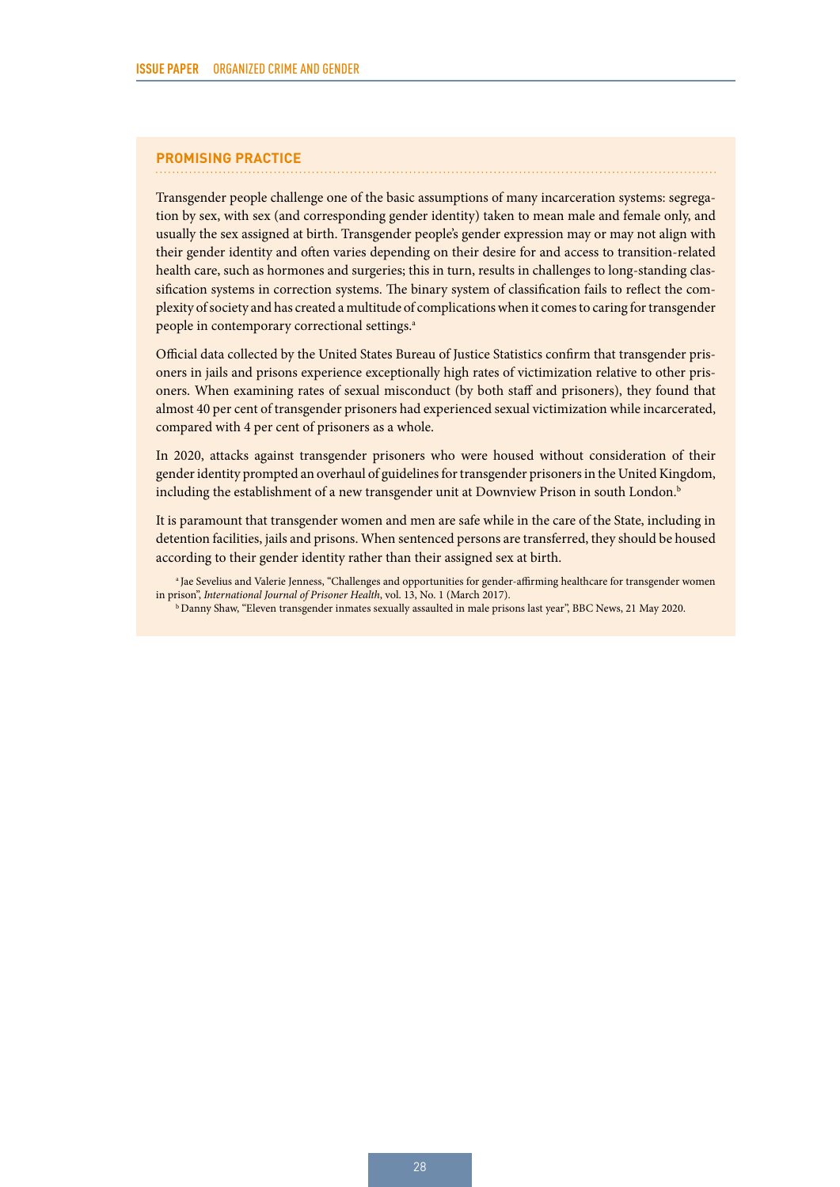## PROMISING PRACTICE

Transgender people challenge one of the basic assumptions of many incarceration systems: segregation by sex, with sex (and corresponding gender identity) taken to mean male and female only, and usually the sex assigned at birth. Transgender people's gender expression may or may not align with their gender identity and often varies depending on their desire for and access to transition-related health care, such as hormones and surgeries; this in turn, results in challenges to long-standing classification systems in correction systems. The binary system of classification fails to reflect the complexity of society and has created a multitude of complications when it comes to caring for transgender people in contemporary correctional settings.[a]

Official data collected by the United States Bureau of Justice Statistics confirm that transgender prisoners in jails and prisons experience exceptionally high rates of victimization relative to other prisoners. When examining rates of sexual misconduct (by both staff and prisoners), they found that almost 40 per cent of transgender prisoners had experienced sexual victimization while incarcerated, compared with 4 per cent of prisoners as a whole.

In 2020, attacks against transgender prisoners who were housed without consideration of their gender identity prompted an overhaul of guidelines for transgender prisoners in the United Kingdom, including the establishment of a new transgender unit at Downview Prison in south London.[b]

It is paramount that transgender women and men are safe while in the care of the State, including in detention facilities, jails and prisons. When sentenced persons are transferred, they should be housed according to their gender identity rather than their assigned sex at birth.

[a] Jae Sevelius and Valerie Jenness, "Challenges and opportunities for gender-affirming healthcare for transgender women in prison", *International Journal of Prisoner Health*, vol. 13, No. 1 (March 2017).

[b] Danny Shaw, "Eleven transgender inmates sexually assaulted in male prisons last year", BBC News, 21 May 2020.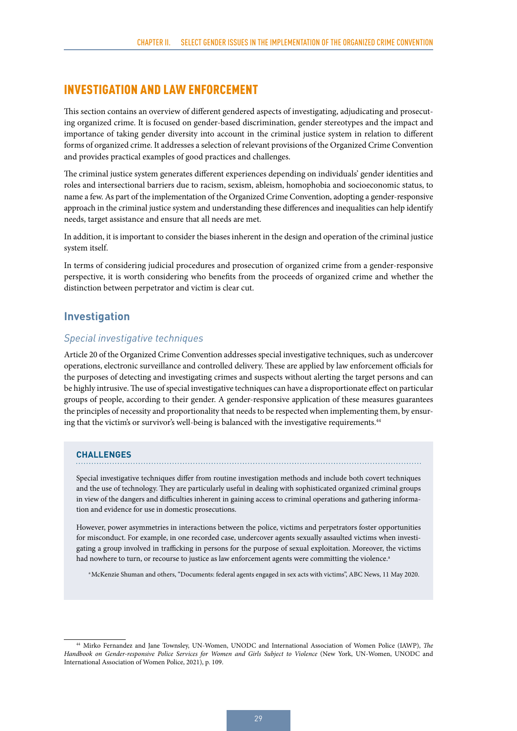## INVESTIGATION AND LAW ENFORCEMENT

This section contains an overview of different gendered aspects of investigating, adjudicating and prosecuting organized crime. It is focused on gender-based discrimination, gender stereotypes and the impact and importance of taking gender diversity into account in the criminal justice system in relation to different forms of organized crime. It addresses a selection of relevant provisions of the Organized Crime Convention and provides practical examples of good practices and challenges.

The criminal justice system generates different experiences depending on individuals' gender identities and roles and intersectional barriers due to racism, sexism, ableism, homophobia and socioeconomic status, to name a few. As part of the implementation of the Organized Crime Convention, adopting a gender-responsive approach in the criminal justice system and understanding these differences and inequalities can help identify needs, target assistance and ensure that all needs are met.

In addition, it is important to consider the biases inherent in the design and operation of the criminal justice system itself.

In terms of considering judicial procedures and prosecution of organized crime from a gender-responsive perspective, it is worth considering who benefits from the proceeds of organized crime and whether the distinction between perpetrator and victim is clear cut.

### Investigation

#### *Special investigative techniques*

Article 20 of the Organized Crime Convention addresses special investigative techniques, such as undercover operations, electronic surveillance and controlled delivery. These are applied by law enforcement officials for the purposes of detecting and investigating crimes and suspects without alerting the target persons and can be highly intrusive. The use of special investigative techniques can have a disproportionate effect on particular groups of people, according to their gender. A gender-responsive application of these measures guarantees the principles of necessity and proportionality that needs to be respected when implementing them, by ensuring that the victim's or survivor's well-being is balanced with the investigative requirements.[44]

**CHALLENGES**

Special investigative techniques differ from routine investigation methods and include both covert techniques and the use of technology. They are particularly useful in dealing with sophisticated organized criminal groups in view of the dangers and difficulties inherent in gaining access to criminal operations and gathering information and evidence for use in domestic prosecutions.

However, power asymmetries in interactions between the police, victims and perpetrators foster opportunities for misconduct. For example, in one recorded case, undercover agents sexually assaulted victims when investigating a group involved in trafficking in persons for the purpose of sexual exploitation. Moreover, the victims had nowhere to turn, or recourse to justice as law enforcement agents were committing the violence.[a]

[a] McKenzie Shuman and others, "Documents: federal agents engaged in sex acts with victims", ABC News, 11 May 2020.

---

[44] Mirko Fernandez and Jane Townsley, UN-Women, UNODC and International Association of Women Police (IAWP), *The Handbook on Gender-responsive Police Services for Women and Girls Subject to Violence* (New York, UN-Women, UNODC and International Association of Women Police, 2021), p. 109.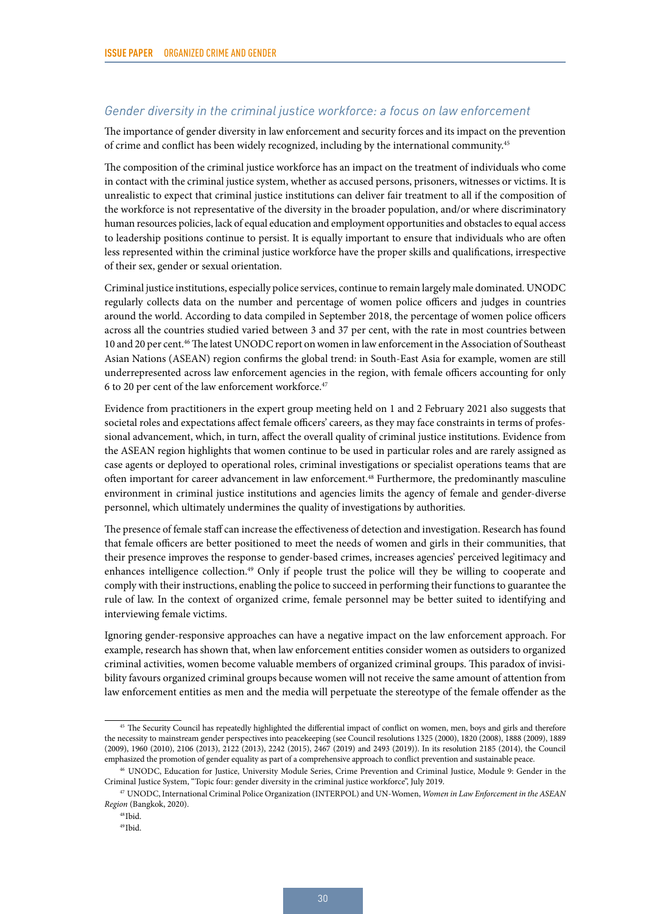### *Gender diversity in the criminal justice workforce: a focus on law enforcement*

The importance of gender diversity in law enforcement and security forces and its impact on the prevention of crime and conflict has been widely recognized, including by the international community.[45]

The composition of the criminal justice workforce has an impact on the treatment of individuals who come in contact with the criminal justice system, whether as accused persons, prisoners, witnesses or victims. It is unrealistic to expect that criminal justice institutions can deliver fair treatment to all if the composition of the workforce is not representative of the diversity in the broader population, and/or where discriminatory human resources policies, lack of equal education and employment opportunities and obstacles to equal access to leadership positions continue to persist. It is equally important to ensure that individuals who are often less represented within the criminal justice workforce have the proper skills and qualifications, irrespective of their sex, gender or sexual orientation.

Criminal justice institutions, especially police services, continue to remain largely male dominated. UNODC regularly collects data on the number and percentage of women police officers and judges in countries around the world. According to data compiled in September 2018, the percentage of women police officers across all the countries studied varied between 3 and 37 per cent, with the rate in most countries between 10 and 20 per cent.[46] The latest UNODC report on women in law enforcement in the Association of Southeast Asian Nations (ASEAN) region confirms the global trend: in South-East Asia for example, women are still underrepresented across law enforcement agencies in the region, with female officers accounting for only 6 to 20 per cent of the law enforcement workforce.[47]

Evidence from practitioners in the expert group meeting held on 1 and 2 February 2021 also suggests that societal roles and expectations affect female officers' careers, as they may face constraints in terms of professional advancement, which, in turn, affect the overall quality of criminal justice institutions. Evidence from the ASEAN region highlights that women continue to be used in particular roles and are rarely assigned as case agents or deployed to operational roles, criminal investigations or specialist operations teams that are often important for career advancement in law enforcement.[48] Furthermore, the predominantly masculine environment in criminal justice institutions and agencies limits the agency of female and gender-diverse personnel, which ultimately undermines the quality of investigations by authorities.

The presence of female staff can increase the effectiveness of detection and investigation. Research has found that female officers are better positioned to meet the needs of women and girls in their communities, that their presence improves the response to gender-based crimes, increases agencies' perceived legitimacy and enhances intelligence collection.[49] Only if people trust the police will they be willing to cooperate and comply with their instructions, enabling the police to succeed in performing their functions to guarantee the rule of law. In the context of organized crime, female personnel may be better suited to identifying and interviewing female victims.

Ignoring gender-responsive approaches can have a negative impact on the law enforcement approach. For example, research has shown that, when law enforcement entities consider women as outsiders to organized criminal activities, women become valuable members of organized criminal groups. This paradox of invisibility favours organized criminal groups because women will not receive the same amount of attention from law enforcement entities as men and the media will perpetuate the stereotype of the female offender as the

---

[45] The Security Council has repeatedly highlighted the differential impact of conflict on women, men, boys and girls and therefore the necessity to mainstream gender perspectives into peacekeeping (see Council resolutions 1325 (2000), 1820 (2008), 1888 (2009), 1889 (2009), 1960 (2010), 2106 (2013), 2122 (2013), 2242 (2015), 2467 (2019) and 2493 (2019)). In its resolution 2185 (2014), the Council emphasized the promotion of gender equality as part of a comprehensive approach to conflict prevention and sustainable peace.

[46] UNODC, Education for Justice, University Module Series, Crime Prevention and Criminal Justice, Module 9: Gender in the Criminal Justice System, "Topic four: gender diversity in the criminal justice workforce", July 2019.

[47] UNODC, International Criminal Police Organization (INTERPOL) and UN-Women, *Women in Law Enforcement in the ASEAN Region* (Bangkok, 2020).

[48] Ibid.

[49] Ibid.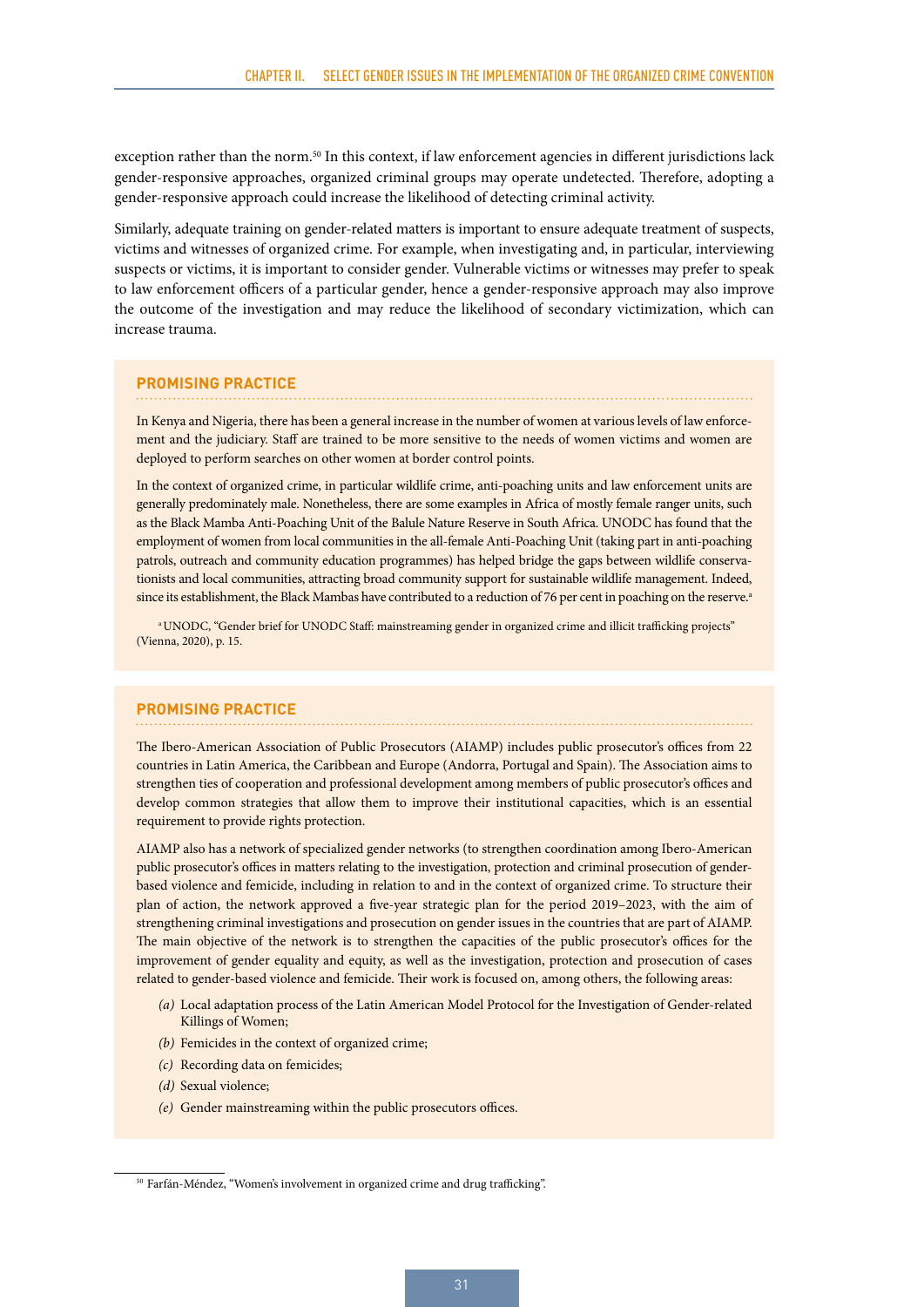exception rather than the norm.[50] In this context, if law enforcement agencies in different jurisdictions lack gender-responsive approaches, organized criminal groups may operate undetected. Therefore, adopting a gender-responsive approach could increase the likelihood of detecting criminal activity.

Similarly, adequate training on gender-related matters is important to ensure adequate treatment of suspects, victims and witnesses of organized crime. For example, when investigating and, in particular, interviewing suspects or victims, it is important to consider gender. Vulnerable victims or witnesses may prefer to speak to law enforcement officers of a particular gender, hence a gender-responsive approach may also improve the outcome of the investigation and may reduce the likelihood of secondary victimization, which can increase trauma.

### PROMISING PRACTICE

In Kenya and Nigeria, there has been a general increase in the number of women at various levels of law enforcement and the judiciary. Staff are trained to be more sensitive to the needs of women victims and women are deployed to perform searches on other women at border control points.

In the context of organized crime, in particular wildlife crime, anti-poaching units and law enforcement units are generally predominately male. Nonetheless, there are some examples in Africa of mostly female ranger units, such as the Black Mamba Anti-Poaching Unit of the Balule Nature Reserve in South Africa. UNODC has found that the employment of women from local communities in the all-female Anti-Poaching Unit (taking part in anti-poaching patrols, outreach and community education programmes) has helped bridge the gaps between wildlife conservationists and local communities, attracting broad community support for sustainable wildlife management. Indeed, since its establishment, the Black Mambas have contributed to a reduction of 76 per cent in poaching on the reserve.[a]

[a] UNODC, "Gender brief for UNODC Staff: mainstreaming gender in organized crime and illicit trafficking projects" (Vienna, 2020), p. 15.

### PROMISING PRACTICE

The Ibero-American Association of Public Prosecutors (AIAMP) includes public prosecutor's offices from 22 countries in Latin America, the Caribbean and Europe (Andorra, Portugal and Spain). The Association aims to strengthen ties of cooperation and professional development among members of public prosecutor's offices and develop common strategies that allow them to improve their institutional capacities, which is an essential requirement to provide rights protection.

AIAMP also has a network of specialized gender networks (to strengthen coordination among Ibero-American public prosecutor's offices in matters relating to the investigation, protection and criminal prosecution of gender-based violence and femicide, including in relation to and in the context of organized crime. To structure their plan of action, the network approved a five-year strategic plan for the period 2019–2023, with the aim of strengthening criminal investigations and prosecution on gender issues in the countries that are part of AIAMP. The main objective of the network is to strengthen the capacities of the public prosecutor's offices for the improvement of gender equality and equity, as well as the investigation, protection and prosecution of cases related to gender-based violence and femicide. Their work is focused on, among others, the following areas:

- *(a)* Local adaptation process of the Latin American Model Protocol for the Investigation of Gender-related Killings of Women;
- *(b)* Femicides in the context of organized crime;
- *(c)* Recording data on femicides;
- *(d)* Sexual violence;
- *(e)* Gender mainstreaming within the public prosecutors offices.

[50] Farfán-Méndez, "Women's involvement in organized crime and drug trafficking".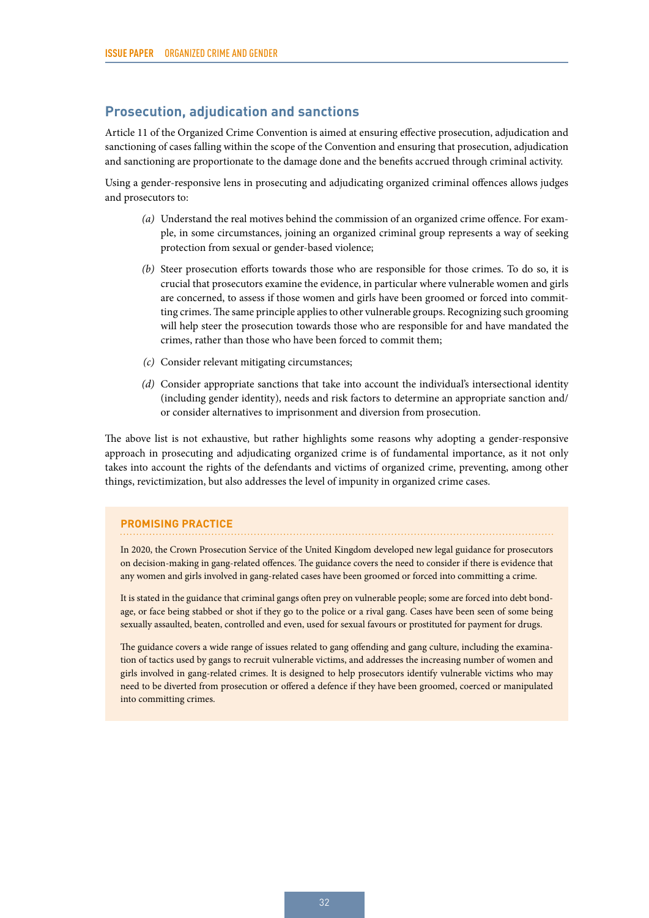## Prosecution, adjudication and sanctions

Article 11 of the Organized Crime Convention is aimed at ensuring effective prosecution, adjudication and sanctioning of cases falling within the scope of the Convention and ensuring that prosecution, adjudication and sanctioning are proportionate to the damage done and the benefits accrued through criminal activity.

Using a gender-responsive lens in prosecuting and adjudicating organized criminal offences allows judges and prosecutors to:

*(a)* Understand the real motives behind the commission of an organized crime offence. For example, in some circumstances, joining an organized criminal group represents a way of seeking protection from sexual or gender-based violence;

*(b)* Steer prosecution efforts towards those who are responsible for those crimes. To do so, it is crucial that prosecutors examine the evidence, in particular where vulnerable women and girls are concerned, to assess if those women and girls have been groomed or forced into committing crimes. The same principle applies to other vulnerable groups. Recognizing such grooming will help steer the prosecution towards those who are responsible for and have mandated the crimes, rather than those who have been forced to commit them;

*(c)* Consider relevant mitigating circumstances;

*(d)* Consider appropriate sanctions that take into account the individual's intersectional identity (including gender identity), needs and risk factors to determine an appropriate sanction and/or consider alternatives to imprisonment and diversion from prosecution.

The above list is not exhaustive, but rather highlights some reasons why adopting a gender-responsive approach in prosecuting and adjudicating organized crime is of fundamental importance, as it not only takes into account the rights of the defendants and victims of organized crime, preventing, among other things, revictimization, but also addresses the level of impunity in organized crime cases.

**PROMISING PRACTICE**

In 2020, the Crown Prosecution Service of the United Kingdom developed new legal guidance for prosecutors on decision-making in gang-related offences. The guidance covers the need to consider if there is evidence that any women and girls involved in gang-related cases have been groomed or forced into committing a crime.

It is stated in the guidance that criminal gangs often prey on vulnerable people; some are forced into debt bondage, or face being stabbed or shot if they go to the police or a rival gang. Cases have been seen of some being sexually assaulted, beaten, controlled and even, used for sexual favours or prostituted for payment for drugs.

The guidance covers a wide range of issues related to gang offending and gang culture, including the examination of tactics used by gangs to recruit vulnerable victims, and addresses the increasing number of women and girls involved in gang-related crimes. It is designed to help prosecutors identify vulnerable victims who may need to be diverted from prosecution or offered a defence if they have been groomed, coerced or manipulated into committing crimes.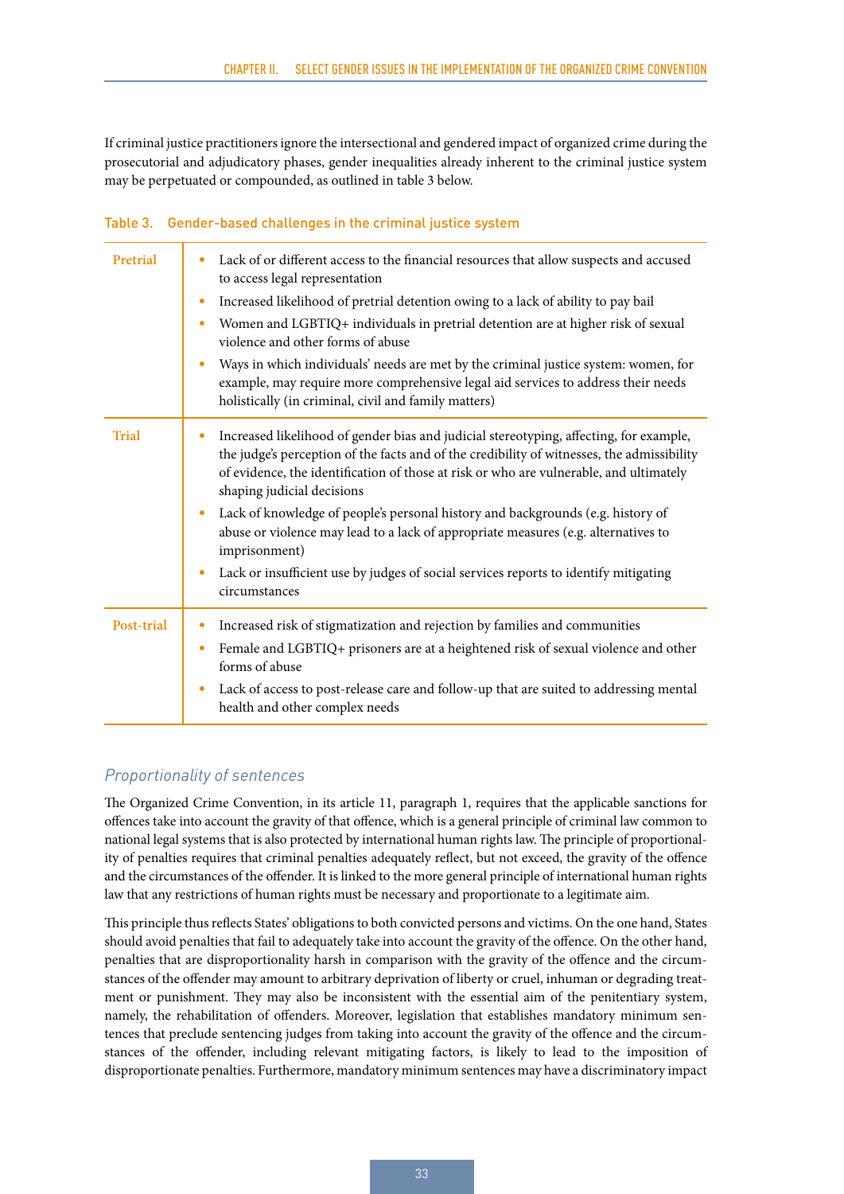If criminal justice practitioners ignore the intersectional and gendered impact of organized crime during the prosecutorial and adjudicatory phases, gender inequalities already inherent to the criminal justice system may be perpetuated or compounded, as outlined in table 3 below.

Table 3. Gender-based challenges in the criminal justice system

| | |
|---|---|
| **Pretrial** | • Lack of or different access to the financial resources that allow suspects and accused to access legal representation<br>• Increased likelihood of pretrial detention owing to a lack of ability to pay bail<br>• Women and LGBTIQ+ individuals in pretrial detention are at higher risk of sexual violence and other forms of abuse<br>• Ways in which individuals' needs are met by the criminal justice system: women, for example, may require more comprehensive legal aid services to address their needs holistically (in criminal, civil and family matters) |
| **Trial** | • Increased likelihood of gender bias and judicial stereotyping, affecting, for example, the judge's perception of the facts and of the credibility of witnesses, the admissibility of evidence, the identification of those at risk or who are vulnerable, and ultimately shaping judicial decisions<br>• Lack of knowledge of people's personal history and backgrounds (e.g. history of abuse or violence may lead to a lack of appropriate measures (e.g. alternatives to imprisonment)<br>• Lack or insufficient use by judges of social services reports to identify mitigating circumstances |
| **Post-trial** | • Increased risk of stigmatization and rejection by families and communities<br>• Female and LGBTIQ+ prisoners are at a heightened risk of sexual violence and other forms of abuse<br>• Lack of access to post-release care and follow-up that are suited to addressing mental health and other complex needs |

### *Proportionality of sentences*

The Organized Crime Convention, in its article 11, paragraph 1, requires that the applicable sanctions for offences take into account the gravity of that offence, which is a general principle of criminal law common to national legal systems that is also protected by international human rights law. The principle of proportionality of penalties requires that criminal penalties adequately reflect, but not exceed, the gravity of the offence and the circumstances of the offender. It is linked to the more general principle of international human rights law that any restrictions of human rights must be necessary and proportionate to a legitimate aim.

This principle thus reflects States' obligations to both convicted persons and victims. On the one hand, States should avoid penalties that fail to adequately take into account the gravity of the offence. On the other hand, penalties that are disproportionality harsh in comparison with the gravity of the offence and the circumstances of the offender may amount to arbitrary deprivation of liberty or cruel, inhuman or degrading treatment or punishment. They may also be inconsistent with the essential aim of the penitentiary system, namely, the rehabilitation of offenders. Moreover, legislation that establishes mandatory minimum sentences that preclude sentencing judges from taking into account the gravity of the offence and the circumstances of the offender, including relevant mitigating factors, is likely to lead to the imposition of disproportionate penalties. Furthermore, mandatory minimum sentences may have a discriminatory impact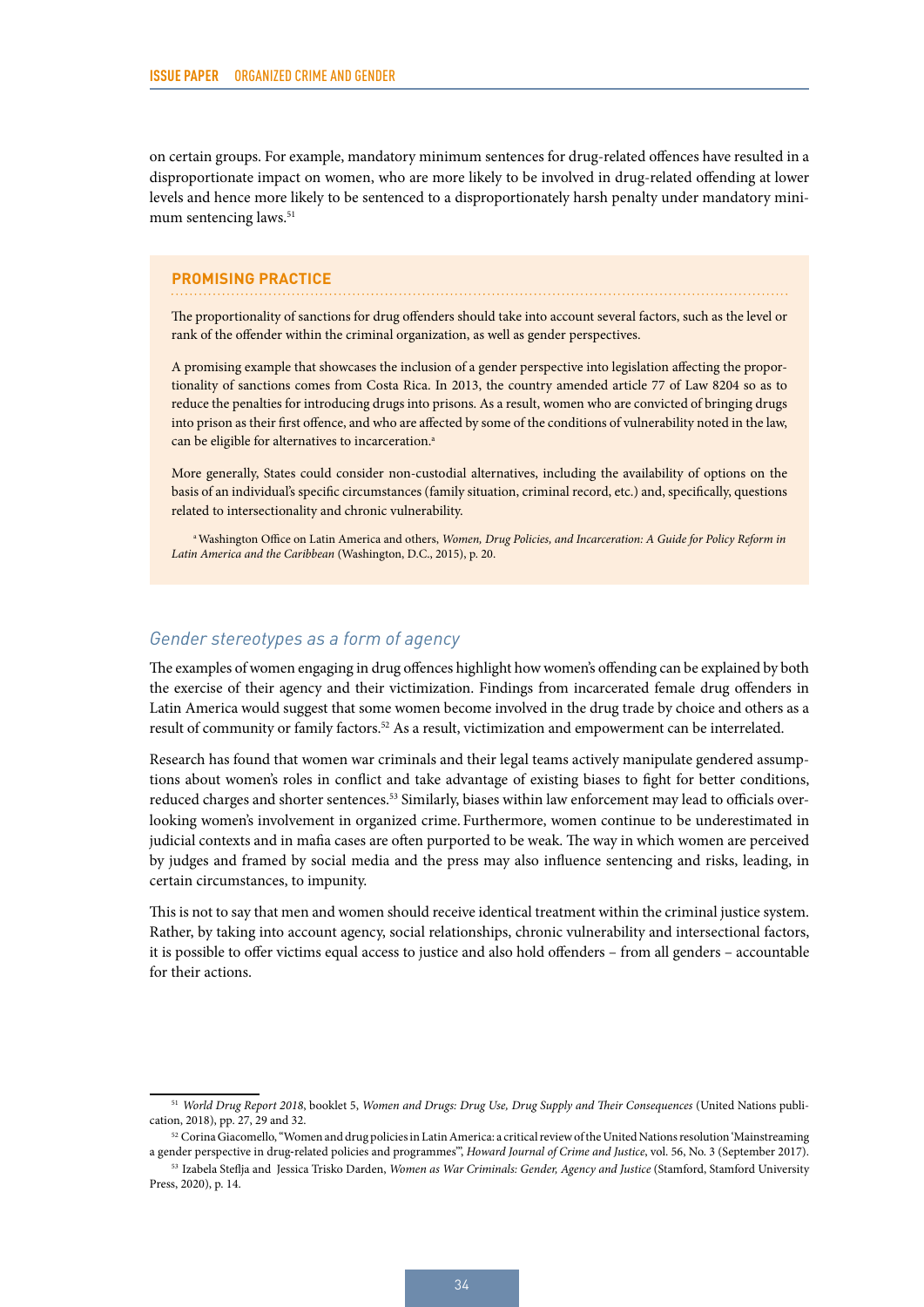on certain groups. For example, mandatory minimum sentences for drug-related offences have resulted in a disproportionate impact on women, who are more likely to be involved in drug-related offending at lower levels and hence more likely to be sentenced to a disproportionately harsh penalty under mandatory minimum sentencing laws.[51]

> **PROMISING PRACTICE**
>
> The proportionality of sanctions for drug offenders should take into account several factors, such as the level or rank of the offender within the criminal organization, as well as gender perspectives.
>
> A promising example that showcases the inclusion of a gender perspective into legislation affecting the proportionality of sanctions comes from Costa Rica. In 2013, the country amended article 77 of Law 8204 so as to reduce the penalties for introducing drugs into prisons. As a result, women who are convicted of bringing drugs into prison as their first offence, and who are affected by some of the conditions of vulnerability noted in the law, can be eligible for alternatives to incarceration.[a]
>
> More generally, States could consider non-custodial alternatives, including the availability of options on the basis of an individual's specific circumstances (family situation, criminal record, etc.) and, specifically, questions related to intersectionality and chronic vulnerability.
>
> [a] Washington Office on Latin America and others, *Women, Drug Policies, and Incarceration: A Guide for Policy Reform in Latin America and the Caribbean* (Washington, D.C., 2015), p. 20.

### *Gender stereotypes as a form of agency*

The examples of women engaging in drug offences highlight how women's offending can be explained by both the exercise of their agency and their victimization. Findings from incarcerated female drug offenders in Latin America would suggest that some women become involved in the drug trade by choice and others as a result of community or family factors.[52] As a result, victimization and empowerment can be interrelated.

Research has found that women war criminals and their legal teams actively manipulate gendered assumptions about women's roles in conflict and take advantage of existing biases to fight for better conditions, reduced charges and shorter sentences.[53] Similarly, biases within law enforcement may lead to officials overlooking women's involvement in organized crime. Furthermore, women continue to be underestimated in judicial contexts and in mafia cases are often purported to be weak. The way in which women are perceived by judges and framed by social media and the press may also influence sentencing and risks, leading, in certain circumstances, to impunity.

This is not to say that men and women should receive identical treatment within the criminal justice system. Rather, by taking into account agency, social relationships, chronic vulnerability and intersectional factors, it is possible to offer victims equal access to justice and also hold offenders – from all genders – accountable for their actions.

---

[51] *World Drug Report 2018*, booklet 5, *Women and Drugs: Drug Use, Drug Supply and Their Consequences* (United Nations publication, 2018), pp. 27, 29 and 32.

[52] Corina Giacomello, "Women and drug policies in Latin America: a critical review of the United Nations resolution 'Mainstreaming a gender perspective in drug-related policies and programmes'", *Howard Journal of Crime and Justice*, vol. 56, No. 3 (September 2017).

[53] Izabela Steflja and Jessica Trisko Darden, *Women as War Criminals: Gender, Agency and Justice* (Stamford, Stamford University Press, 2020), p. 14.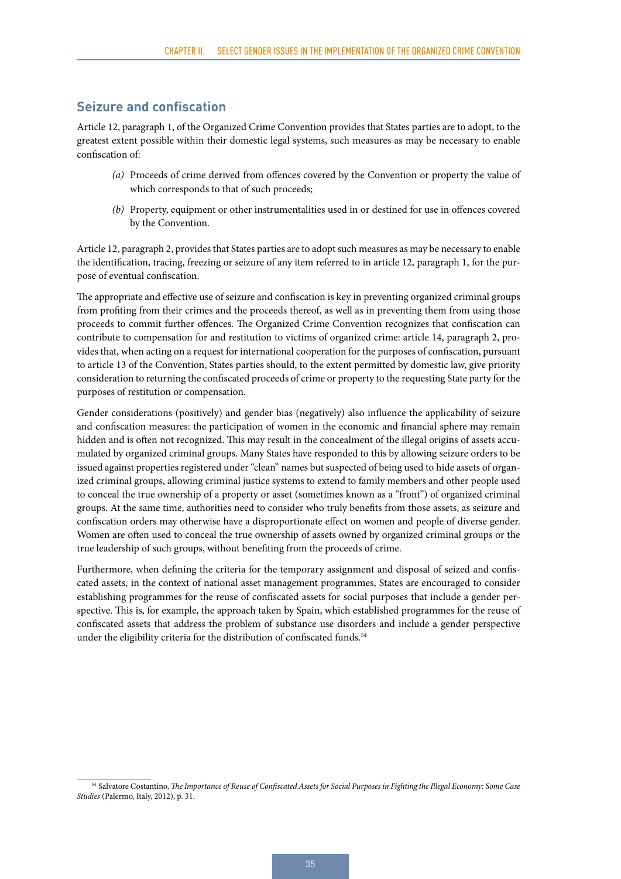## Seizure and confiscation

Article 12, paragraph 1, of the Organized Crime Convention provides that States parties are to adopt, to the greatest extent possible within their domestic legal systems, such measures as may be necessary to enable confiscation of:

*(a)* Proceeds of crime derived from offences covered by the Convention or property the value of which corresponds to that of such proceeds;

*(b)* Property, equipment or other instrumentalities used in or destined for use in offences covered by the Convention.

Article 12, paragraph 2, provides that States parties are to adopt such measures as may be necessary to enable the identification, tracing, freezing or seizure of any item referred to in article 12, paragraph 1, for the purpose of eventual confiscation.

The appropriate and effective use of seizure and confiscation is key in preventing organized criminal groups from profiting from their crimes and the proceeds thereof, as well as in preventing them from using those proceeds to commit further offences. The Organized Crime Convention recognizes that confiscation can contribute to compensation for and restitution to victims of organized crime: article 14, paragraph 2, provides that, when acting on a request for international cooperation for the purposes of confiscation, pursuant to article 13 of the Convention, States parties should, to the extent permitted by domestic law, give priority consideration to returning the confiscated proceeds of crime or property to the requesting State party for the purposes of restitution or compensation.

Gender considerations (positively) and gender bias (negatively) also influence the applicability of seizure and confiscation measures: the participation of women in the economic and financial sphere may remain hidden and is often not recognized. This may result in the concealment of the illegal origins of assets accumulated by organized criminal groups. Many States have responded to this by allowing seizure orders to be issued against properties registered under "clean" names but suspected of being used to hide assets of organized criminal groups, allowing criminal justice systems to extend to family members and other people used to conceal the true ownership of a property or asset (sometimes known as a "front") of organized criminal groups. At the same time, authorities need to consider who truly benefits from those assets, as seizure and confiscation orders may otherwise have a disproportionate effect on women and people of diverse gender. Women are often used to conceal the true ownership of assets owned by organized criminal groups or the true leadership of such groups, without benefiting from the proceeds of crime.

Furthermore, when defining the criteria for the temporary assignment and disposal of seized and confiscated assets, in the context of national asset management programmes, States are encouraged to consider establishing programmes for the reuse of confiscated assets for social purposes that include a gender perspective. This is, for example, the approach taken by Spain, which established programmes for the reuse of confiscated assets that address the problem of substance use disorders and include a gender perspective under the eligibility criteria for the distribution of confiscated funds.[54]

---

[54] Salvatore Costantino, *The Importance of Reuse of Confiscated Assets for Social Purposes in Fighting the Illegal Economy: Some Case Studies* (Palermo, Italy, 2012), p. 31.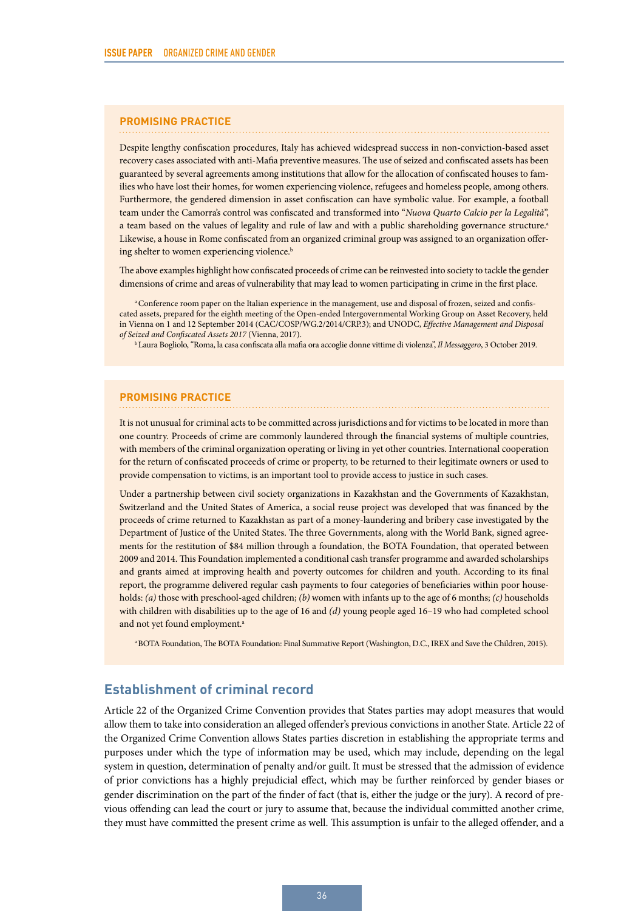### PROMISING PRACTICE

Despite lengthy confiscation procedures, Italy has achieved widespread success in non-conviction-based asset recovery cases associated with anti-Mafia preventive measures. The use of seized and confiscated assets has been guaranteed by several agreements among institutions that allow for the allocation of confiscated houses to families who have lost their homes, for women experiencing violence, refugees and homeless people, among others. Furthermore, the gendered dimension in asset confiscation can have symbolic value. For example, a football team under the Camorra's control was confiscated and transformed into "*Nuova Quarto Calcio per la Legalità*", a team based on the values of legality and rule of law and with a public shareholding governance structure.[a] Likewise, a house in Rome confiscated from an organized criminal group was assigned to an organization offering shelter to women experiencing violence.[b]

The above examples highlight how confiscated proceeds of crime can be reinvested into society to tackle the gender dimensions of crime and areas of vulnerability that may lead to women participating in crime in the first place.

[a] Conference room paper on the Italian experience in the management, use and disposal of frozen, seized and confiscated assets, prepared for the eighth meeting of the Open-ended Intergovernmental Working Group on Asset Recovery, held in Vienna on 1 and 12 September 2014 (CAC/COSP/WG.2/2014/CRP.3); and UNODC, *Effective Management and Disposal of Seized and Confiscated Assets 2017* (Vienna, 2017).

[b] Laura Bogliolo, "Roma, la casa confiscata alla mafia ora accoglie donne vittime di violenza", *Il Messaggero*, 3 October 2019.

### PROMISING PRACTICE

It is not unusual for criminal acts to be committed across jurisdictions and for victims to be located in more than one country. Proceeds of crime are commonly laundered through the financial systems of multiple countries, with members of the criminal organization operating or living in yet other countries. International cooperation for the return of confiscated proceeds of crime or property, to be returned to their legitimate owners or used to provide compensation to victims, is an important tool to provide access to justice in such cases.

Under a partnership between civil society organizations in Kazakhstan and the Governments of Kazakhstan, Switzerland and the United States of America, a social reuse project was developed that was financed by the proceeds of crime returned to Kazakhstan as part of a money-laundering and bribery case investigated by the Department of Justice of the United States. The three Governments, along with the World Bank, signed agreements for the restitution of $84 million through a foundation, the BOTA Foundation, that operated between 2009 and 2014. This Foundation implemented a conditional cash transfer programme and awarded scholarships and grants aimed at improving health and poverty outcomes for children and youth. According to its final report, the programme delivered regular cash payments to four categories of beneficiaries within poor households: *(a)* those with preschool-aged children; *(b)* women with infants up to the age of 6 months; *(c)* households with children with disabilities up to the age of 16 and *(d)* young people aged 16–19 who had completed school and not yet found employment.[a]

[a] BOTA Foundation, The BOTA Foundation: Final Summative Report (Washington, D.C., IREX and Save the Children, 2015).

## Establishment of criminal record

Article 22 of the Organized Crime Convention provides that States parties may adopt measures that would allow them to take into consideration an alleged offender's previous convictions in another State. Article 22 of the Organized Crime Convention allows States parties discretion in establishing the appropriate terms and purposes under which the type of information may be used, which may include, depending on the legal system in question, determination of penalty and/or guilt. It must be stressed that the admission of evidence of prior convictions has a highly prejudicial effect, which may be further reinforced by gender biases or gender discrimination on the part of the finder of fact (that is, either the judge or the jury). A record of previous offending can lead the court or jury to assume that, because the individual committed another crime, they must have committed the present crime as well. This assumption is unfair to the alleged offender, and a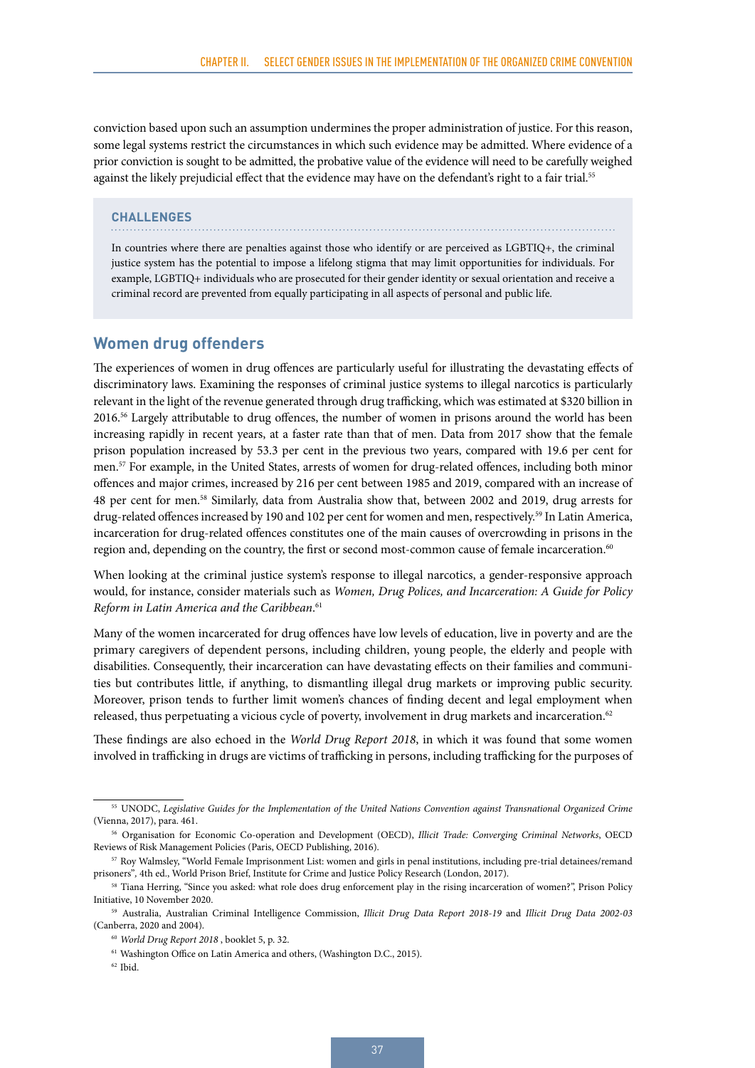conviction based upon such an assumption undermines the proper administration of justice. For this reason, some legal systems restrict the circumstances in which such evidence may be admitted. Where evidence of a prior conviction is sought to be admitted, the probative value of the evidence will need to be carefully weighed against the likely prejudicial effect that the evidence may have on the defendant's right to a fair trial.[55]

> **CHALLENGES**
>
> In countries where there are penalties against those who identify or are perceived as LGBTIQ+, the criminal justice system has the potential to impose a lifelong stigma that may limit opportunities for individuals. For example, LGBTIQ+ individuals who are prosecuted for their gender identity or sexual orientation and receive a criminal record are prevented from equally participating in all aspects of personal and public life.

## Women drug offenders

The experiences of women in drug offences are particularly useful for illustrating the devastating effects of discriminatory laws. Examining the responses of criminal justice systems to illegal narcotics is particularly relevant in the light of the revenue generated through drug trafficking, which was estimated at $320 billion in 2016.[56] Largely attributable to drug offences, the number of women in prisons around the world has been increasing rapidly in recent years, at a faster rate than that of men. Data from 2017 show that the female prison population increased by 53.3 per cent in the previous two years, compared with 19.6 per cent for men.[57] For example, in the United States, arrests of women for drug-related offences, including both minor offences and major crimes, increased by 216 per cent between 1985 and 2019, compared with an increase of 48 per cent for men.[58] Similarly, data from Australia show that, between 2002 and 2019, drug arrests for drug-related offences increased by 190 and 102 per cent for women and men, respectively.[59] In Latin America, incarceration for drug-related offences constitutes one of the main causes of overcrowding in prisons in the region and, depending on the country, the first or second most-common cause of female incarceration.[60]

When looking at the criminal justice system's response to illegal narcotics, a gender-responsive approach would, for instance, consider materials such as *Women, Drug Polices, and Incarceration: A Guide for Policy Reform in Latin America and the Caribbean*.[61]

Many of the women incarcerated for drug offences have low levels of education, live in poverty and are the primary caregivers of dependent persons, including children, young people, the elderly and people with disabilities. Consequently, their incarceration can have devastating effects on their families and communities but contributes little, if anything, to dismantling illegal drug markets or improving public security. Moreover, prison tends to further limit women's chances of finding decent and legal employment when released, thus perpetuating a vicious cycle of poverty, involvement in drug markets and incarceration.[62]

These findings are also echoed in the *World Drug Report 2018*, in which it was found that some women involved in trafficking in drugs are victims of trafficking in persons, including trafficking for the purposes of

---

[55] UNODC, *Legislative Guides for the Implementation of the United Nations Convention against Transnational Organized Crime* (Vienna, 2017), para. 461.

[56] Organisation for Economic Co-operation and Development (OECD), *Illicit Trade: Converging Criminal Networks*, OECD Reviews of Risk Management Policies (Paris, OECD Publishing, 2016).

[57] Roy Walmsley, "World Female Imprisonment List: women and girls in penal institutions, including pre-trial detainees/remand prisoners", 4th ed., World Prison Brief, Institute for Crime and Justice Policy Research (London, 2017).

[58] Tiana Herring, "Since you asked: what role does drug enforcement play in the rising incarceration of women?", Prison Policy Initiative, 10 November 2020.

[59] Australia, Australian Criminal Intelligence Commission, *Illicit Drug Data Report 2018-19* and *Illicit Drug Data 2002-03* (Canberra, 2020 and 2004).

[60] *World Drug Report 2018* , booklet 5, p. 32.

[61] Washington Office on Latin America and others, (Washington D.C., 2015).

[62] Ibid.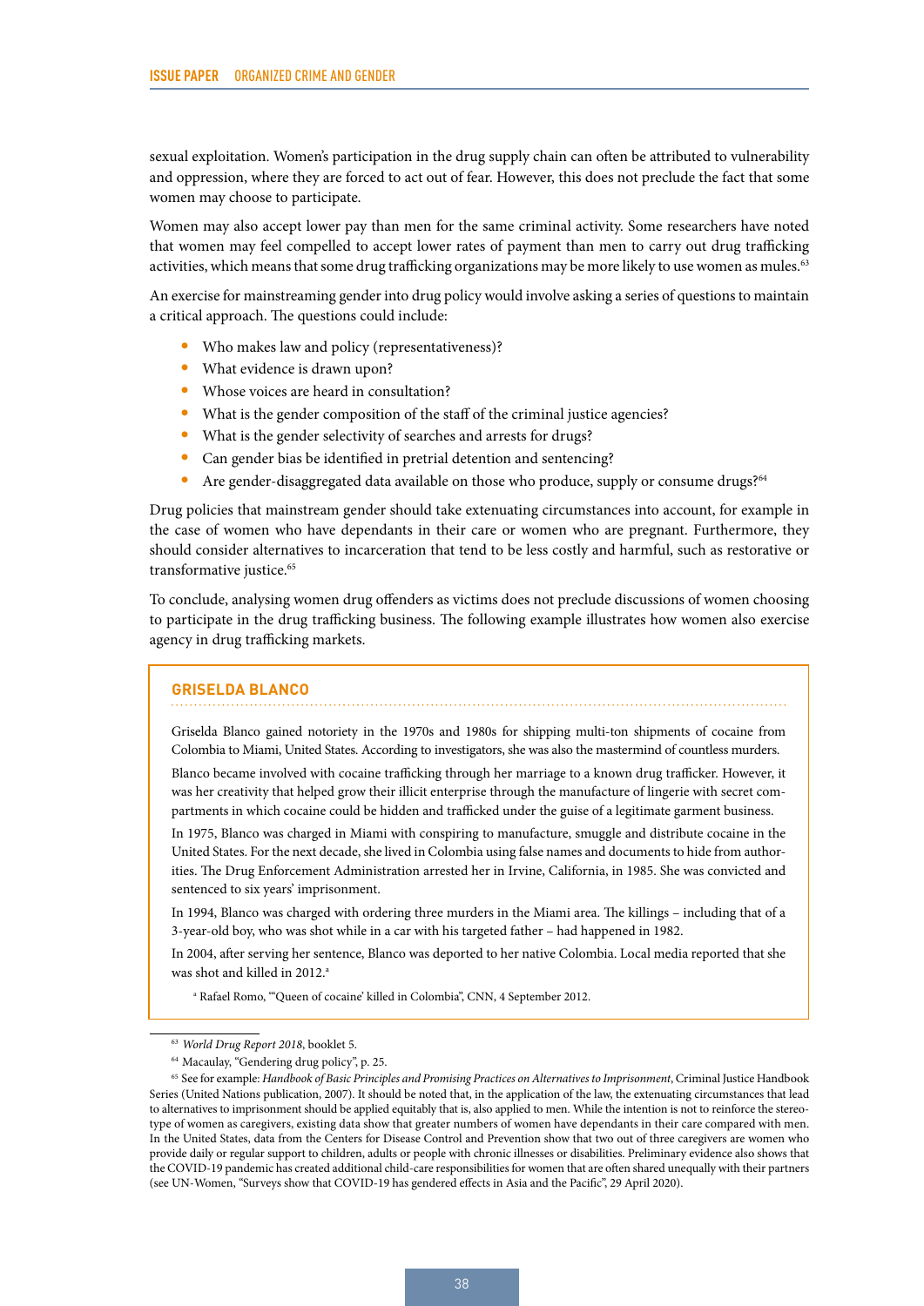sexual exploitation. Women's participation in the drug supply chain can often be attributed to vulnerability and oppression, where they are forced to act out of fear. However, this does not preclude the fact that some women may choose to participate.

Women may also accept lower pay than men for the same criminal activity. Some researchers have noted that women may feel compelled to accept lower rates of payment than men to carry out drug trafficking activities, which means that some drug trafficking organizations may be more likely to use women as mules.[63]

An exercise for mainstreaming gender into drug policy would involve asking a series of questions to maintain a critical approach. The questions could include:

- Who makes law and policy (representativeness)?
- What evidence is drawn upon?
- Whose voices are heard in consultation?
- What is the gender composition of the staff of the criminal justice agencies?
- What is the gender selectivity of searches and arrests for drugs?
- Can gender bias be identified in pretrial detention and sentencing?
- Are gender-disaggregated data available on those who produce, supply or consume drugs?[64]

Drug policies that mainstream gender should take extenuating circumstances into account, for example in the case of women who have dependants in their care or women who are pregnant. Furthermore, they should consider alternatives to incarceration that tend to be less costly and harmful, such as restorative or transformative justice.[65]

To conclude, analysing women drug offenders as victims does not preclude discussions of women choosing to participate in the drug trafficking business. The following example illustrates how women also exercise agency in drug trafficking markets.

### GRISELDA BLANCO

Griselda Blanco gained notoriety in the 1970s and 1980s for shipping multi-ton shipments of cocaine from Colombia to Miami, United States. According to investigators, she was also the mastermind of countless murders.

Blanco became involved with cocaine trafficking through her marriage to a known drug trafficker. However, it was her creativity that helped grow their illicit enterprise through the manufacture of lingerie with secret compartments in which cocaine could be hidden and trafficked under the guise of a legitimate garment business.

In 1975, Blanco was charged in Miami with conspiring to manufacture, smuggle and distribute cocaine in the United States. For the next decade, she lived in Colombia using false names and documents to hide from authorities. The Drug Enforcement Administration arrested her in Irvine, California, in 1985. She was convicted and sentenced to six years' imprisonment.

In 1994, Blanco was charged with ordering three murders in the Miami area. The killings – including that of a 3-year-old boy, who was shot while in a car with his targeted father – had happened in 1982.

In 2004, after serving her sentence, Blanco was deported to her native Colombia. Local media reported that she was shot and killed in 2012.[a]

[a] Rafael Romo, "'Queen of cocaine' killed in Colombia", CNN, 4 September 2012.

---

[63] *World Drug Report 2018*, booklet 5.

[64] Macaulay, "Gendering drug policy", p. 25.

[65] See for example: *Handbook of Basic Principles and Promising Practices on Alternatives to Imprisonment*, Criminal Justice Handbook Series (United Nations publication, 2007). It should be noted that, in the application of the law, the extenuating circumstances that lead to alternatives to imprisonment should be applied equitably that is, also applied to men. While the intention is not to reinforce the stereotype of women as caregivers, existing data show that greater numbers of women have dependants in their care compared with men. In the United States, data from the Centers for Disease Control and Prevention show that two out of three caregivers are women who provide daily or regular support to children, adults or people with chronic illnesses or disabilities. Preliminary evidence also shows that the COVID-19 pandemic has created additional child-care responsibilities for women that are often shared unequally with their partners (see UN-Women, "Surveys show that COVID-19 has gendered effects in Asia and the Pacific", 29 April 2020).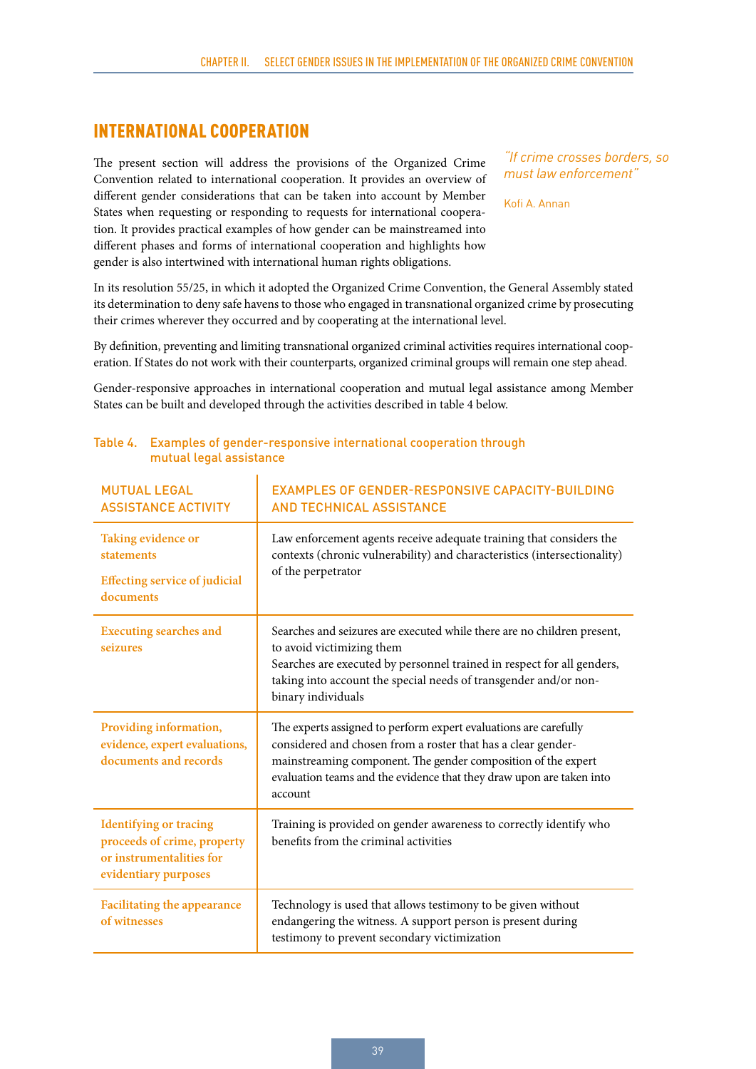## INTERNATIONAL COOPERATION

*"If crime crosses borders, so must law enforcement"*

Kofi A. Annan

The present section will address the provisions of the Organized Crime Convention related to international cooperation. It provides an overview of different gender considerations that can be taken into account by Member States when requesting or responding to requests for international cooperation. It provides practical examples of how gender can be mainstreamed into different phases and forms of international cooperation and highlights how gender is also intertwined with international human rights obligations.

In its resolution 55/25, in which it adopted the Organized Crime Convention, the General Assembly stated its determination to deny safe havens to those who engaged in transnational organized crime by prosecuting their crimes wherever they occurred and by cooperating at the international level.

By definition, preventing and limiting transnational organized criminal activities requires international cooperation. If States do not work with their counterparts, organized criminal groups will remain one step ahead.

Gender-responsive approaches in international cooperation and mutual legal assistance among Member States can be built and developed through the activities described in table 4 below.

Table 4. Examples of gender-responsive international cooperation through mutual legal assistance

| MUTUAL LEGAL ASSISTANCE ACTIVITY | EXAMPLES OF GENDER-RESPONSIVE CAPACITY-BUILDING AND TECHNICAL ASSISTANCE |
|---|---|
| **Taking evidence or statements**<br><br>**Effecting service of judicial documents** | Law enforcement agents receive adequate training that considers the contexts (chronic vulnerability) and characteristics (intersectionality) of the perpetrator |
| **Executing searches and seizures** | Searches and seizures are executed while there are no children present, to avoid victimizing them<br>Searches are executed by personnel trained in respect for all genders, taking into account the special needs of transgender and/or non-binary individuals |
| **Providing information, evidence, expert evaluations, documents and records** | The experts assigned to perform expert evaluations are carefully considered and chosen from a roster that has a clear gender-mainstreaming component. The gender composition of the expert evaluation teams and the evidence that they draw upon are taken into account |
| **Identifying or tracing proceeds of crime, property or instrumentalities for evidentiary purposes** | Training is provided on gender awareness to correctly identify who benefits from the criminal activities |
| **Facilitating the appearance of witnesses** | Technology is used that allows testimony to be given without endangering the witness. A support person is present during testimony to prevent secondary victimization |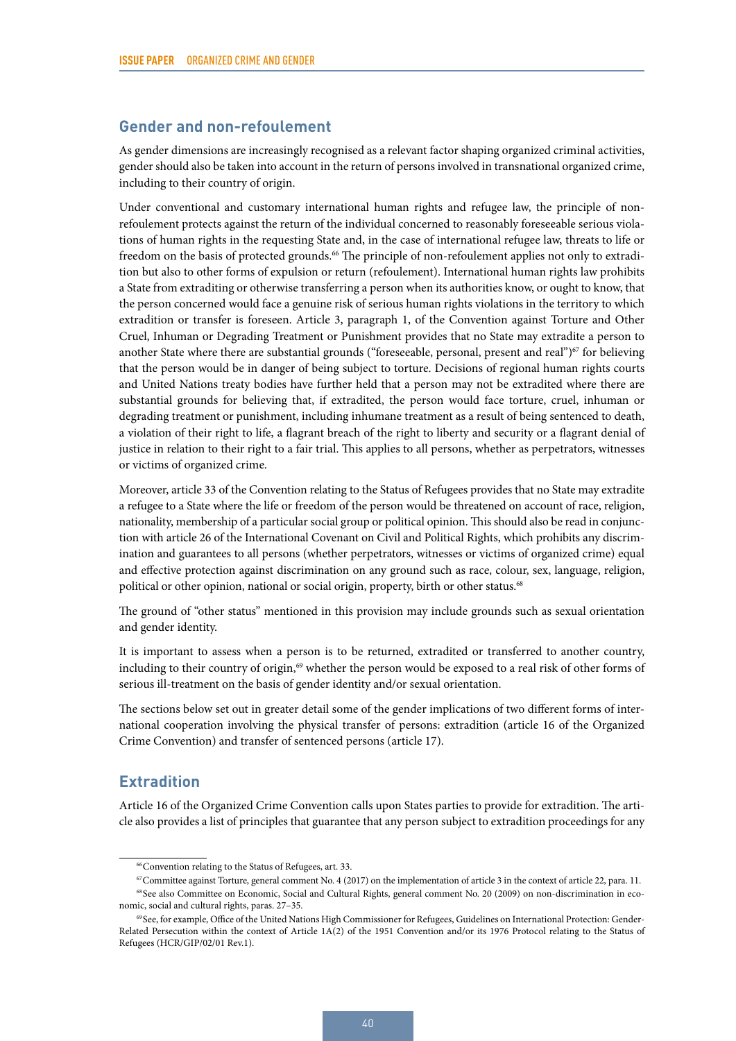## Gender and non-refoulement

As gender dimensions are increasingly recognised as a relevant factor shaping organized criminal activities, gender should also be taken into account in the return of persons involved in transnational organized crime, including to their country of origin.

Under conventional and customary international human rights and refugee law, the principle of non-refoulement protects against the return of the individual concerned to reasonably foreseeable serious violations of human rights in the requesting State and, in the case of international refugee law, threats to life or freedom on the basis of protected grounds.[66] The principle of non-refoulement applies not only to extradition but also to other forms of expulsion or return (refoulement). International human rights law prohibits a State from extraditing or otherwise transferring a person when its authorities know, or ought to know, that the person concerned would face a genuine risk of serious human rights violations in the territory to which extradition or transfer is foreseen. Article 3, paragraph 1, of the Convention against Torture and Other Cruel, Inhuman or Degrading Treatment or Punishment provides that no State may extradite a person to another State where there are substantial grounds ("foreseeable, personal, present and real")[67] for believing that the person would be in danger of being subject to torture. Decisions of regional human rights courts and United Nations treaty bodies have further held that a person may not be extradited where there are substantial grounds for believing that, if extradited, the person would face torture, cruel, inhuman or degrading treatment or punishment, including inhumane treatment as a result of being sentenced to death, a violation of their right to life, a flagrant breach of the right to liberty and security or a flagrant denial of justice in relation to their right to a fair trial. This applies to all persons, whether as perpetrators, witnesses or victims of organized crime.

Moreover, article 33 of the Convention relating to the Status of Refugees provides that no State may extradite a refugee to a State where the life or freedom of the person would be threatened on account of race, religion, nationality, membership of a particular social group or political opinion. This should also be read in conjunction with article 26 of the International Covenant on Civil and Political Rights, which prohibits any discrimination and guarantees to all persons (whether perpetrators, witnesses or victims of organized crime) equal and effective protection against discrimination on any ground such as race, colour, sex, language, religion, political or other opinion, national or social origin, property, birth or other status.[68]

The ground of "other status" mentioned in this provision may include grounds such as sexual orientation and gender identity.

It is important to assess when a person is to be returned, extradited or transferred to another country, including to their country of origin,[69] whether the person would be exposed to a real risk of other forms of serious ill-treatment on the basis of gender identity and/or sexual orientation.

The sections below set out in greater detail some of the gender implications of two different forms of international cooperation involving the physical transfer of persons: extradition (article 16 of the Organized Crime Convention) and transfer of sentenced persons (article 17).

## Extradition

Article 16 of the Organized Crime Convention calls upon States parties to provide for extradition. The article also provides a list of principles that guarantee that any person subject to extradition proceedings for any

---

[66] Convention relating to the Status of Refugees, art. 33.

[67] Committee against Torture, general comment No. 4 (2017) on the implementation of article 3 in the context of article 22, para. 11.

[68] See also Committee on Economic, Social and Cultural Rights, general comment No. 20 (2009) on non-discrimination in economic, social and cultural rights, paras. 27–35.

[69] See, for example, Office of the United Nations High Commissioner for Refugees, Guidelines on International Protection: Gender-Related Persecution within the context of Article 1A(2) of the 1951 Convention and/or its 1976 Protocol relating to the Status of Refugees (HCR/GIP/02/01 Rev.1).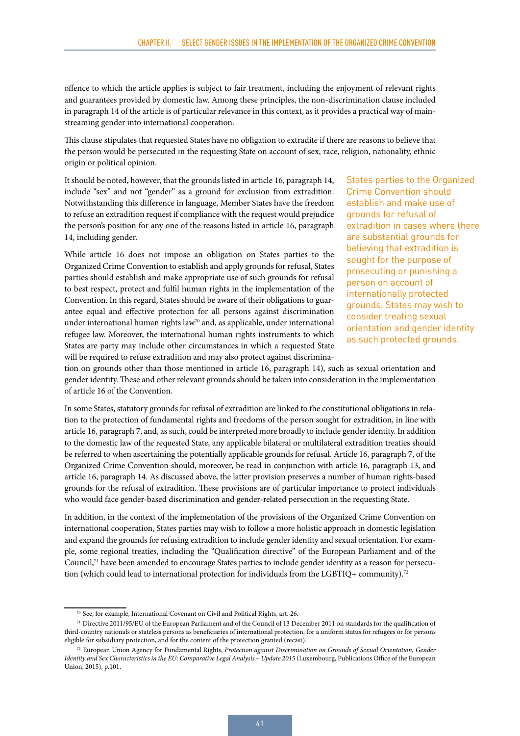offence to which the article applies is subject to fair treatment, including the enjoyment of relevant rights and guarantees provided by domestic law. Among these principles, the non-discrimination clause included in paragraph 14 of the article is of particular relevance in this context, as it provides a practical way of mainstreaming gender into international cooperation.

This clause stipulates that requested States have no obligation to extradite if there are reasons to believe that the person would be persecuted in the requesting State on account of sex, race, religion, nationality, ethnic origin or political opinion.

It should be noted, however, that the grounds listed in article 16, paragraph 14, include "sex" and not "gender" as a ground for exclusion from extradition. Notwithstanding this difference in language, Member States have the freedom to refuse an extradition request if compliance with the request would prejudice the person's position for any one of the reasons listed in article 16, paragraph 14, including gender.

> States parties to the Organized Crime Convention should establish and make use of grounds for refusal of extradition in cases where there are substantial grounds for believing that extradition is sought for the purpose of prosecuting or punishing a person on account of internationally protected grounds. States may wish to consider treating sexual orientation and gender identity as such protected grounds.

While article 16 does not impose an obligation on States parties to the Organized Crime Convention to establish and apply grounds for refusal, States parties should establish and make appropriate use of such grounds for refusal to best respect, protect and fulfil human rights in the implementation of the Convention. In this regard, States should be aware of their obligations to guarantee equal and effective protection for all persons against discrimination under international human rights law[70] and, as applicable, under international refugee law. Moreover, the international human rights instruments to which States are party may include other circumstances in which a requested State will be required to refuse extradition and may also protect against discrimination on grounds other than those mentioned in article 16, paragraph 14), such as sexual orientation and gender identity. These and other relevant grounds should be taken into consideration in the implementation of article 16 of the Convention.

In some States, statutory grounds for refusal of extradition are linked to the constitutional obligations in relation to the protection of fundamental rights and freedoms of the person sought for extradition, in line with article 16, paragraph 7, and, as such, could be interpreted more broadly to include gender identity. In addition to the domestic law of the requested State, any applicable bilateral or multilateral extradition treaties should be referred to when ascertaining the potentially applicable grounds for refusal. Article 16, paragraph 7, of the Organized Crime Convention should, moreover, be read in conjunction with article 16, paragraph 13, and article 16, paragraph 14. As discussed above, the latter provision preserves a number of human rights-based grounds for the refusal of extradition. These provisions are of particular importance to protect individuals who would face gender-based discrimination and gender-related persecution in the requesting State.

In addition, in the context of the implementation of the provisions of the Organized Crime Convention on international cooperation, States parties may wish to follow a more holistic approach in domestic legislation and expand the grounds for refusing extradition to include gender identity and sexual orientation. For example, some regional treaties, including the "Qualification directive" of the European Parliament and of the Council,[71] have been amended to encourage States parties to include gender identity as a reason for persecution (which could lead to international protection for individuals from the LGBTIQ+ community).[72]

---

[70] See, for example, International Covenant on Civil and Political Rights, art. 26.

[71] Directive 2011/95/EU of the European Parliament and of the Council of 13 December 2011 on standards for the qualification of third-country nationals or stateless persons as beneficiaries of international protection, for a uniform status for refugees or for persons eligible for subsidiary protection, and for the content of the protection granted (recast).

[72] European Union Agency for Fundamental Rights, *Protection against Discrimination on Grounds of Sexual Orientation, Gender Identity and Sex Characteristics in the EU: Comparative Legal Analysis – Update 2015* (Luxembourg, Publications Office of the European Union, 2015), p.101.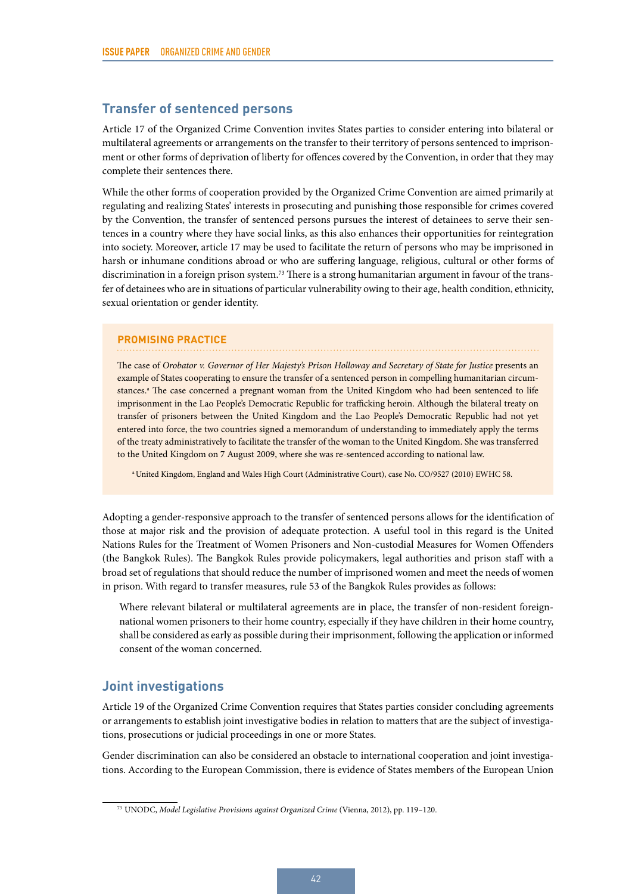## Transfer of sentenced persons

Article 17 of the Organized Crime Convention invites States parties to consider entering into bilateral or multilateral agreements or arrangements on the transfer to their territory of persons sentenced to imprisonment or other forms of deprivation of liberty for offences covered by the Convention, in order that they may complete their sentences there.

While the other forms of cooperation provided by the Organized Crime Convention are aimed primarily at regulating and realizing States' interests in prosecuting and punishing those responsible for crimes covered by the Convention, the transfer of sentenced persons pursues the interest of detainees to serve their sentences in a country where they have social links, as this also enhances their opportunities for reintegration into society. Moreover, article 17 may be used to facilitate the return of persons who may be imprisoned in harsh or inhumane conditions abroad or who are suffering language, religious, cultural or other forms of discrimination in a foreign prison system.[73] There is a strong humanitarian argument in favour of the transfer of detainees who are in situations of particular vulnerability owing to their age, health condition, ethnicity, sexual orientation or gender identity.

> **PROMISING PRACTICE**
>
> The case of *Orobator v. Governor of Her Majesty's Prison Holloway and Secretary of State for Justice* presents an example of States cooperating to ensure the transfer of a sentenced person in compelling humanitarian circumstances.[a] The case concerned a pregnant woman from the United Kingdom who had been sentenced to life imprisonment in the Lao People's Democratic Republic for trafficking heroin. Although the bilateral treaty on transfer of prisoners between the United Kingdom and the Lao People's Democratic Republic had not yet entered into force, the two countries signed a memorandum of understanding to immediately apply the terms of the treaty administratively to facilitate the transfer of the woman to the United Kingdom. She was transferred to the United Kingdom on 7 August 2009, where she was re-sentenced according to national law.
>
> [a] United Kingdom, England and Wales High Court (Administrative Court), case No. CO/9527 (2010) EWHC 58.

Adopting a gender-responsive approach to the transfer of sentenced persons allows for the identification of those at major risk and the provision of adequate protection. A useful tool in this regard is the United Nations Rules for the Treatment of Women Prisoners and Non-custodial Measures for Women Offenders (the Bangkok Rules). The Bangkok Rules provide policymakers, legal authorities and prison staff with a broad set of regulations that should reduce the number of imprisoned women and meet the needs of women in prison. With regard to transfer measures, rule 53 of the Bangkok Rules provides as follows:

> Where relevant bilateral or multilateral agreements are in place, the transfer of non-resident foreign-national women prisoners to their home country, especially if they have children in their home country, shall be considered as early as possible during their imprisonment, following the application or informed consent of the woman concerned.

## Joint investigations

Article 19 of the Organized Crime Convention requires that States parties consider concluding agreements or arrangements to establish joint investigative bodies in relation to matters that are the subject of investigations, prosecutions or judicial proceedings in one or more States.

Gender discrimination can also be considered an obstacle to international cooperation and joint investigations. According to the European Commission, there is evidence of States members of the European Union

[73] UNODC, *Model Legislative Provisions against Organized Crime* (Vienna, 2012), pp. 119–120.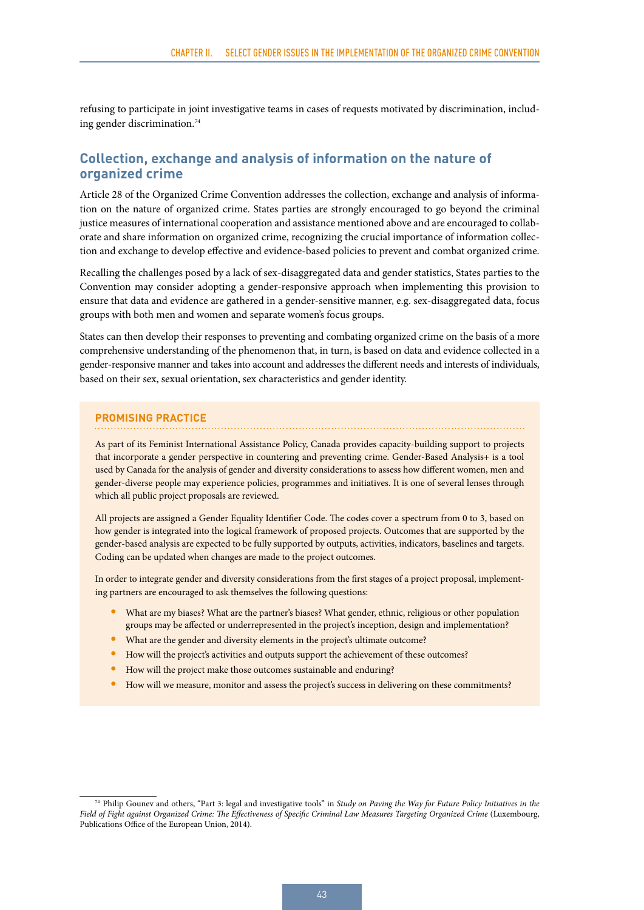refusing to participate in joint investigative teams in cases of requests motivated by discrimination, including gender discrimination.[74]

## Collection, exchange and analysis of information on the nature of organized crime

Article 28 of the Organized Crime Convention addresses the collection, exchange and analysis of information on the nature of organized crime. States parties are strongly encouraged to go beyond the criminal justice measures of international cooperation and assistance mentioned above and are encouraged to collaborate and share information on organized crime, recognizing the crucial importance of information collection and exchange to develop effective and evidence-based policies to prevent and combat organized crime.

Recalling the challenges posed by a lack of sex-disaggregated data and gender statistics, States parties to the Convention may consider adopting a gender-responsive approach when implementing this provision to ensure that data and evidence are gathered in a gender-sensitive manner, e.g. sex-disaggregated data, focus groups with both men and women and separate women's focus groups.

States can then develop their responses to preventing and combating organized crime on the basis of a more comprehensive understanding of the phenomenon that, in turn, is based on data and evidence collected in a gender-responsive manner and takes into account and addresses the different needs and interests of individuals, based on their sex, sexual orientation, sex characteristics and gender identity.

### PROMISING PRACTICE

As part of its Feminist International Assistance Policy, Canada provides capacity-building support to projects that incorporate a gender perspective in countering and preventing crime. Gender-Based Analysis+ is a tool used by Canada for the analysis of gender and diversity considerations to assess how different women, men and gender-diverse people may experience policies, programmes and initiatives. It is one of several lenses through which all public project proposals are reviewed.

All projects are assigned a Gender Equality Identifier Code. The codes cover a spectrum from 0 to 3, based on how gender is integrated into the logical framework of proposed projects. Outcomes that are supported by the gender-based analysis are expected to be fully supported by outputs, activities, indicators, baselines and targets. Coding can be updated when changes are made to the project outcomes.

In order to integrate gender and diversity considerations from the first stages of a project proposal, implementing partners are encouraged to ask themselves the following questions:

- What are my biases? What are the partner's biases? What gender, ethnic, religious or other population groups may be affected or underrepresented in the project's inception, design and implementation?
- What are the gender and diversity elements in the project's ultimate outcome?
- How will the project's activities and outputs support the achievement of these outcomes?
- How will the project make those outcomes sustainable and enduring?
- How will we measure, monitor and assess the project's success in delivering on these commitments?

[74] Philip Gounev and others, "Part 3: legal and investigative tools" in *Study on Paving the Way for Future Policy Initiatives in the Field of Fight against Organized Crime: The Effectiveness of Specific Criminal Law Measures Targeting Organized Crime* (Luxembourg, Publications Office of the European Union, 2014).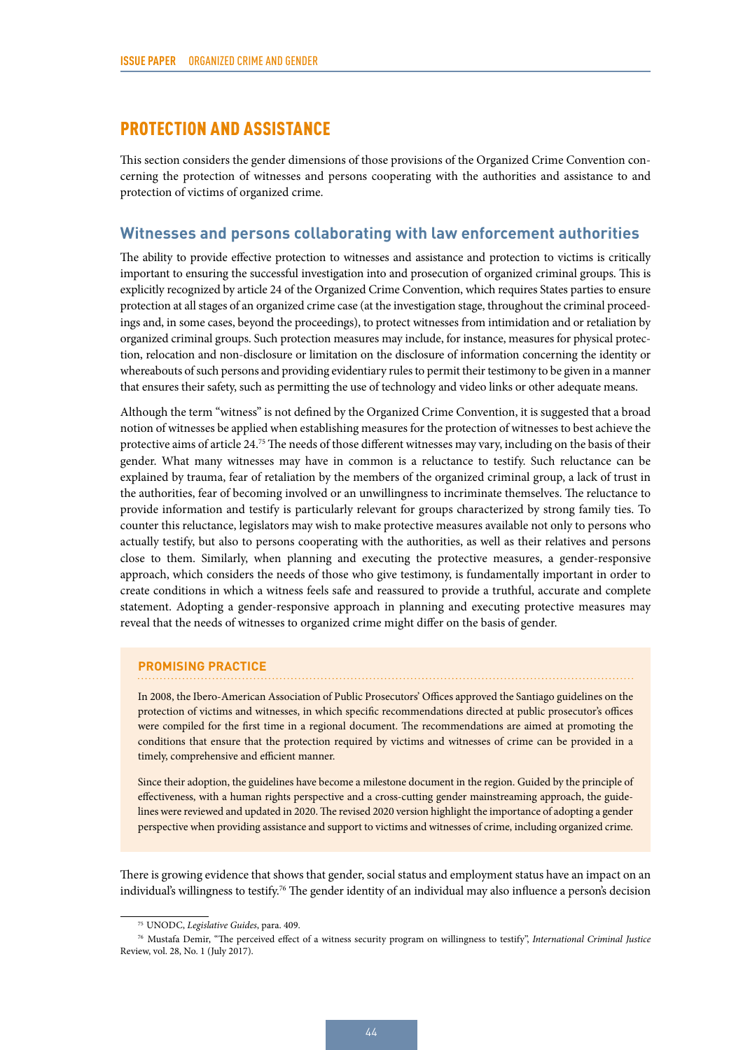# PROTECTION AND ASSISTANCE

This section considers the gender dimensions of those provisions of the Organized Crime Convention concerning the protection of witnesses and persons cooperating with the authorities and assistance to and protection of victims of organized crime.

## Witnesses and persons collaborating with law enforcement authorities

The ability to provide effective protection to witnesses and assistance and protection to victims is critically important to ensuring the successful investigation into and prosecution of organized criminal groups. This is explicitly recognized by article 24 of the Organized Crime Convention, which requires States parties to ensure protection at all stages of an organized crime case (at the investigation stage, throughout the criminal proceedings and, in some cases, beyond the proceedings), to protect witnesses from intimidation and or retaliation by organized criminal groups. Such protection measures may include, for instance, measures for physical protection, relocation and non-disclosure or limitation on the disclosure of information concerning the identity or whereabouts of such persons and providing evidentiary rules to permit their testimony to be given in a manner that ensures their safety, such as permitting the use of technology and video links or other adequate means.

Although the term "witness" is not defined by the Organized Crime Convention, it is suggested that a broad notion of witnesses be applied when establishing measures for the protection of witnesses to best achieve the protective aims of article 24.[75] The needs of those different witnesses may vary, including on the basis of their gender. What many witnesses may have in common is a reluctance to testify. Such reluctance can be explained by trauma, fear of retaliation by the members of the organized criminal group, a lack of trust in the authorities, fear of becoming involved or an unwillingness to incriminate themselves. The reluctance to provide information and testify is particularly relevant for groups characterized by strong family ties. To counter this reluctance, legislators may wish to make protective measures available not only to persons who actually testify, but also to persons cooperating with the authorities, as well as their relatives and persons close to them. Similarly, when planning and executing the protective measures, a gender-responsive approach, which considers the needs of those who give testimony, is fundamentally important in order to create conditions in which a witness feels safe and reassured to provide a truthful, accurate and complete statement. Adopting a gender-responsive approach in planning and executing protective measures may reveal that the needs of witnesses to organized crime might differ on the basis of gender.

**PROMISING PRACTICE**

In 2008, the Ibero-American Association of Public Prosecutors' Offices approved the Santiago guidelines on the protection of victims and witnesses, in which specific recommendations directed at public prosecutor's offices were compiled for the first time in a regional document. The recommendations are aimed at promoting the conditions that ensure that the protection required by victims and witnesses of crime can be provided in a timely, comprehensive and efficient manner.

Since their adoption, the guidelines have become a milestone document in the region. Guided by the principle of effectiveness, with a human rights perspective and a cross-cutting gender mainstreaming approach, the guidelines were reviewed and updated in 2020. The revised 2020 version highlight the importance of adopting a gender perspective when providing assistance and support to victims and witnesses of crime, including organized crime.

There is growing evidence that shows that gender, social status and employment status have an impact on an individual's willingness to testify.[76] The gender identity of an individual may also influence a person's decision

---

[75] UNODC, *Legislative Guides*, para. 409.

[76] Mustafa Demir, "The perceived effect of a witness security program on willingness to testify", *International Criminal Justice* Review, vol. 28, No. 1 (July 2017).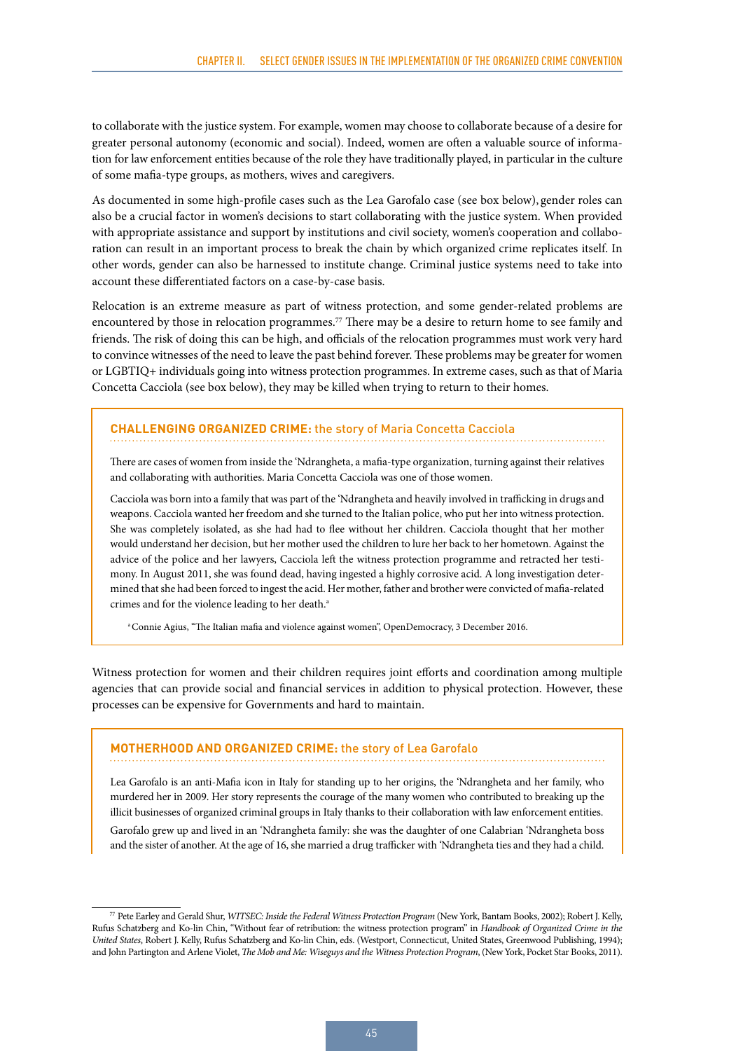to collaborate with the justice system. For example, women may choose to collaborate because of a desire for greater personal autonomy (economic and social). Indeed, women are often a valuable source of information for law enforcement entities because of the role they have traditionally played, in particular in the culture of some mafia-type groups, as mothers, wives and caregivers.

As documented in some high-profile cases such as the Lea Garofalo case (see box below), gender roles can also be a crucial factor in women's decisions to start collaborating with the justice system. When provided with appropriate assistance and support by institutions and civil society, women's cooperation and collaboration can result in an important process to break the chain by which organized crime replicates itself. In other words, gender can also be harnessed to institute change. Criminal justice systems need to take into account these differentiated factors on a case-by-case basis.

Relocation is an extreme measure as part of witness protection, and some gender-related problems are encountered by those in relocation programmes.[77] There may be a desire to return home to see family and friends. The risk of doing this can be high, and officials of the relocation programmes must work very hard to convince witnesses of the need to leave the past behind forever. These problems may be greater for women or LGBTIQ+ individuals going into witness protection programmes. In extreme cases, such as that of Maria Concetta Cacciola (see box below), they may be killed when trying to return to their homes.

> **CHALLENGING ORGANIZED CRIME:** the story of Maria Concetta Cacciola
>
> There are cases of women from inside the 'Ndrangheta, a mafia-type organization, turning against their relatives and collaborating with authorities. Maria Concetta Cacciola was one of those women.
>
> Cacciola was born into a family that was part of the 'Ndrangheta and heavily involved in trafficking in drugs and weapons. Cacciola wanted her freedom and she turned to the Italian police, who put her into witness protection. She was completely isolated, as she had had to flee without her children. Cacciola thought that her mother would understand her decision, but her mother used the children to lure her back to her hometown. Against the advice of the police and her lawyers, Cacciola left the witness protection programme and retracted her testimony. In August 2011, she was found dead, having ingested a highly corrosive acid. A long investigation determined that she had been forced to ingest the acid. Her mother, father and brother were convicted of mafia-related crimes and for the violence leading to her death.[a]
>
> [a] Connie Agius, "The Italian mafia and violence against women", OpenDemocracy, 3 December 2016.

Witness protection for women and their children requires joint efforts and coordination among multiple agencies that can provide social and financial services in addition to physical protection. However, these processes can be expensive for Governments and hard to maintain.

> **MOTHERHOOD AND ORGANIZED CRIME:** the story of Lea Garofalo
>
> Lea Garofalo is an anti-Mafia icon in Italy for standing up to her origins, the 'Ndrangheta and her family, who murdered her in 2009. Her story represents the courage of the many women who contributed to breaking up the illicit businesses of organized criminal groups in Italy thanks to their collaboration with law enforcement entities.
>
> Garofalo grew up and lived in an 'Ndrangheta family: she was the daughter of one Calabrian 'Ndrangheta boss and the sister of another. At the age of 16, she married a drug trafficker with 'Ndrangheta ties and they had a child.

[77] Pete Earley and Gerald Shur, *WITSEC: Inside the Federal Witness Protection Program* (New York, Bantam Books, 2002); Robert J. Kelly, Rufus Schatzberg and Ko-lin Chin, "Without fear of retribution: the witness protection program" in *Handbook of Organized Crime in the United States*, Robert J. Kelly, Rufus Schatzberg and Ko-lin Chin, eds. (Westport, Connecticut, United States, Greenwood Publishing, 1994); and John Partington and Arlene Violet, *The Mob and Me: Wiseguys and the Witness Protection Program*, (New York, Pocket Star Books, 2011).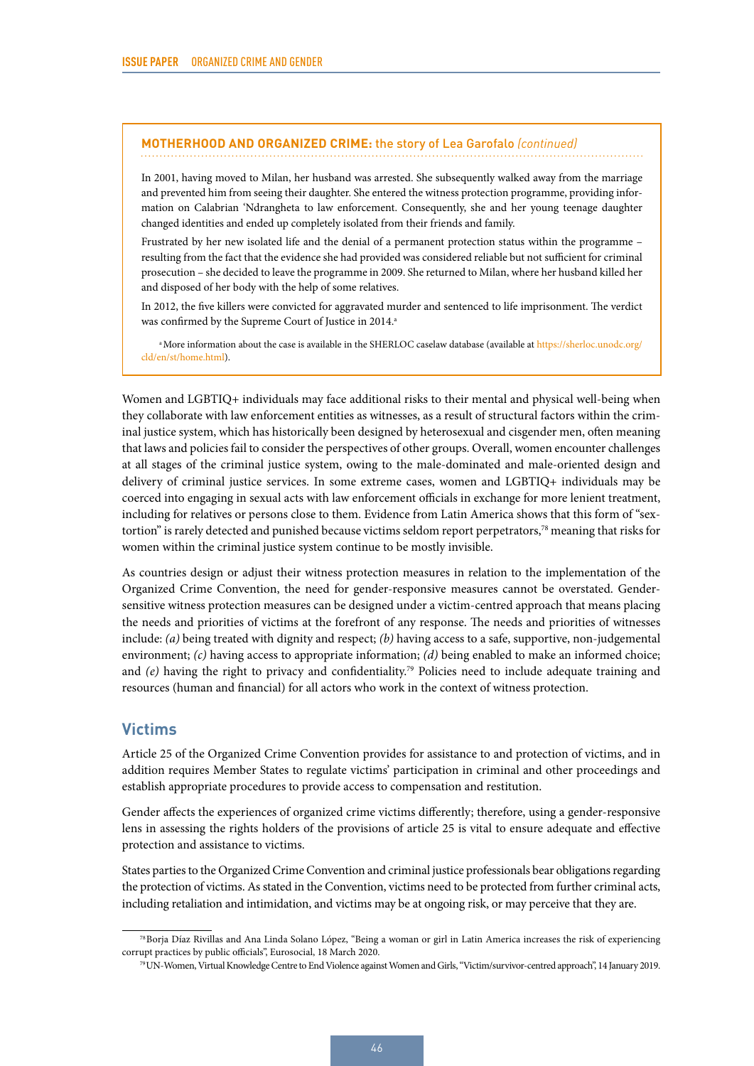**MOTHERHOOD AND ORGANIZED CRIME:** the story of Lea Garofalo *(continued)*

In 2001, having moved to Milan, her husband was arrested. She subsequently walked away from the marriage and prevented him from seeing their daughter. She entered the witness protection programme, providing information on Calabrian 'Ndrangheta to law enforcement. Consequently, she and her young teenage daughter changed identities and ended up completely isolated from their friends and family.

Frustrated by her new isolated life and the denial of a permanent protection status within the programme – resulting from the fact that the evidence she had provided was considered reliable but not sufficient for criminal prosecution – she decided to leave the programme in 2009. She returned to Milan, where her husband killed her and disposed of her body with the help of some relatives.

In 2012, the five killers were convicted for aggravated murder and sentenced to life imprisonment. The verdict was confirmed by the Supreme Court of Justice in 2014.[a]

[a] More information about the case is available in the SHERLOC caselaw database (available at https://sherloc.unodc.org/cld/en/st/home.html).

Women and LGBTIQ+ individuals may face additional risks to their mental and physical well-being when they collaborate with law enforcement entities as witnesses, as a result of structural factors within the criminal justice system, which has historically been designed by heterosexual and cisgender men, often meaning that laws and policies fail to consider the perspectives of other groups. Overall, women encounter challenges at all stages of the criminal justice system, owing to the male-dominated and male-oriented design and delivery of criminal justice services. In some extreme cases, women and LGBTIQ+ individuals may be coerced into engaging in sexual acts with law enforcement officials in exchange for more lenient treatment, including for relatives or persons close to them. Evidence from Latin America shows that this form of "sextortion" is rarely detected and punished because victims seldom report perpetrators,[78] meaning that risks for women within the criminal justice system continue to be mostly invisible.

As countries design or adjust their witness protection measures in relation to the implementation of the Organized Crime Convention, the need for gender-responsive measures cannot be overstated. Gender-sensitive witness protection measures can be designed under a victim-centred approach that means placing the needs and priorities of victims at the forefront of any response. The needs and priorities of witnesses include: *(a)* being treated with dignity and respect; *(b)* having access to a safe, supportive, non-judgemental environment; *(c)* having access to appropriate information; *(d)* being enabled to make an informed choice; and *(e)* having the right to privacy and confidentiality.[79] Policies need to include adequate training and resources (human and financial) for all actors who work in the context of witness protection.

## Victims

Article 25 of the Organized Crime Convention provides for assistance to and protection of victims, and in addition requires Member States to regulate victims' participation in criminal and other proceedings and establish appropriate procedures to provide access to compensation and restitution.

Gender affects the experiences of organized crime victims differently; therefore, using a gender-responsive lens in assessing the rights holders of the provisions of article 25 is vital to ensure adequate and effective protection and assistance to victims.

States parties to the Organized Crime Convention and criminal justice professionals bear obligations regarding the protection of victims. As stated in the Convention, victims need to be protected from further criminal acts, including retaliation and intimidation, and victims may be at ongoing risk, or may perceive that they are.

[78] Borja Díaz Rivillas and Ana Linda Solano López, "Being a woman or girl in Latin America increases the risk of experiencing corrupt practices by public officials", Eurosocial, 18 March 2020.

[79] UN-Women, Virtual Knowledge Centre to End Violence against Women and Girls, "Victim/survivor-centred approach", 14 January 2019.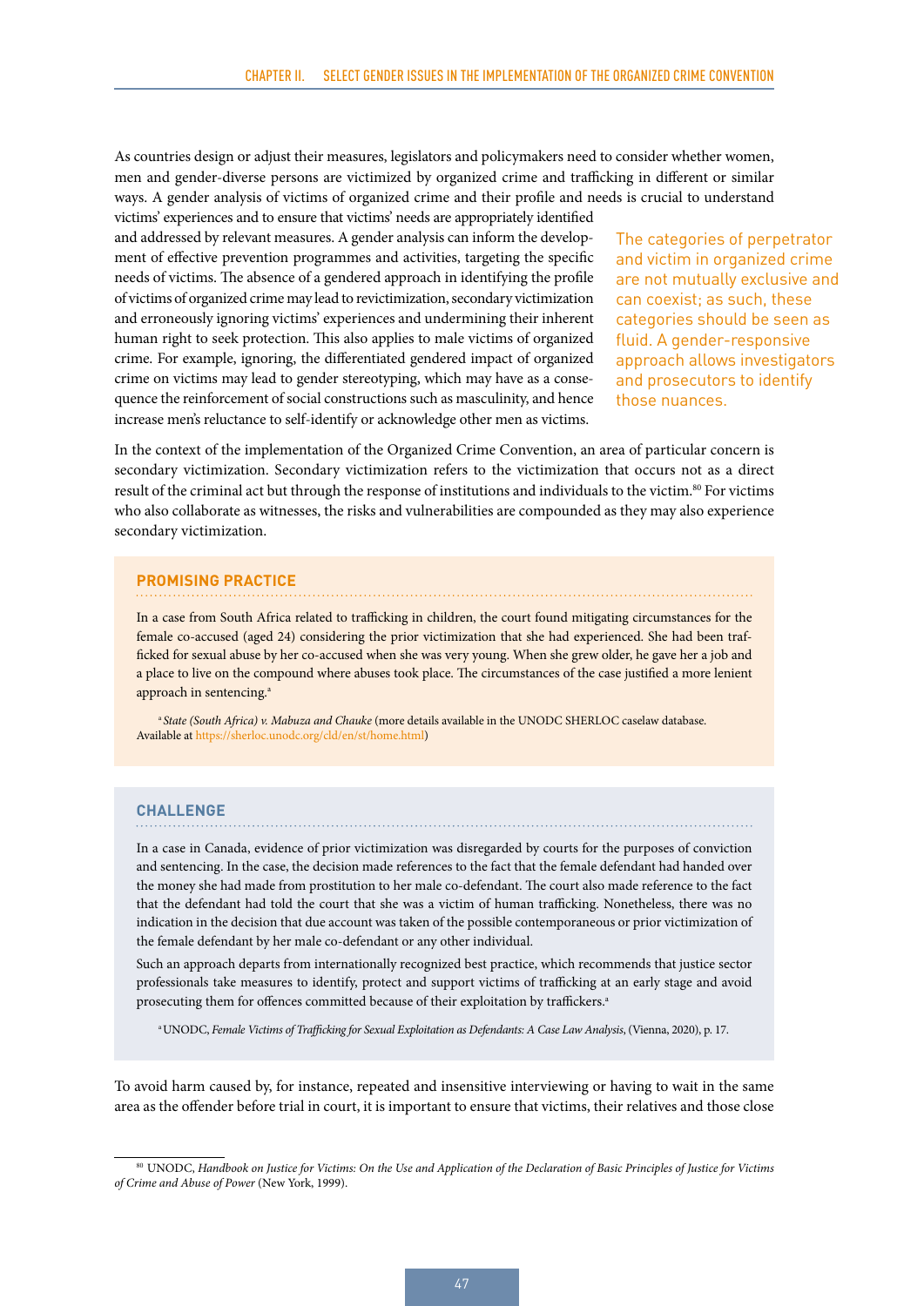As countries design or adjust their measures, legislators and policymakers need to consider whether women, men and gender-diverse persons are victimized by organized crime and trafficking in different or similar ways. A gender analysis of victims of organized crime and their profile and needs is crucial to understand victims' experiences and to ensure that victims' needs are appropriately identified and addressed by relevant measures. A gender analysis can inform the development of effective prevention programmes and activities, targeting the specific needs of victims. The absence of a gendered approach in identifying the profile of victims of organized crime may lead to revictimization, secondary victimization and erroneously ignoring victims' experiences and undermining their inherent human right to seek protection. This also applies to male victims of organized crime. For example, ignoring, the differentiated gendered impact of organized crime on victims may lead to gender stereotyping, which may have as a consequence the reinforcement of social constructions such as masculinity, and hence increase men's reluctance to self-identify or acknowledge other men as victims.

> The categories of perpetrator and victim in organized crime are not mutually exclusive and can coexist; as such, these categories should be seen as fluid. A gender-responsive approach allows investigators and prosecutors to identify those nuances.

In the context of the implementation of the Organized Crime Convention, an area of particular concern is secondary victimization. Secondary victimization refers to the victimization that occurs not as a direct result of the criminal act but through the response of institutions and individuals to the victim.[80] For victims who also collaborate as witnesses, the risks and vulnerabilities are compounded as they may also experience secondary victimization.

### PROMISING PRACTICE

In a case from South Africa related to trafficking in children, the court found mitigating circumstances for the female co-accused (aged 24) considering the prior victimization that she had experienced. She had been trafficked for sexual abuse by her co-accused when she was very young. When she grew older, he gave her a job and a place to live on the compound where abuses took place. The circumstances of the case justified a more lenient approach in sentencing.[a]

[a] *State (South Africa) v. Mabuza and Chauke* (more details available in the UNODC SHERLOC caselaw database. Available at https://sherloc.unodc.org/cld/en/st/home.html)

### CHALLENGE

In a case in Canada, evidence of prior victimization was disregarded by courts for the purposes of conviction and sentencing. In the case, the decision made references to the fact that the female defendant had handed over the money she had made from prostitution to her male co-defendant. The court also made reference to the fact that the defendant had told the court that she was a victim of human trafficking. Nonetheless, there was no indication in the decision that due account was taken of the possible contemporaneous or prior victimization of the female defendant by her male co-defendant or any other individual.

Such an approach departs from internationally recognized best practice, which recommends that justice sector professionals take measures to identify, protect and support victims of trafficking at an early stage and avoid prosecuting them for offences committed because of their exploitation by traffickers.[a]

[a] UNODC, *Female Victims of Trafficking for Sexual Exploitation as Defendants: A Case Law Analysis*, (Vienna, 2020), p. 17.

To avoid harm caused by, for instance, repeated and insensitive interviewing or having to wait in the same area as the offender before trial in court, it is important to ensure that victims, their relatives and those close

[80] UNODC, *Handbook on Justice for Victims: On the Use and Application of the Declaration of Basic Principles of Justice for Victims of Crime and Abuse of Power* (New York, 1999).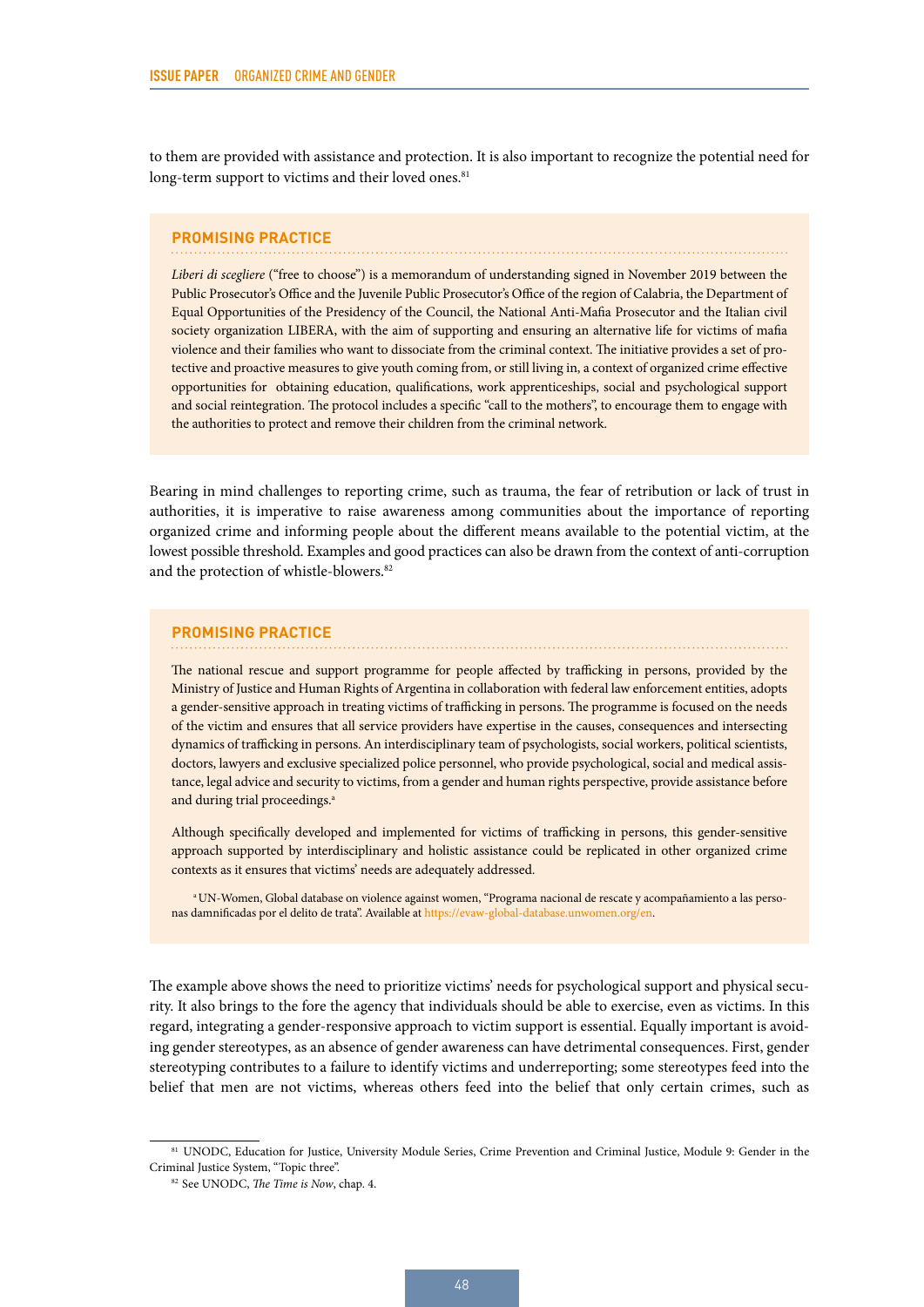to them are provided with assistance and protection. It is also important to recognize the potential need for long-term support to victims and their loved ones.[81]

> **PROMISING PRACTICE**
>
> *Liberi di scegliere* ("free to choose") is a memorandum of understanding signed in November 2019 between the Public Prosecutor's Office and the Juvenile Public Prosecutor's Office of the region of Calabria, the Department of Equal Opportunities of the Presidency of the Council, the National Anti-Mafia Prosecutor and the Italian civil society organization LIBERA, with the aim of supporting and ensuring an alternative life for victims of mafia violence and their families who want to dissociate from the criminal context. The initiative provides a set of protective and proactive measures to give youth coming from, or still living in, a context of organized crime effective opportunities for obtaining education, qualifications, work apprenticeships, social and psychological support and social reintegration. The protocol includes a specific "call to the mothers", to encourage them to engage with the authorities to protect and remove their children from the criminal network.

Bearing in mind challenges to reporting crime, such as trauma, the fear of retribution or lack of trust in authorities, it is imperative to raise awareness among communities about the importance of reporting organized crime and informing people about the different means available to the potential victim, at the lowest possible threshold. Examples and good practices can also be drawn from the context of anti-corruption and the protection of whistle-blowers.[82]

> **PROMISING PRACTICE**
>
> The national rescue and support programme for people affected by trafficking in persons, provided by the Ministry of Justice and Human Rights of Argentina in collaboration with federal law enforcement entities, adopts a gender-sensitive approach in treating victims of trafficking in persons. The programme is focused on the needs of the victim and ensures that all service providers have expertise in the causes, consequences and intersecting dynamics of trafficking in persons. An interdisciplinary team of psychologists, social workers, political scientists, doctors, lawyers and exclusive specialized police personnel, who provide psychological, social and medical assistance, legal advice and security to victims, from a gender and human rights perspective, provide assistance before and during trial proceedings.[a]
>
> Although specifically developed and implemented for victims of trafficking in persons, this gender-sensitive approach supported by interdisciplinary and holistic assistance could be replicated in other organized crime contexts as it ensures that victims' needs are adequately addressed.
>
> [a] UN-Women, Global database on violence against women, "Programa nacional de rescate y acompañamiento a las personas damnificadas por el delito de trata". Available at https://evaw-global-database.unwomen.org/en.

The example above shows the need to prioritize victims' needs for psychological support and physical security. It also brings to the fore the agency that individuals should be able to exercise, even as victims. In this regard, integrating a gender-responsive approach to victim support is essential. Equally important is avoiding gender stereotypes, as an absence of gender awareness can have detrimental consequences. First, gender stereotyping contributes to a failure to identify victims and underreporting; some stereotypes feed into the belief that men are not victims, whereas others feed into the belief that only certain crimes, such as

---

[81] UNODC, Education for Justice, University Module Series, Crime Prevention and Criminal Justice, Module 9: Gender in the Criminal Justice System, "Topic three".

[82] See UNODC, *The Time is Now*, chap. 4.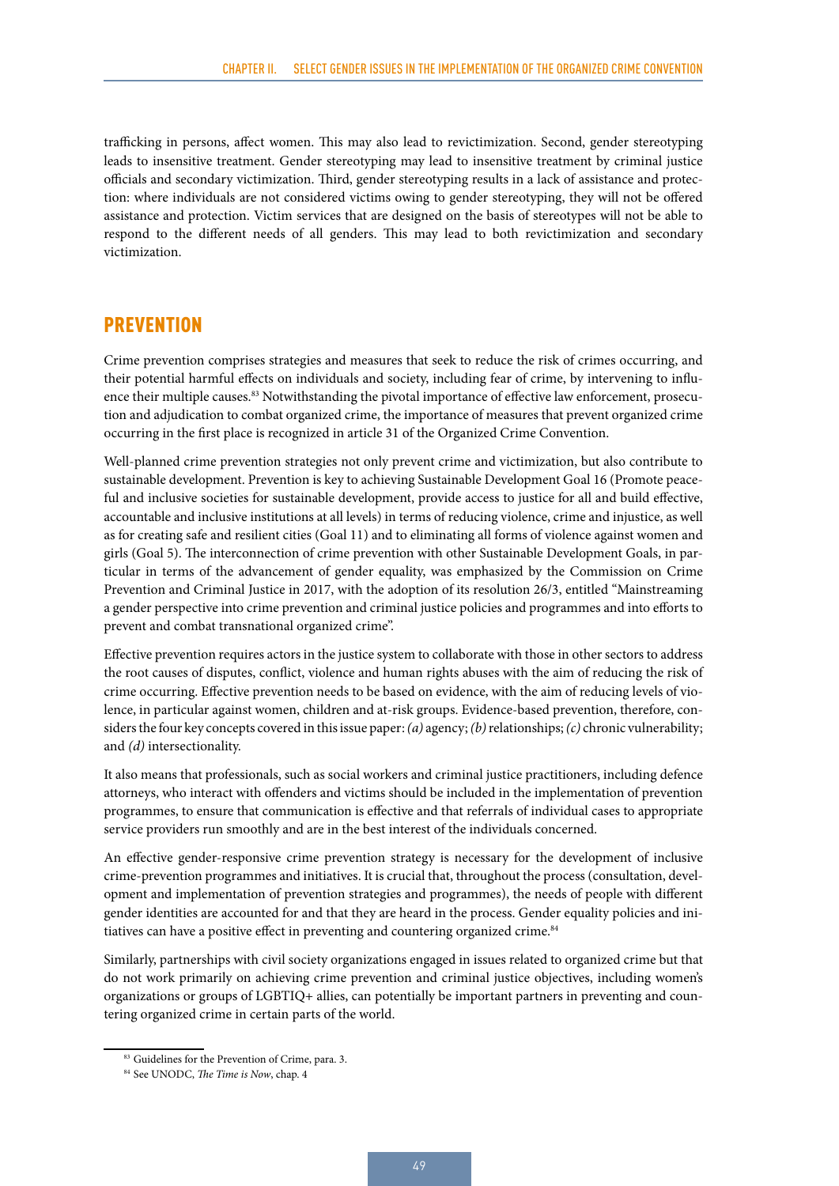trafficking in persons, affect women. This may also lead to revictimization. Second, gender stereotyping leads to insensitive treatment. Gender stereotyping may lead to insensitive treatment by criminal justice officials and secondary victimization. Third, gender stereotyping results in a lack of assistance and protection: where individuals are not considered victims owing to gender stereotyping, they will not be offered assistance and protection. Victim services that are designed on the basis of stereotypes will not be able to respond to the different needs of all genders. This may lead to both revictimization and secondary victimization.

## PREVENTION

Crime prevention comprises strategies and measures that seek to reduce the risk of crimes occurring, and their potential harmful effects on individuals and society, including fear of crime, by intervening to influence their multiple causes.[83] Notwithstanding the pivotal importance of effective law enforcement, prosecution and adjudication to combat organized crime, the importance of measures that prevent organized crime occurring in the first place is recognized in article 31 of the Organized Crime Convention.

Well-planned crime prevention strategies not only prevent crime and victimization, but also contribute to sustainable development. Prevention is key to achieving Sustainable Development Goal 16 (Promote peaceful and inclusive societies for sustainable development, provide access to justice for all and build effective, accountable and inclusive institutions at all levels) in terms of reducing violence, crime and injustice, as well as for creating safe and resilient cities (Goal 11) and to eliminating all forms of violence against women and girls (Goal 5). The interconnection of crime prevention with other Sustainable Development Goals, in particular in terms of the advancement of gender equality, was emphasized by the Commission on Crime Prevention and Criminal Justice in 2017, with the adoption of its resolution 26/3, entitled "Mainstreaming a gender perspective into crime prevention and criminal justice policies and programmes and into efforts to prevent and combat transnational organized crime".

Effective prevention requires actors in the justice system to collaborate with those in other sectors to address the root causes of disputes, conflict, violence and human rights abuses with the aim of reducing the risk of crime occurring. Effective prevention needs to be based on evidence, with the aim of reducing levels of violence, in particular against women, children and at-risk groups. Evidence-based prevention, therefore, considers the four key concepts covered in this issue paper: *(a)* agency; *(b)* relationships; *(c)* chronic vulnerability; and *(d)* intersectionality.

It also means that professionals, such as social workers and criminal justice practitioners, including defence attorneys, who interact with offenders and victims should be included in the implementation of prevention programmes, to ensure that communication is effective and that referrals of individual cases to appropriate service providers run smoothly and are in the best interest of the individuals concerned.

An effective gender-responsive crime prevention strategy is necessary for the development of inclusive crime-prevention programmes and initiatives. It is crucial that, throughout the process (consultation, development and implementation of prevention strategies and programmes), the needs of people with different gender identities are accounted for and that they are heard in the process. Gender equality policies and initiatives can have a positive effect in preventing and countering organized crime.[84]

Similarly, partnerships with civil society organizations engaged in issues related to organized crime but that do not work primarily on achieving crime prevention and criminal justice objectives, including women's organizations or groups of LGBTIQ+ allies, can potentially be important partners in preventing and countering organized crime in certain parts of the world.

[83] Guidelines for the Prevention of Crime, para. 3.

[84] See UNODC, *The Time is Now*, chap. 4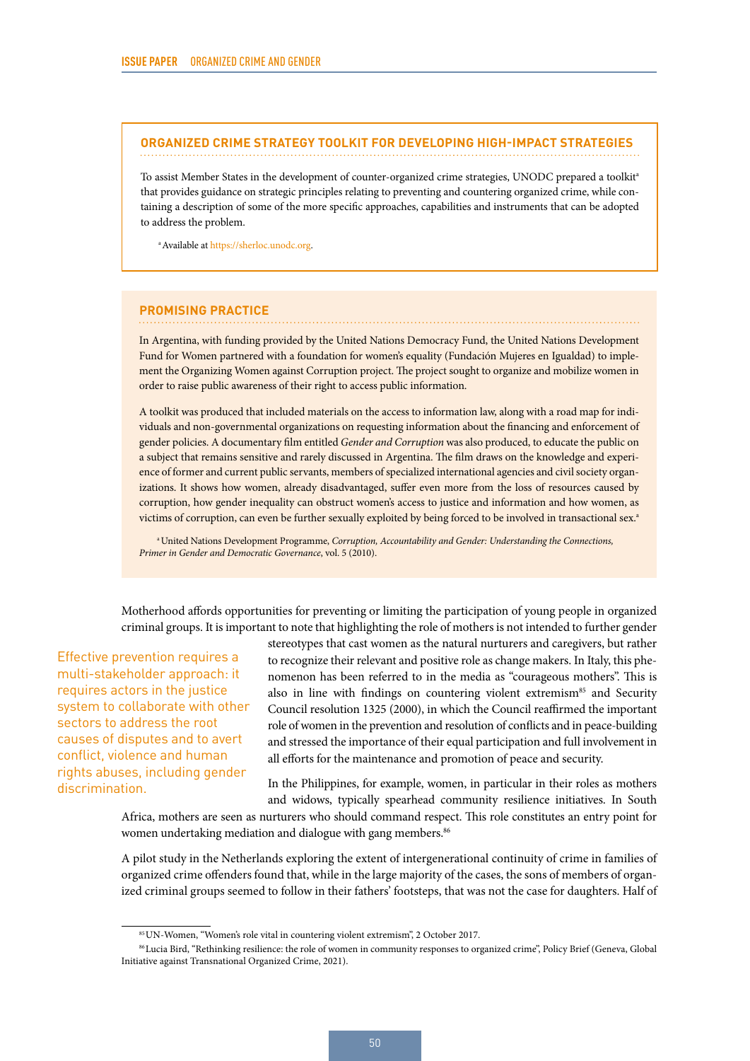## ORGANIZED CRIME STRATEGY TOOLKIT FOR DEVELOPING HIGH-IMPACT STRATEGIES

To assist Member States in the development of counter-organized crime strategies, UNODC prepared a toolkit[a] that provides guidance on strategic principles relating to preventing and countering organized crime, while containing a description of some of the more specific approaches, capabilities and instruments that can be adopted to address the problem.

[a] Available at https://sherloc.unodc.org.

## PROMISING PRACTICE

In Argentina, with funding provided by the United Nations Democracy Fund, the United Nations Development Fund for Women partnered with a foundation for women's equality (Fundación Mujeres en Igualdad) to implement the Organizing Women against Corruption project. The project sought to organize and mobilize women in order to raise public awareness of their right to access public information.

A toolkit was produced that included materials on the access to information law, along with a road map for individuals and non-governmental organizations on requesting information about the financing and enforcement of gender policies. A documentary film entitled *Gender and Corruption* was also produced, to educate the public on a subject that remains sensitive and rarely discussed in Argentina. The film draws on the knowledge and experience of former and current public servants, members of specialized international agencies and civil society organizations. It shows how women, already disadvantaged, suffer even more from the loss of resources caused by corruption, how gender inequality can obstruct women's access to justice and information and how women, as victims of corruption, can even be further sexually exploited by being forced to be involved in transactional sex.[a]

[a] United Nations Development Programme, *Corruption, Accountability and Gender: Understanding the Connections, Primer in Gender and Democratic Governance*, vol. 5 (2010).

Motherhood affords opportunities for preventing or limiting the participation of young people in organized criminal groups. It is important to note that highlighting the role of mothers is not intended to further gender stereotypes that cast women as the natural nurturers and caregivers, but rather to recognize their relevant and positive role as change makers. In Italy, this phenomenon has been referred to in the media as "courageous mothers". This is also in line with findings on countering violent extremism[85] and Security Council resolution 1325 (2000), in which the Council reaffirmed the important role of women in the prevention and resolution of conflicts and in peace-building and stressed the importance of their equal participation and full involvement in all efforts for the maintenance and promotion of peace and security.

> Effective prevention requires a multi-stakeholder approach: it requires actors in the justice system to collaborate with other sectors to address the root causes of disputes and to avert conflict, violence and human rights abuses, including gender discrimination.

In the Philippines, for example, women, in particular in their roles as mothers and widows, typically spearhead community resilience initiatives. In South Africa, mothers are seen as nurturers who should command respect. This role constitutes an entry point for women undertaking mediation and dialogue with gang members.[86]

A pilot study in the Netherlands exploring the extent of intergenerational continuity of crime in families of organized crime offenders found that, while in the large majority of the cases, the sons of members of organized criminal groups seemed to follow in their fathers' footsteps, that was not the case for daughters. Half of

[85] UN-Women, "Women's role vital in countering violent extremism", 2 October 2017.

[86] Lucia Bird, "Rethinking resilience: the role of women in community responses to organized crime", Policy Brief (Geneva, Global Initiative against Transnational Organized Crime, 2021).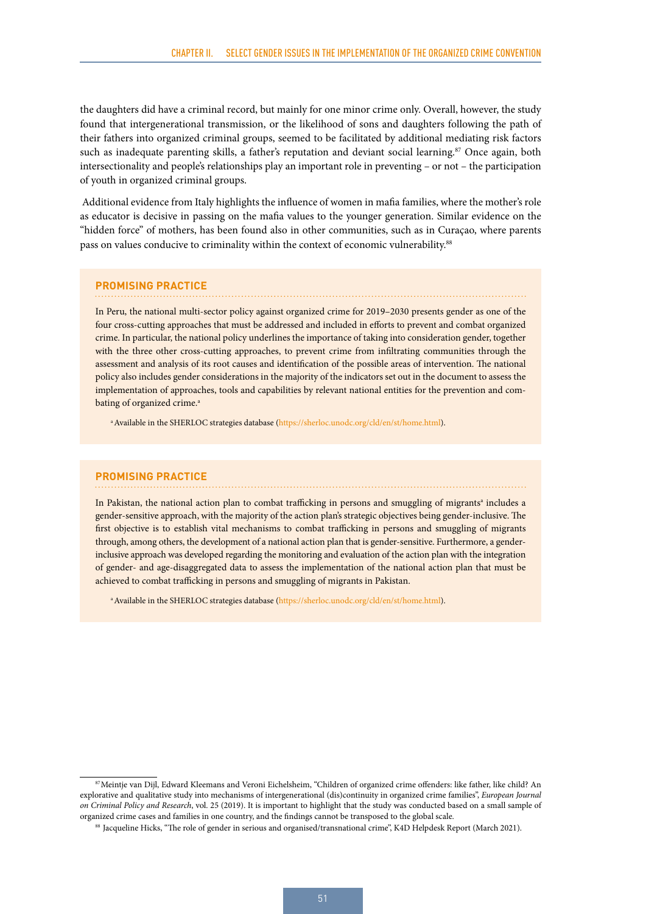the daughters did have a criminal record, but mainly for one minor crime only. Overall, however, the study found that intergenerational transmission, or the likelihood of sons and daughters following the path of their fathers into organized criminal groups, seemed to be facilitated by additional mediating risk factors such as inadequate parenting skills, a father's reputation and deviant social learning.[87] Once again, both intersectionality and people's relationships play an important role in preventing – or not – the participation of youth in organized criminal groups.

Additional evidence from Italy highlights the influence of women in mafia families, where the mother's role as educator is decisive in passing on the mafia values to the younger generation. Similar evidence on the "hidden force" of mothers, has been found also in other communities, such as in Curaçao, where parents pass on values conducive to criminality within the context of economic vulnerability.[88]

### PROMISING PRACTICE

In Peru, the national multi-sector policy against organized crime for 2019–2030 presents gender as one of the four cross-cutting approaches that must be addressed and included in efforts to prevent and combat organized crime. In particular, the national policy underlines the importance of taking into consideration gender, together with the three other cross-cutting approaches, to prevent crime from infiltrating communities through the assessment and analysis of its root causes and identification of the possible areas of intervention. The national policy also includes gender considerations in the majority of the indicators set out in the document to assess the implementation of approaches, tools and capabilities by relevant national entities for the prevention and combating of organized crime.[a]

[a] Available in the SHERLOC strategies database (https://sherloc.unodc.org/cld/en/st/home.html).

### PROMISING PRACTICE

In Pakistan, the national action plan to combat trafficking in persons and smuggling of migrants[a] includes a gender-sensitive approach, with the majority of the action plan's strategic objectives being gender-inclusive. The first objective is to establish vital mechanisms to combat trafficking in persons and smuggling of migrants through, among others, the development of a national action plan that is gender-sensitive. Furthermore, a gender-inclusive approach was developed regarding the monitoring and evaluation of the action plan with the integration of gender- and age-disaggregated data to assess the implementation of the national action plan that must be achieved to combat trafficking in persons and smuggling of migrants in Pakistan.

[a] Available in the SHERLOC strategies database (https://sherloc.unodc.org/cld/en/st/home.html).

---

[87] Meintje van Dijl, Edward Kleemans and Veroni Eichelsheim, "Children of organized crime offenders: like father, like child? An explorative and qualitative study into mechanisms of intergenerational (dis)continuity in organized crime families", *European Journal on Criminal Policy and Research*, vol. 25 (2019). It is important to highlight that the study was conducted based on a small sample of organized crime cases and families in one country, and the findings cannot be transposed to the global scale.

[88] Jacqueline Hicks, "The role of gender in serious and organised/transnational crime", K4D Helpdesk Report (March 2021).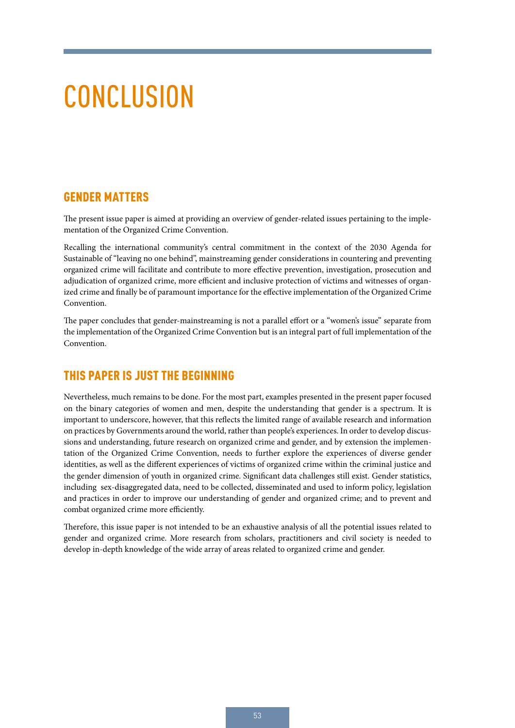# CONCLUSION

## GENDER MATTERS

The present issue paper is aimed at providing an overview of gender-related issues pertaining to the implementation of the Organized Crime Convention.

Recalling the international community's central commitment in the context of the 2030 Agenda for Sustainable of "leaving no one behind", mainstreaming gender considerations in countering and preventing organized crime will facilitate and contribute to more effective prevention, investigation, prosecution and adjudication of organized crime, more efficient and inclusive protection of victims and witnesses of organized crime and finally be of paramount importance for the effective implementation of the Organized Crime Convention.

The paper concludes that gender-mainstreaming is not a parallel effort or a "women's issue" separate from the implementation of the Organized Crime Convention but is an integral part of full implementation of the Convention.

## THIS PAPER IS JUST THE BEGINNING

Nevertheless, much remains to be done. For the most part, examples presented in the present paper focused on the binary categories of women and men, despite the understanding that gender is a spectrum. It is important to underscore, however, that this reflects the limited range of available research and information on practices by Governments around the world, rather than people's experiences. In order to develop discussions and understanding, future research on organized crime and gender, and by extension the implementation of the Organized Crime Convention, needs to further explore the experiences of diverse gender identities, as well as the different experiences of victims of organized crime within the criminal justice and the gender dimension of youth in organized crime. Significant data challenges still exist. Gender statistics, including sex-disaggregated data, need to be collected, disseminated and used to inform policy, legislation and practices in order to improve our understanding of gender and organized crime; and to prevent and combat organized crime more efficiently.

Therefore, this issue paper is not intended to be an exhaustive analysis of all the potential issues related to gender and organized crime. More research from scholars, practitioners and civil society is needed to develop in-depth knowledge of the wide array of areas related to organized crime and gender.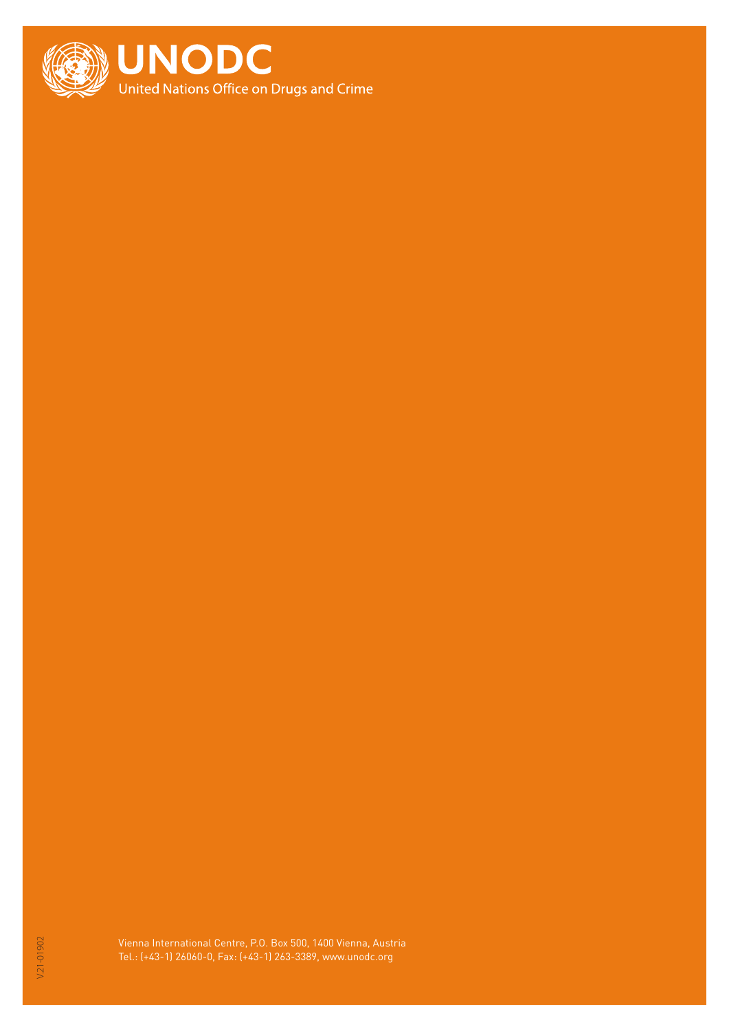**UNODC**
United Nations Office on Drugs and Crime

Vienna International Centre, P.O. Box 500, 1400 Vienna, Austria
Tel.: (+43-1) 26060-0, Fax: (+43-1) 263-3389, www.unodc.org

V.21-01902